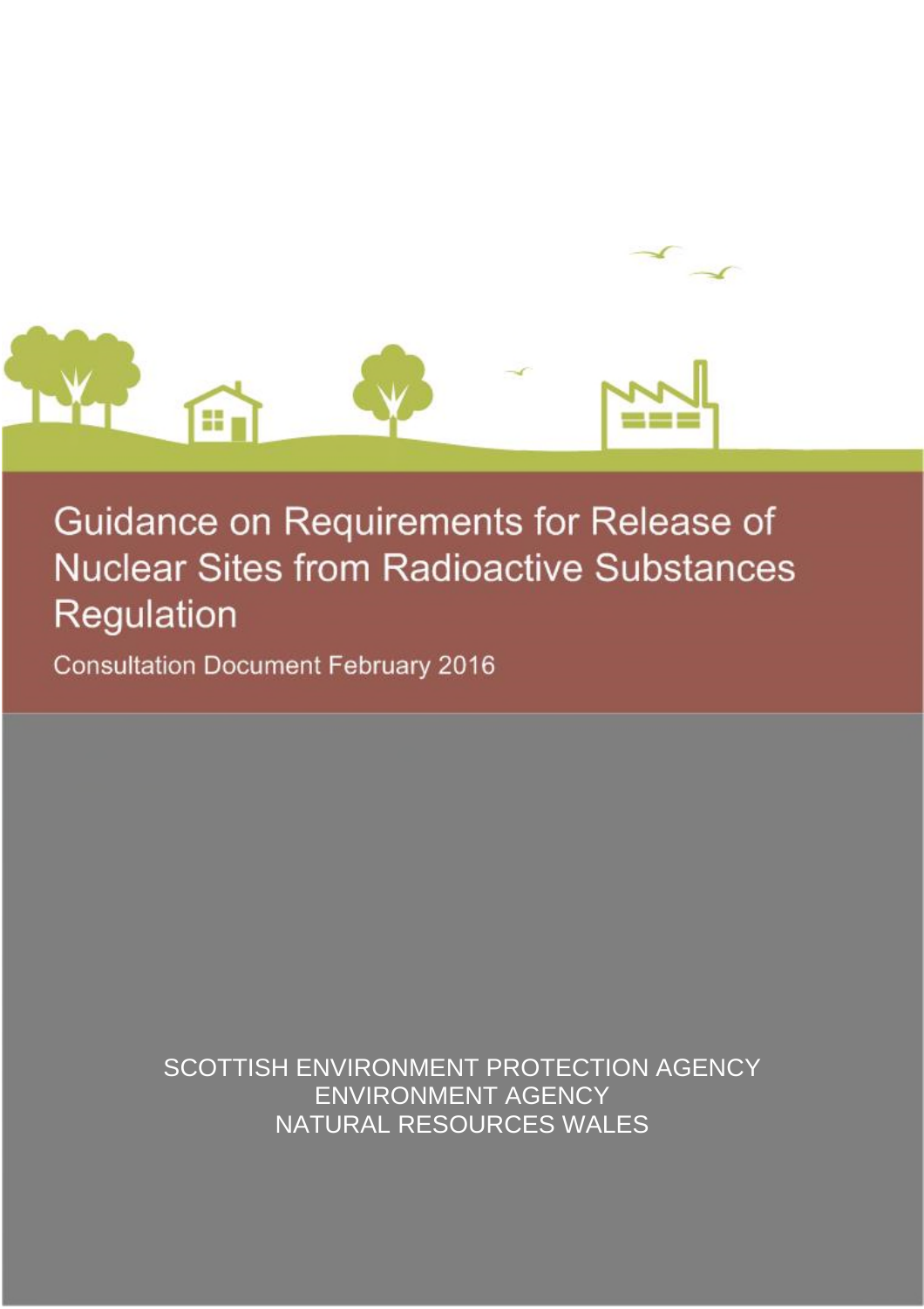# Guidance on Requirements for Release of Nuclear Sites from Radioactive Substances Regulation

Consultation Document February 2016

SCOTTISH ENVIRONMENT PROTECTION AGENCY
ENVIRONMENT AGENCY
NATURAL RESOURCES WALES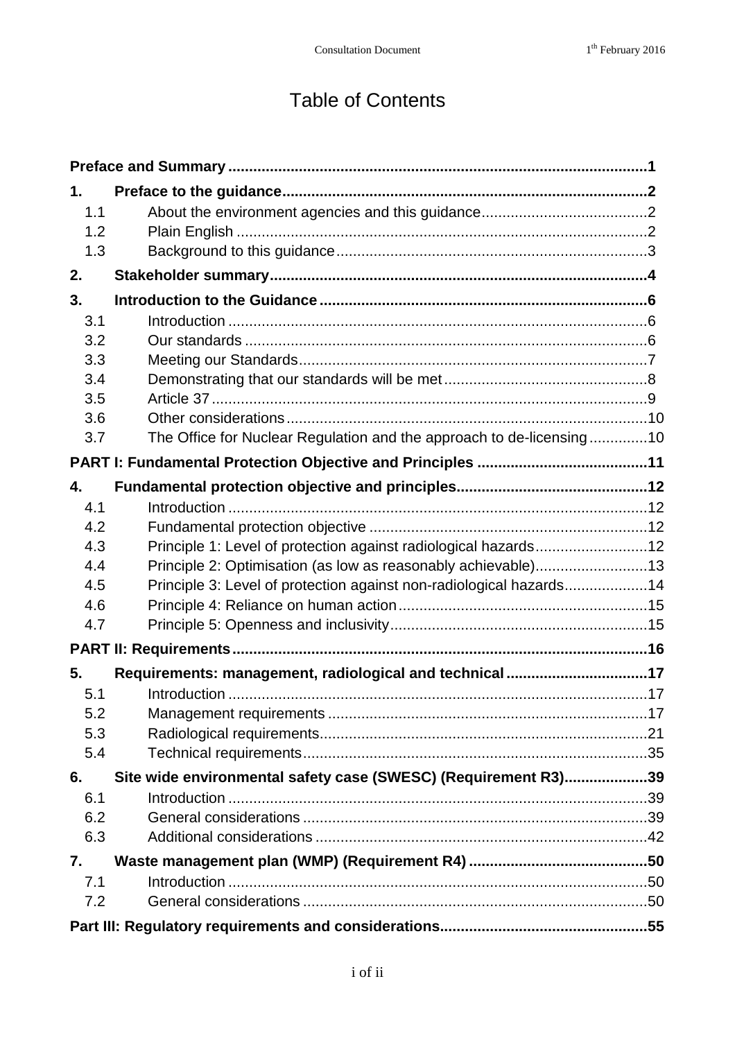# Table of Contents

**Preface and Summary** .......... **1**

**1. Preface to the guidance** .......... **2**

- 1.1 About the environment agencies and this guidance .......... 2
- 1.2 Plain English .......... 2
- 1.3 Background to this guidance .......... 3

**2. Stakeholder summary** .......... **4**

**3. Introduction to the Guidance** .......... **6**

- 3.1 Introduction .......... 6
- 3.2 Our standards .......... 6
- 3.3 Meeting our Standards .......... 7
- 3.4 Demonstrating that our standards will be met .......... 8
- 3.5 Article 37 .......... 9
- 3.6 Other considerations .......... 10
- 3.7 The Office for Nuclear Regulation and the approach to de-licensing .......... 10

**PART I: Fundamental Protection Objective and Principles** .......... **11**

**4. Fundamental protection objective and principles** .......... **12**

- 4.1 Introduction .......... 12
- 4.2 Fundamental protection objective .......... 12
- 4.3 Principle 1: Level of protection against radiological hazards .......... 12
- 4.4 Principle 2: Optimisation (as low as reasonably achievable) .......... 13
- 4.5 Principle 3: Level of protection against non-radiological hazards .......... 14
- 4.6 Principle 4: Reliance on human action .......... 15
- 4.7 Principle 5: Openness and inclusivity .......... 15

**PART II: Requirements** .......... **16**

**5. Requirements: management, radiological and technical** .......... **17**

- 5.1 Introduction .......... 17
- 5.2 Management requirements .......... 17
- 5.3 Radiological requirements .......... 21
- 5.4 Technical requirements .......... 35

**6. Site wide environmental safety case (SWESC) (Requirement R3)** .......... **39**

- 6.1 Introduction .......... 39
- 6.2 General considerations .......... 39
- 6.3 Additional considerations .......... 42

**7. Waste management plan (WMP) (Requirement R4)** .......... **50**

- 7.1 Introduction .......... 50
- 7.2 General considerations .......... 50

**Part III: Regulatory requirements and considerations** .......... **55**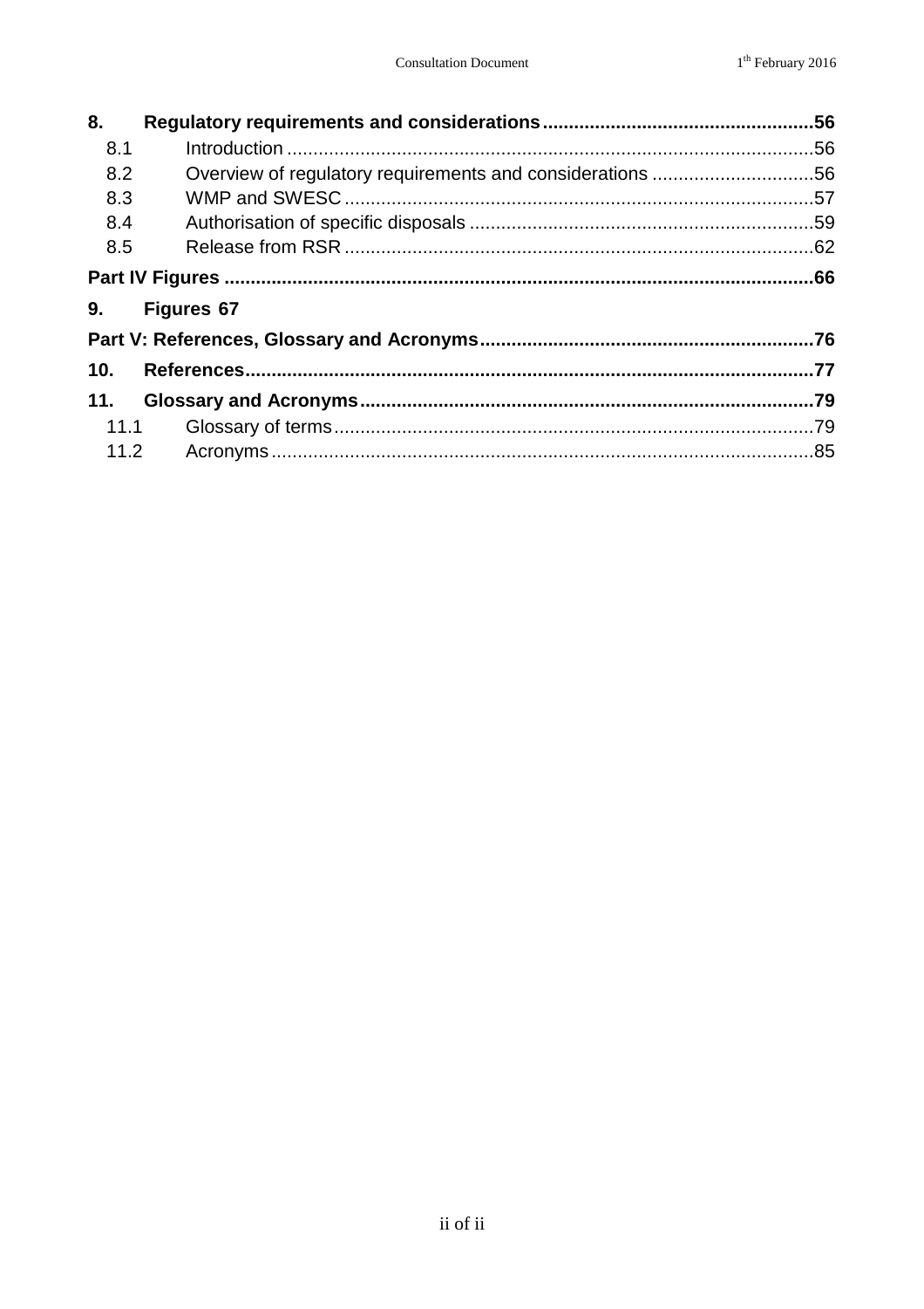**8. Regulatory requirements and considerations ... 56**

- 8.1 Introduction ... 56
- 8.2 Overview of regulatory requirements and considerations ... 56
- 8.3 WMP and SWESC ... 57
- 8.4 Authorisation of specific disposals ... 59
- 8.5 Release from RSR ... 62

**Part IV Figures ... 66**

**9. Figures 67**

**Part V: References, Glossary and Acronyms ... 76**

**10. References ... 77**

**11. Glossary and Acronyms ... 79**

- 11.1 Glossary of terms ... 79
- 11.2 Acronyms ... 85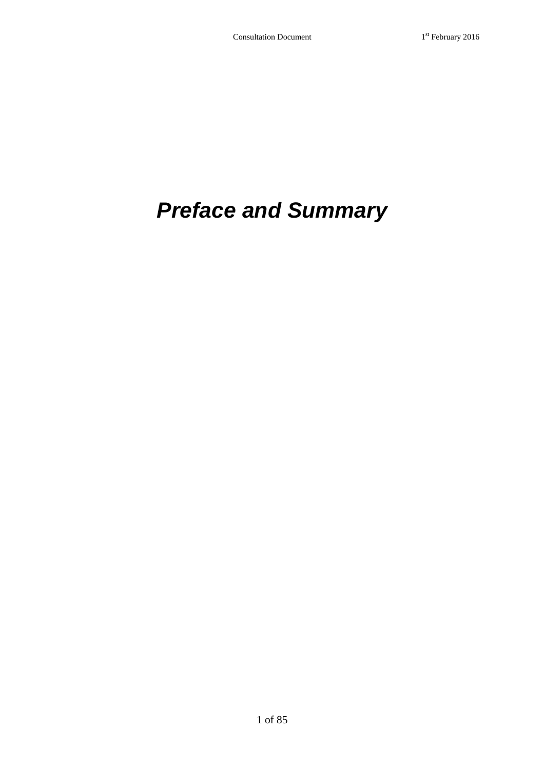# ***Preface and Summary***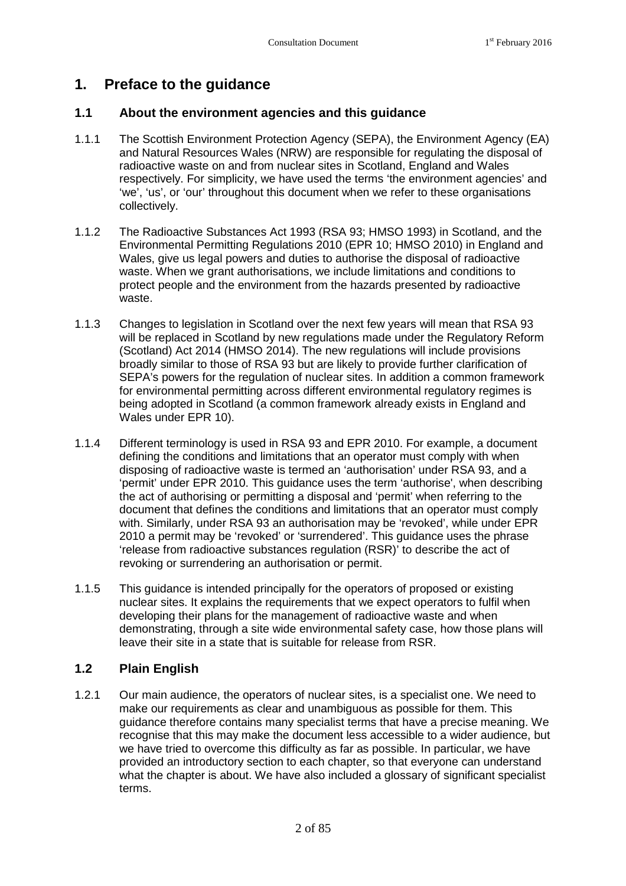# 1. Preface to the guidance

## 1.1 About the environment agencies and this guidance

1.1.1 The Scottish Environment Protection Agency (SEPA), the Environment Agency (EA) and Natural Resources Wales (NRW) are responsible for regulating the disposal of radioactive waste on and from nuclear sites in Scotland, England and Wales respectively. For simplicity, we have used the terms 'the environment agencies' and 'we', 'us', or 'our' throughout this document when we refer to these organisations collectively.

1.1.2 The Radioactive Substances Act 1993 (RSA 93; HMSO 1993) in Scotland, and the Environmental Permitting Regulations 2010 (EPR 10; HMSO 2010) in England and Wales, give us legal powers and duties to authorise the disposal of radioactive waste. When we grant authorisations, we include limitations and conditions to protect people and the environment from the hazards presented by radioactive waste.

1.1.3 Changes to legislation in Scotland over the next few years will mean that RSA 93 will be replaced in Scotland by new regulations made under the Regulatory Reform (Scotland) Act 2014 (HMSO 2014). The new regulations will include provisions broadly similar to those of RSA 93 but are likely to provide further clarification of SEPA's powers for the regulation of nuclear sites. In addition a common framework for environmental permitting across different environmental regulatory regimes is being adopted in Scotland (a common framework already exists in England and Wales under EPR 10).

1.1.4 Different terminology is used in RSA 93 and EPR 2010. For example, a document defining the conditions and limitations that an operator must comply with when disposing of radioactive waste is termed an 'authorisation' under RSA 93, and a 'permit' under EPR 2010. This guidance uses the term 'authorise', when describing the act of authorising or permitting a disposal and 'permit' when referring to the document that defines the conditions and limitations that an operator must comply with. Similarly, under RSA 93 an authorisation may be 'revoked', while under EPR 2010 a permit may be 'revoked' or 'surrendered'. This guidance uses the phrase 'release from radioactive substances regulation (RSR)' to describe the act of revoking or surrendering an authorisation or permit.

1.1.5 This guidance is intended principally for the operators of proposed or existing nuclear sites. It explains the requirements that we expect operators to fulfil when developing their plans for the management of radioactive waste and when demonstrating, through a site wide environmental safety case, how those plans will leave their site in a state that is suitable for release from RSR.

## 1.2 Plain English

1.2.1 Our main audience, the operators of nuclear sites, is a specialist one. We need to make our requirements as clear and unambiguous as possible for them. This guidance therefore contains many specialist terms that have a precise meaning. We recognise that this may make the document less accessible to a wider audience, but we have tried to overcome this difficulty as far as possible. In particular, we have provided an introductory section to each chapter, so that everyone can understand what the chapter is about. We have also included a glossary of significant specialist terms.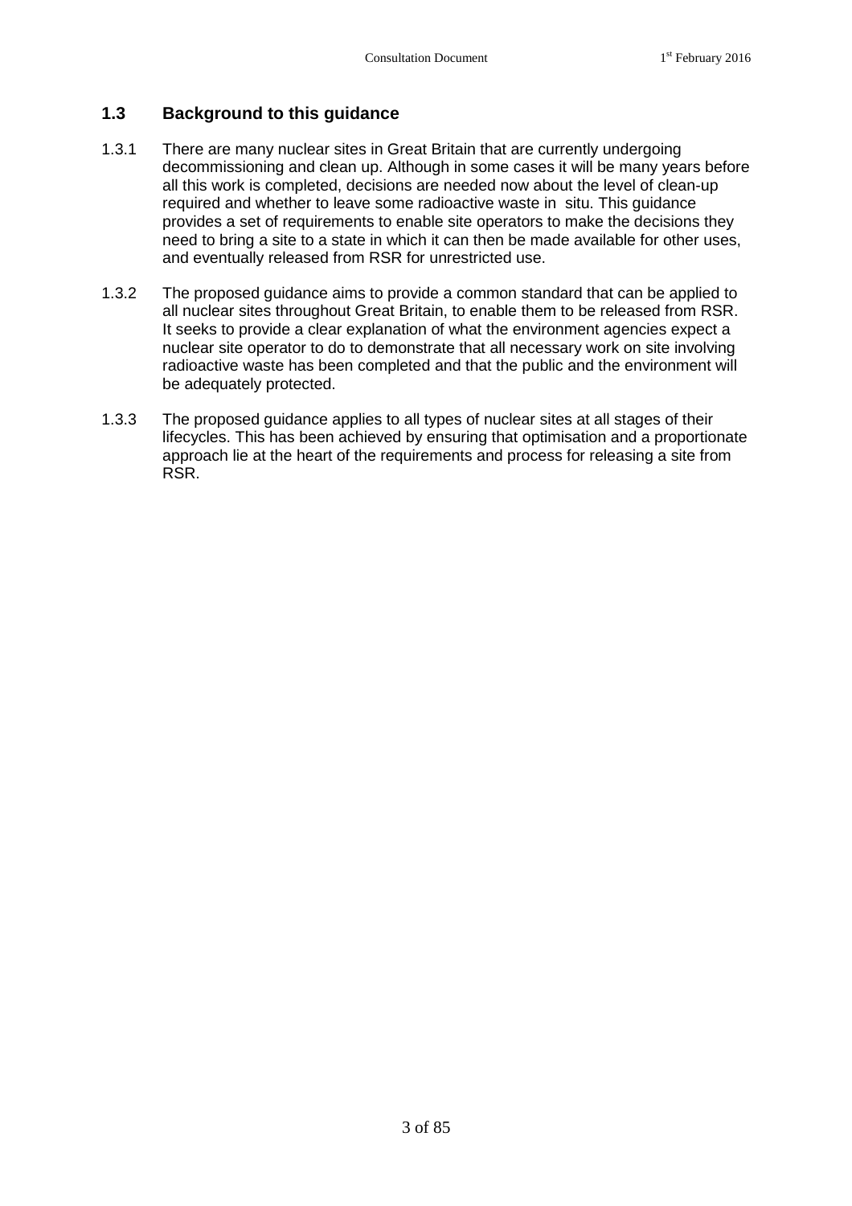## 1.3 Background to this guidance

1.3.1 There are many nuclear sites in Great Britain that are currently undergoing decommissioning and clean up. Although in some cases it will be many years before all this work is completed, decisions are needed now about the level of clean-up required and whether to leave some radioactive waste in situ. This guidance provides a set of requirements to enable site operators to make the decisions they need to bring a site to a state in which it can then be made available for other uses, and eventually released from RSR for unrestricted use.

1.3.2 The proposed guidance aims to provide a common standard that can be applied to all nuclear sites throughout Great Britain, to enable them to be released from RSR. It seeks to provide a clear explanation of what the environment agencies expect a nuclear site operator to do to demonstrate that all necessary work on site involving radioactive waste has been completed and that the public and the environment will be adequately protected.

1.3.3 The proposed guidance applies to all types of nuclear sites at all stages of their lifecycles. This has been achieved by ensuring that optimisation and a proportionate approach lie at the heart of the requirements and process for releasing a site from RSR.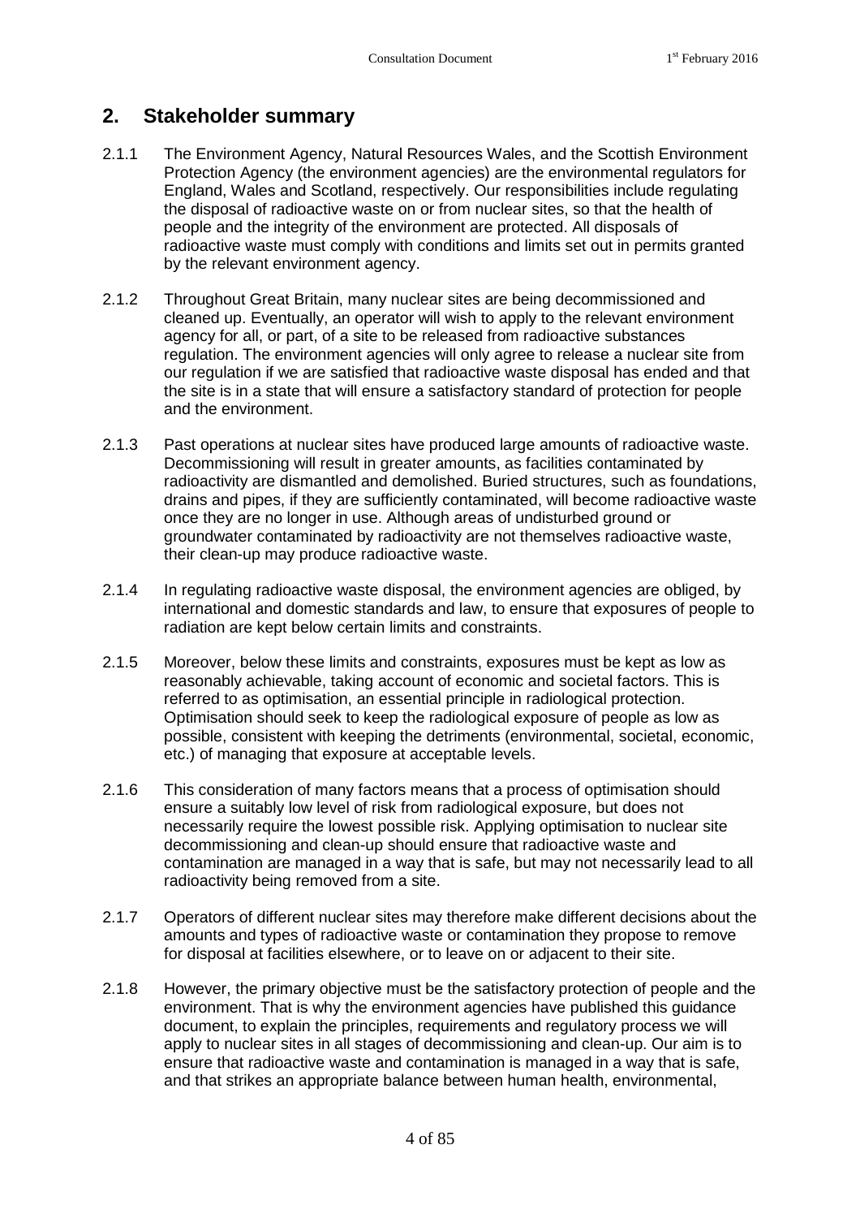## 2. Stakeholder summary

2.1.1 The Environment Agency, Natural Resources Wales, and the Scottish Environment Protection Agency (the environment agencies) are the environmental regulators for England, Wales and Scotland, respectively. Our responsibilities include regulating the disposal of radioactive waste on or from nuclear sites, so that the health of people and the integrity of the environment are protected. All disposals of radioactive waste must comply with conditions and limits set out in permits granted by the relevant environment agency.

2.1.2 Throughout Great Britain, many nuclear sites are being decommissioned and cleaned up. Eventually, an operator will wish to apply to the relevant environment agency for all, or part, of a site to be released from radioactive substances regulation. The environment agencies will only agree to release a nuclear site from our regulation if we are satisfied that radioactive waste disposal has ended and that the site is in a state that will ensure a satisfactory standard of protection for people and the environment.

2.1.3 Past operations at nuclear sites have produced large amounts of radioactive waste. Decommissioning will result in greater amounts, as facilities contaminated by radioactivity are dismantled and demolished. Buried structures, such as foundations, drains and pipes, if they are sufficiently contaminated, will become radioactive waste once they are no longer in use. Although areas of undisturbed ground or groundwater contaminated by radioactivity are not themselves radioactive waste, their clean-up may produce radioactive waste.

2.1.4 In regulating radioactive waste disposal, the environment agencies are obliged, by international and domestic standards and law, to ensure that exposures of people to radiation are kept below certain limits and constraints.

2.1.5 Moreover, below these limits and constraints, exposures must be kept as low as reasonably achievable, taking account of economic and societal factors. This is referred to as optimisation, an essential principle in radiological protection. Optimisation should seek to keep the radiological exposure of people as low as possible, consistent with keeping the detriments (environmental, societal, economic, etc.) of managing that exposure at acceptable levels.

2.1.6 This consideration of many factors means that a process of optimisation should ensure a suitably low level of risk from radiological exposure, but does not necessarily require the lowest possible risk. Applying optimisation to nuclear site decommissioning and clean-up should ensure that radioactive waste and contamination are managed in a way that is safe, but may not necessarily lead to all radioactivity being removed from a site.

2.1.7 Operators of different nuclear sites may therefore make different decisions about the amounts and types of radioactive waste or contamination they propose to remove for disposal at facilities elsewhere, or to leave on or adjacent to their site.

2.1.8 However, the primary objective must be the satisfactory protection of people and the environment. That is why the environment agencies have published this guidance document, to explain the principles, requirements and regulatory process we will apply to nuclear sites in all stages of decommissioning and clean-up. Our aim is to ensure that radioactive waste and contamination is managed in a way that is safe, and that strikes an appropriate balance between human health, environmental,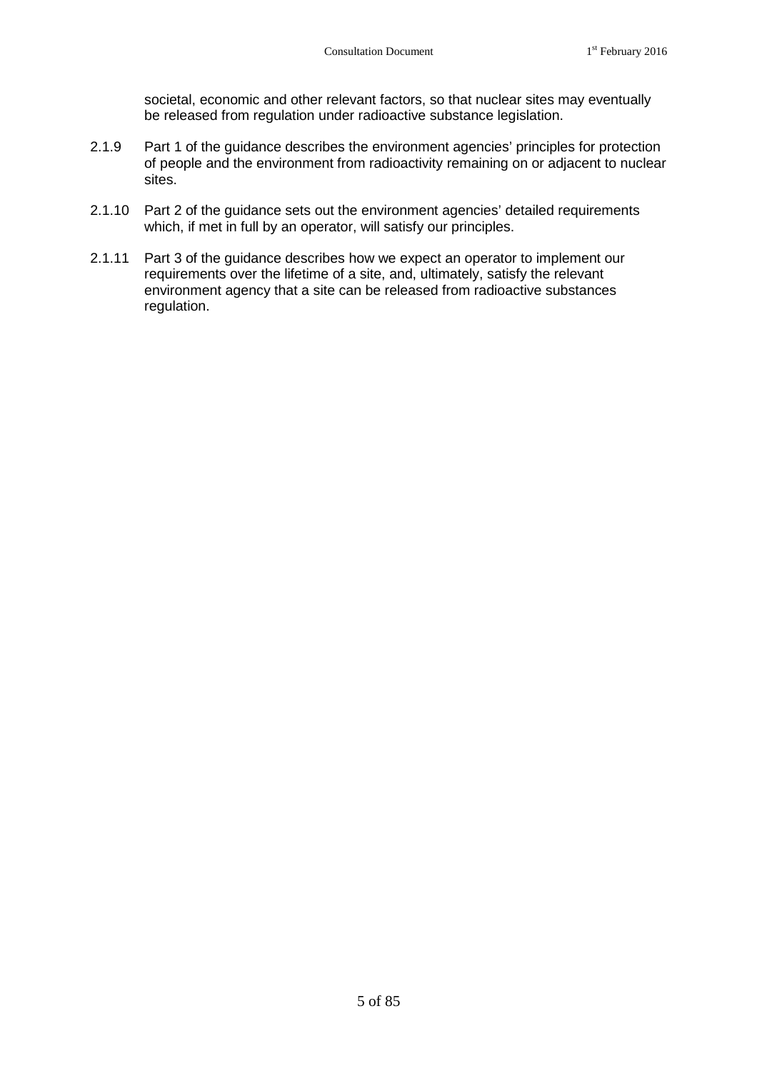societal, economic and other relevant factors, so that nuclear sites may eventually be released from regulation under radioactive substance legislation.

2.1.9 Part 1 of the guidance describes the environment agencies' principles for protection of people and the environment from radioactivity remaining on or adjacent to nuclear sites.

2.1.10 Part 2 of the guidance sets out the environment agencies' detailed requirements which, if met in full by an operator, will satisfy our principles.

2.1.11 Part 3 of the guidance describes how we expect an operator to implement our requirements over the lifetime of a site, and, ultimately, satisfy the relevant environment agency that a site can be released from radioactive substances regulation.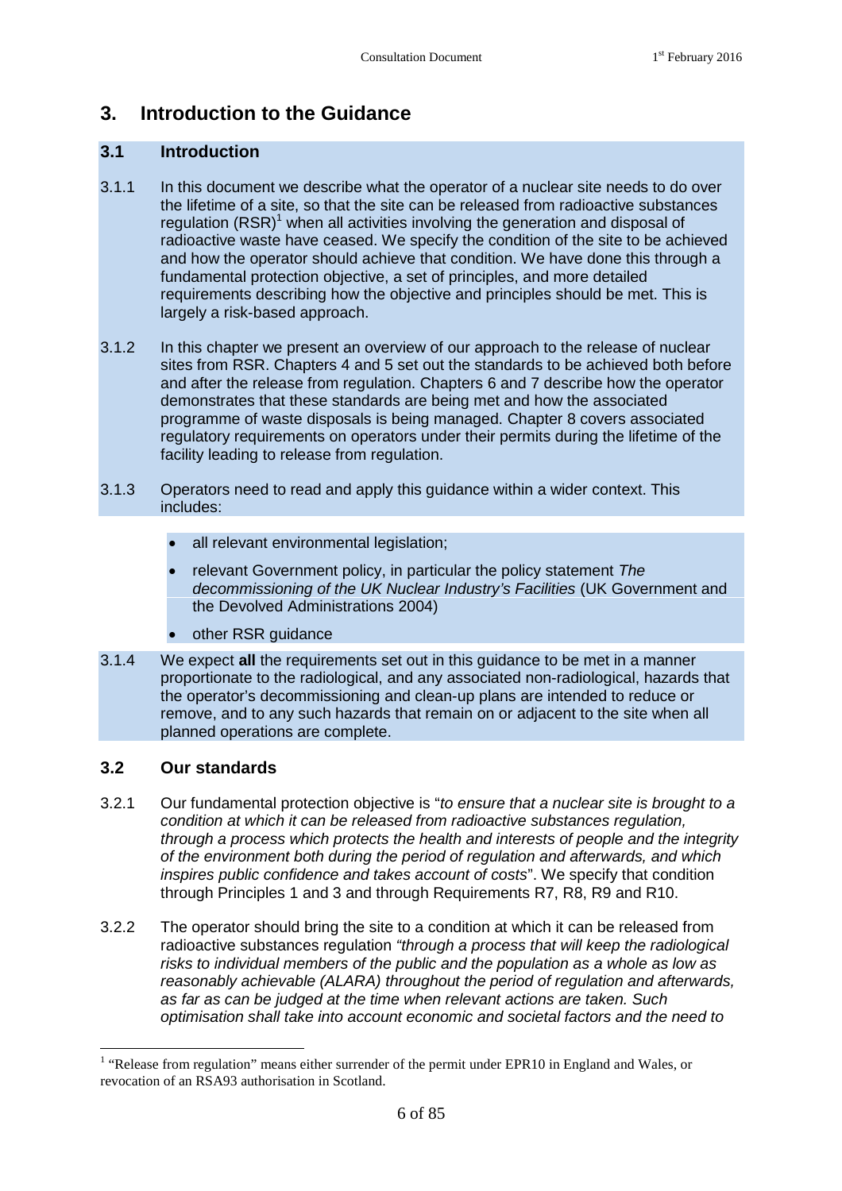## 3. Introduction to the Guidance

### 3.1 Introduction

3.1.1 In this document we describe what the operator of a nuclear site needs to do over the lifetime of a site, so that the site can be released from radioactive substances regulation (RSR)[1] when all activities involving the generation and disposal of radioactive waste have ceased. We specify the condition of the site to be achieved and how the operator should achieve that condition. We have done this through a fundamental protection objective, a set of principles, and more detailed requirements describing how the objective and principles should be met. This is largely a risk-based approach.

3.1.2 In this chapter we present an overview of our approach to the release of nuclear sites from RSR. Chapters 4 and 5 set out the standards to be achieved both before and after the release from regulation. Chapters 6 and 7 describe how the operator demonstrates that these standards are being met and how the associated programme of waste disposals is being managed. Chapter 8 covers associated regulatory requirements on operators under their permits during the lifetime of the facility leading to release from regulation.

3.1.3 Operators need to read and apply this guidance within a wider context. This includes:

- all relevant environmental legislation;
- relevant Government policy, in particular the policy statement *The decommissioning of the UK Nuclear Industry's Facilities* (UK Government and the Devolved Administrations 2004)
- other RSR guidance

3.1.4 We expect **all** the requirements set out in this guidance to be met in a manner proportionate to the radiological, and any associated non-radiological, hazards that the operator's decommissioning and clean-up plans are intended to reduce or remove, and to any such hazards that remain on or adjacent to the site when all planned operations are complete.

### 3.2 Our standards

3.2.1 Our fundamental protection objective is "*to ensure that a nuclear site is brought to a condition at which it can be released from radioactive substances regulation, through a process which protects the health and interests of people and the integrity of the environment both during the period of regulation and afterwards, and which inspires public confidence and takes account of costs*". We specify that condition through Principles 1 and 3 and through Requirements R7, R8, R9 and R10.

3.2.2 The operator should bring the site to a condition at which it can be released from radioactive substances regulation *"through a process that will keep the radiological risks to individual members of the public and the population as a whole as low as reasonably achievable (ALARA) throughout the period of regulation and afterwards, as far as can be judged at the time when relevant actions are taken. Such optimisation shall take into account economic and societal factors and the need to*

[1] "Release from regulation" means either surrender of the permit under EPR10 in England and Wales, or revocation of an RSA93 authorisation in Scotland.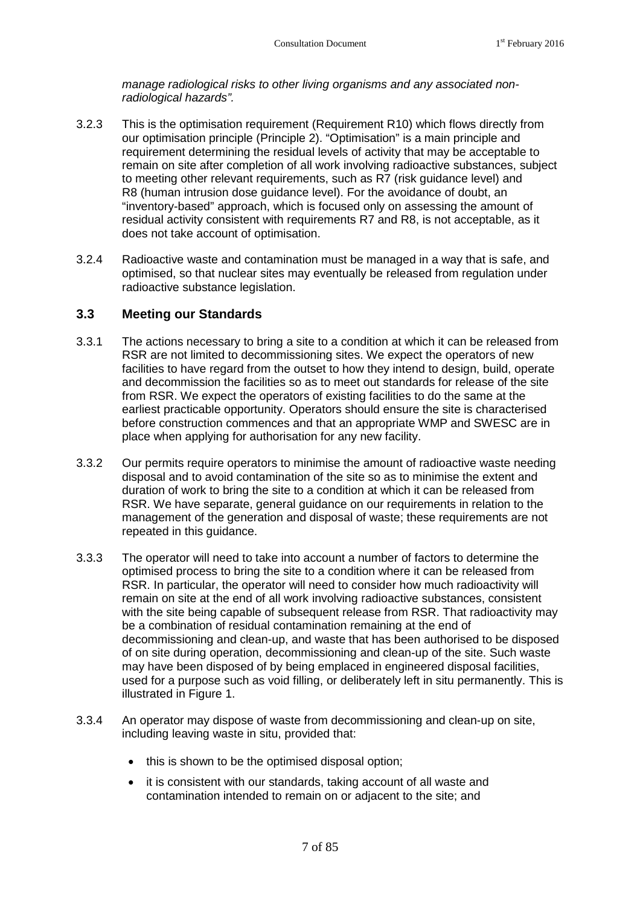*manage radiological risks to other living organisms and any associated non-radiological hazards".*

3.2.3 This is the optimisation requirement (Requirement R10) which flows directly from our optimisation principle (Principle 2). "Optimisation" is a main principle and requirement determining the residual levels of activity that may be acceptable to remain on site after completion of all work involving radioactive substances, subject to meeting other relevant requirements, such as R7 (risk guidance level) and R8 (human intrusion dose guidance level). For the avoidance of doubt, an "inventory-based" approach, which is focused only on assessing the amount of residual activity consistent with requirements R7 and R8, is not acceptable, as it does not take account of optimisation.

3.2.4 Radioactive waste and contamination must be managed in a way that is safe, and optimised, so that nuclear sites may eventually be released from regulation under radioactive substance legislation.

### 3.3 Meeting our Standards

3.3.1 The actions necessary to bring a site to a condition at which it can be released from RSR are not limited to decommissioning sites. We expect the operators of new facilities to have regard from the outset to how they intend to design, build, operate and decommission the facilities so as to meet out standards for release of the site from RSR. We expect the operators of existing facilities to do the same at the earliest practicable opportunity. Operators should ensure the site is characterised before construction commences and that an appropriate WMP and SWESC are in place when applying for authorisation for any new facility.

3.3.2 Our permits require operators to minimise the amount of radioactive waste needing disposal and to avoid contamination of the site so as to minimise the extent and duration of work to bring the site to a condition at which it can be released from RSR. We have separate, general guidance on our requirements in relation to the management of the generation and disposal of waste; these requirements are not repeated in this guidance.

3.3.3 The operator will need to take into account a number of factors to determine the optimised process to bring the site to a condition where it can be released from RSR. In particular, the operator will need to consider how much radioactivity will remain on site at the end of all work involving radioactive substances, consistent with the site being capable of subsequent release from RSR. That radioactivity may be a combination of residual contamination remaining at the end of decommissioning and clean-up, and waste that has been authorised to be disposed of on site during operation, decommissioning and clean-up of the site. Such waste may have been disposed of by being emplaced in engineered disposal facilities, used for a purpose such as void filling, or deliberately left in situ permanently. This is illustrated in Figure 1.

3.3.4 An operator may dispose of waste from decommissioning and clean-up on site, including leaving waste in situ, provided that:

- this is shown to be the optimised disposal option;
- it is consistent with our standards, taking account of all waste and contamination intended to remain on or adjacent to the site; and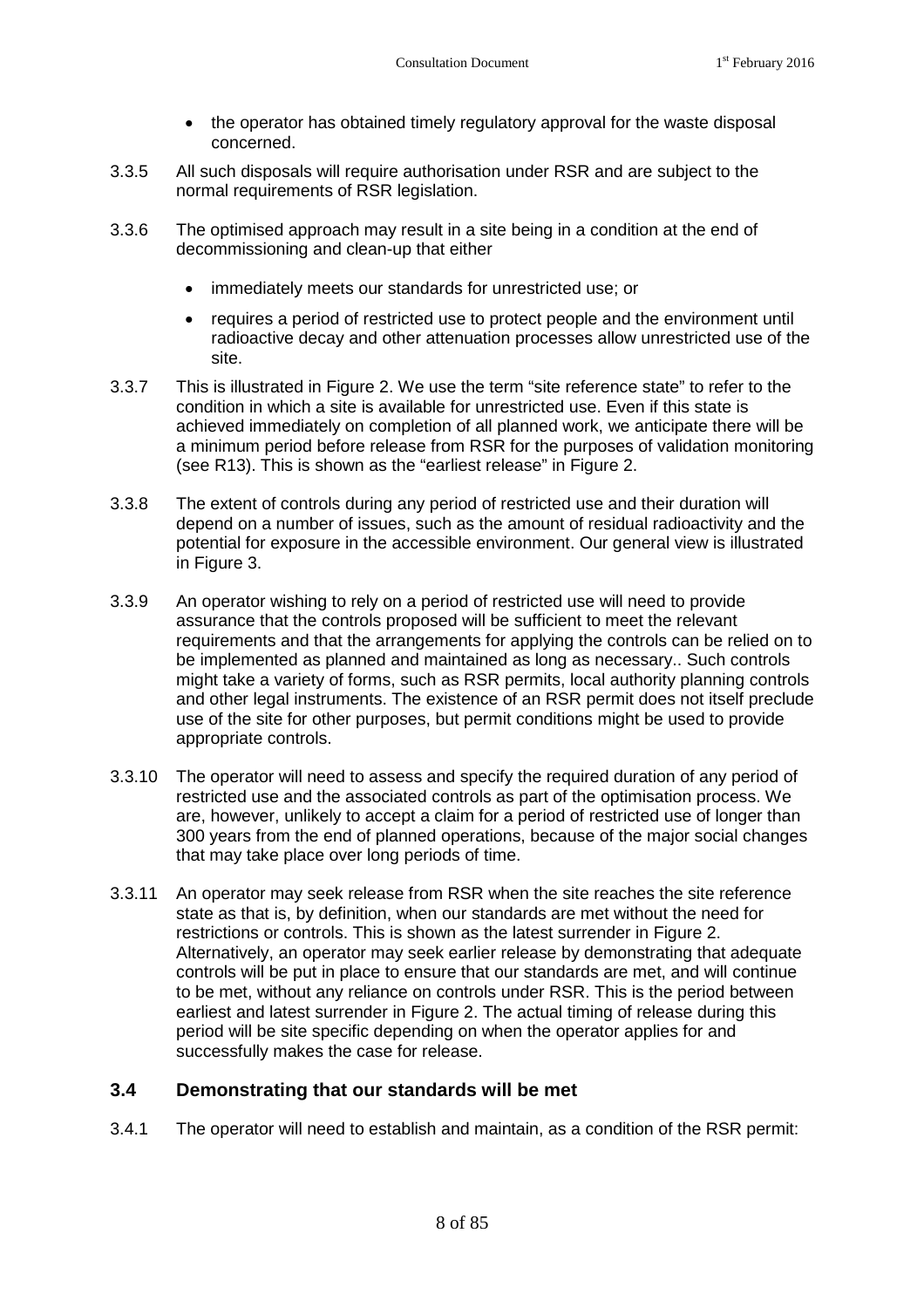- the operator has obtained timely regulatory approval for the waste disposal concerned.

3.3.5 All such disposals will require authorisation under RSR and are subject to the normal requirements of RSR legislation.

3.3.6 The optimised approach may result in a site being in a condition at the end of decommissioning and clean-up that either

- immediately meets our standards for unrestricted use; or
- requires a period of restricted use to protect people and the environment until radioactive decay and other attenuation processes allow unrestricted use of the site.

3.3.7 This is illustrated in Figure 2. We use the term "site reference state" to refer to the condition in which a site is available for unrestricted use. Even if this state is achieved immediately on completion of all planned work, we anticipate there will be a minimum period before release from RSR for the purposes of validation monitoring (see R13). This is shown as the "earliest release" in Figure 2.

3.3.8 The extent of controls during any period of restricted use and their duration will depend on a number of issues, such as the amount of residual radioactivity and the potential for exposure in the accessible environment. Our general view is illustrated in Figure 3.

3.3.9 An operator wishing to rely on a period of restricted use will need to provide assurance that the controls proposed will be sufficient to meet the relevant requirements and that the arrangements for applying the controls can be relied on to be implemented as planned and maintained as long as necessary.. Such controls might take a variety of forms, such as RSR permits, local authority planning controls and other legal instruments. The existence of an RSR permit does not itself preclude use of the site for other purposes, but permit conditions might be used to provide appropriate controls.

3.3.10 The operator will need to assess and specify the required duration of any period of restricted use and the associated controls as part of the optimisation process. We are, however, unlikely to accept a claim for a period of restricted use of longer than 300 years from the end of planned operations, because of the major social changes that may take place over long periods of time.

3.3.11 An operator may seek release from RSR when the site reaches the site reference state as that is, by definition, when our standards are met without the need for restrictions or controls. This is shown as the latest surrender in Figure 2. Alternatively, an operator may seek earlier release by demonstrating that adequate controls will be put in place to ensure that our standards are met, and will continue to be met, without any reliance on controls under RSR. This is the period between earliest and latest surrender in Figure 2. The actual timing of release during this period will be site specific depending on when the operator applies for and successfully makes the case for release.

## 3.4 Demonstrating that our standards will be met

3.4.1 The operator will need to establish and maintain, as a condition of the RSR permit: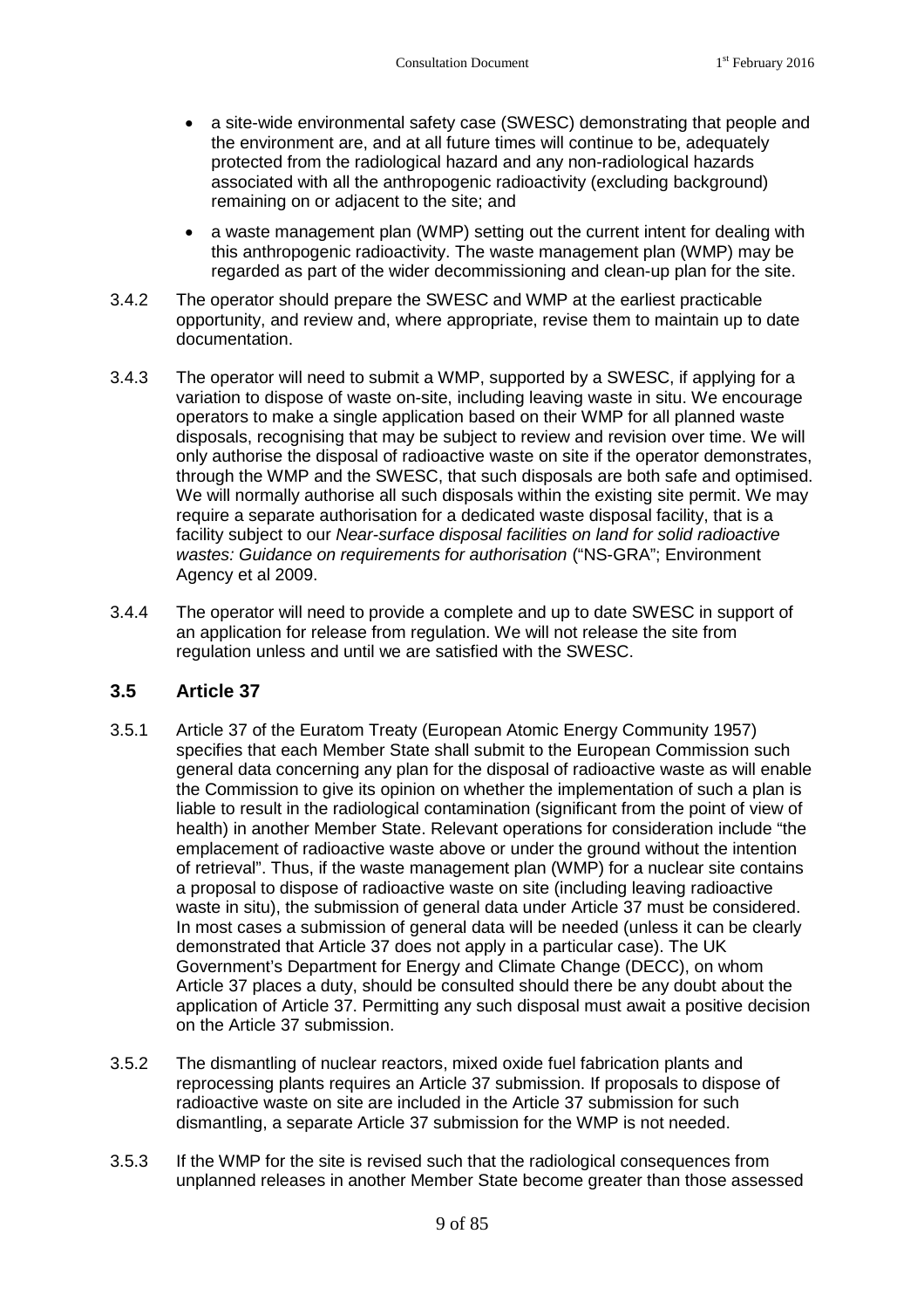- a site-wide environmental safety case (SWESC) demonstrating that people and the environment are, and at all future times will continue to be, adequately protected from the radiological hazard and any non-radiological hazards associated with all the anthropogenic radioactivity (excluding background) remaining on or adjacent to the site; and
- a waste management plan (WMP) setting out the current intent for dealing with this anthropogenic radioactivity. The waste management plan (WMP) may be regarded as part of the wider decommissioning and clean-up plan for the site.

3.4.2 The operator should prepare the SWESC and WMP at the earliest practicable opportunity, and review and, where appropriate, revise them to maintain up to date documentation.

3.4.3 The operator will need to submit a WMP, supported by a SWESC, if applying for a variation to dispose of waste on-site, including leaving waste in situ. We encourage operators to make a single application based on their WMP for all planned waste disposals, recognising that may be subject to review and revision over time. We will only authorise the disposal of radioactive waste on site if the operator demonstrates, through the WMP and the SWESC, that such disposals are both safe and optimised. We will normally authorise all such disposals within the existing site permit. We may require a separate authorisation for a dedicated waste disposal facility, that is a facility subject to our *Near-surface disposal facilities on land for solid radioactive wastes: Guidance on requirements for authorisation* ("NS-GRA"; Environment Agency et al 2009.

3.4.4 The operator will need to provide a complete and up to date SWESC in support of an application for release from regulation. We will not release the site from regulation unless and until we are satisfied with the SWESC.

## 3.5 Article 37

3.5.1 Article 37 of the Euratom Treaty (European Atomic Energy Community 1957) specifies that each Member State shall submit to the European Commission such general data concerning any plan for the disposal of radioactive waste as will enable the Commission to give its opinion on whether the implementation of such a plan is liable to result in the radiological contamination (significant from the point of view of health) in another Member State. Relevant operations for consideration include "the emplacement of radioactive waste above or under the ground without the intention of retrieval". Thus, if the waste management plan (WMP) for a nuclear site contains a proposal to dispose of radioactive waste on site (including leaving radioactive waste in situ), the submission of general data under Article 37 must be considered. In most cases a submission of general data will be needed (unless it can be clearly demonstrated that Article 37 does not apply in a particular case). The UK Government's Department for Energy and Climate Change (DECC), on whom Article 37 places a duty, should be consulted should there be any doubt about the application of Article 37. Permitting any such disposal must await a positive decision on the Article 37 submission.

3.5.2 The dismantling of nuclear reactors, mixed oxide fuel fabrication plants and reprocessing plants requires an Article 37 submission. If proposals to dispose of radioactive waste on site are included in the Article 37 submission for such dismantling, a separate Article 37 submission for the WMP is not needed.

3.5.3 If the WMP for the site is revised such that the radiological consequences from unplanned releases in another Member State become greater than those assessed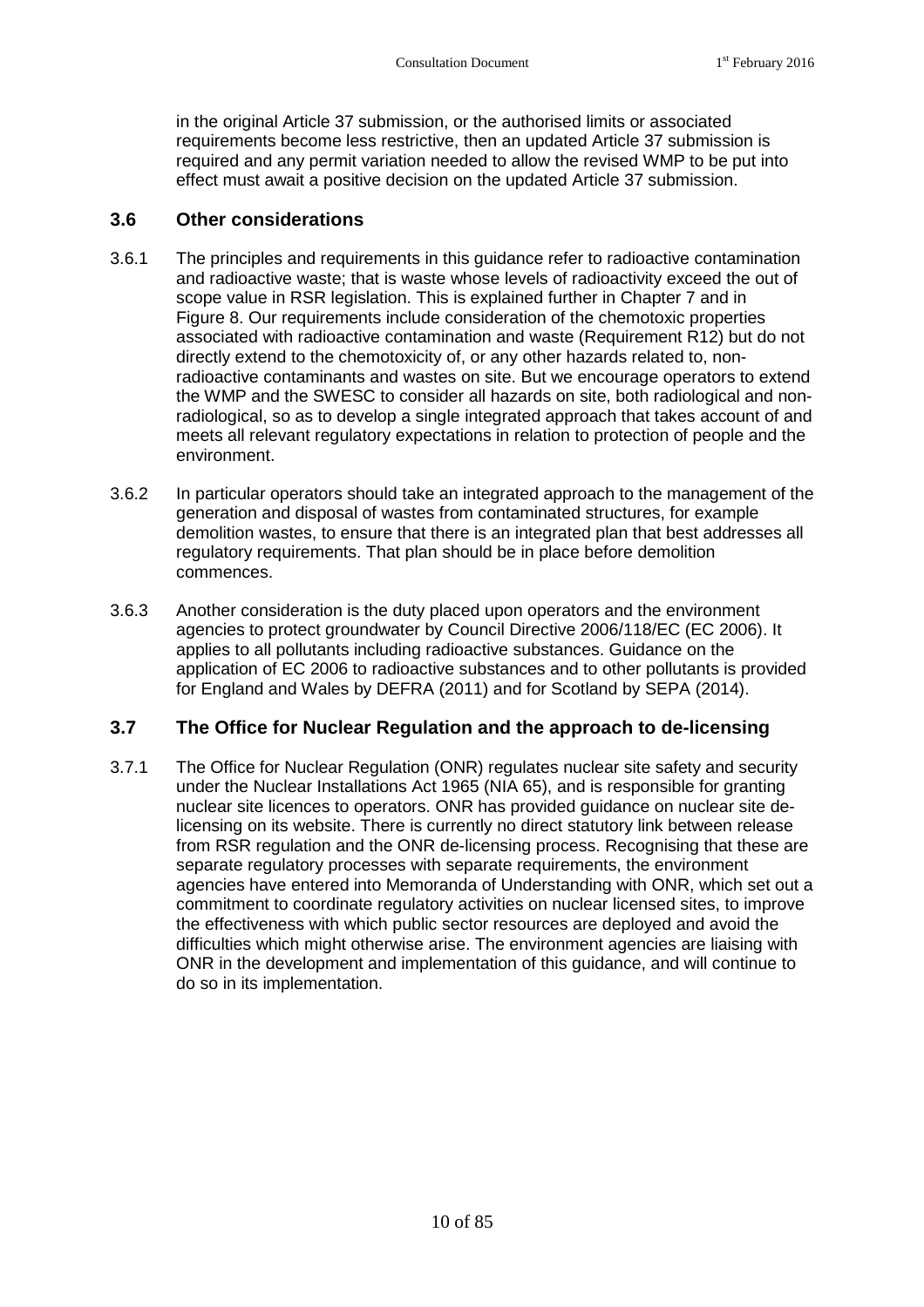in the original Article 37 submission, or the authorised limits or associated requirements become less restrictive, then an updated Article 37 submission is required and any permit variation needed to allow the revised WMP to be put into effect must await a positive decision on the updated Article 37 submission.

### 3.6 Other considerations

3.6.1 The principles and requirements in this guidance refer to radioactive contamination and radioactive waste; that is waste whose levels of radioactivity exceed the out of scope value in RSR legislation. This is explained further in Chapter 7 and in Figure 8. Our requirements include consideration of the chemotoxic properties associated with radioactive contamination and waste (Requirement R12) but do not directly extend to the chemotoxicity of, or any other hazards related to, non-radioactive contaminants and wastes on site. But we encourage operators to extend the WMP and the SWESC to consider all hazards on site, both radiological and non-radiological, so as to develop a single integrated approach that takes account of and meets all relevant regulatory expectations in relation to protection of people and the environment.

3.6.2 In particular operators should take an integrated approach to the management of the generation and disposal of wastes from contaminated structures, for example demolition wastes, to ensure that there is an integrated plan that best addresses all regulatory requirements. That plan should be in place before demolition commences.

3.6.3 Another consideration is the duty placed upon operators and the environment agencies to protect groundwater by Council Directive 2006/118/EC (EC 2006). It applies to all pollutants including radioactive substances. Guidance on the application of EC 2006 to radioactive substances and to other pollutants is provided for England and Wales by DEFRA (2011) and for Scotland by SEPA (2014).

### 3.7 The Office for Nuclear Regulation and the approach to de-licensing

3.7.1 The Office for Nuclear Regulation (ONR) regulates nuclear site safety and security under the Nuclear Installations Act 1965 (NIA 65), and is responsible for granting nuclear site licences to operators. ONR has provided guidance on nuclear site de-licensing on its website. There is currently no direct statutory link between release from RSR regulation and the ONR de-licensing process. Recognising that these are separate regulatory processes with separate requirements, the environment agencies have entered into Memoranda of Understanding with ONR, which set out a commitment to coordinate regulatory activities on nuclear licensed sites, to improve the effectiveness with which public sector resources are deployed and avoid the difficulties which might otherwise arise. The environment agencies are liaising with ONR in the development and implementation of this guidance, and will continue to do so in its implementation.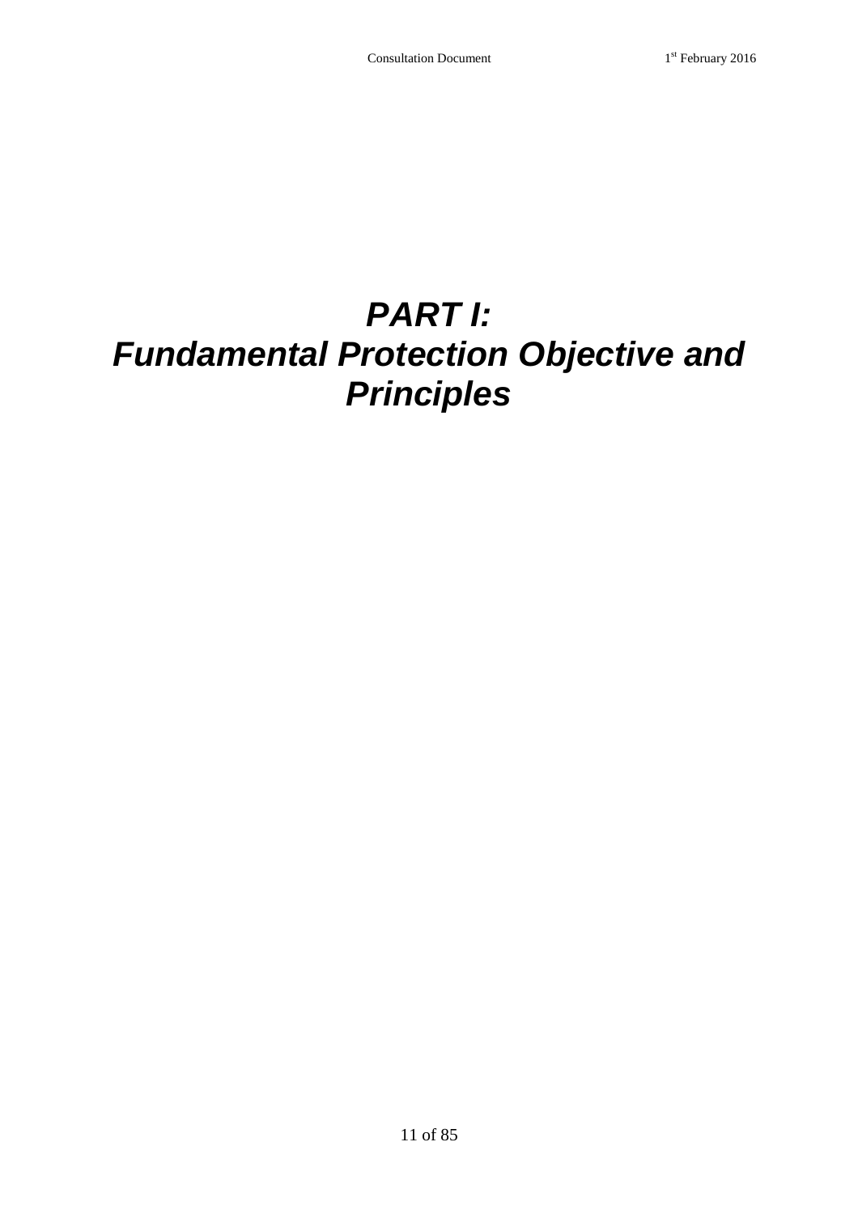# *PART I:*
# *Fundamental Protection Objective and Principles*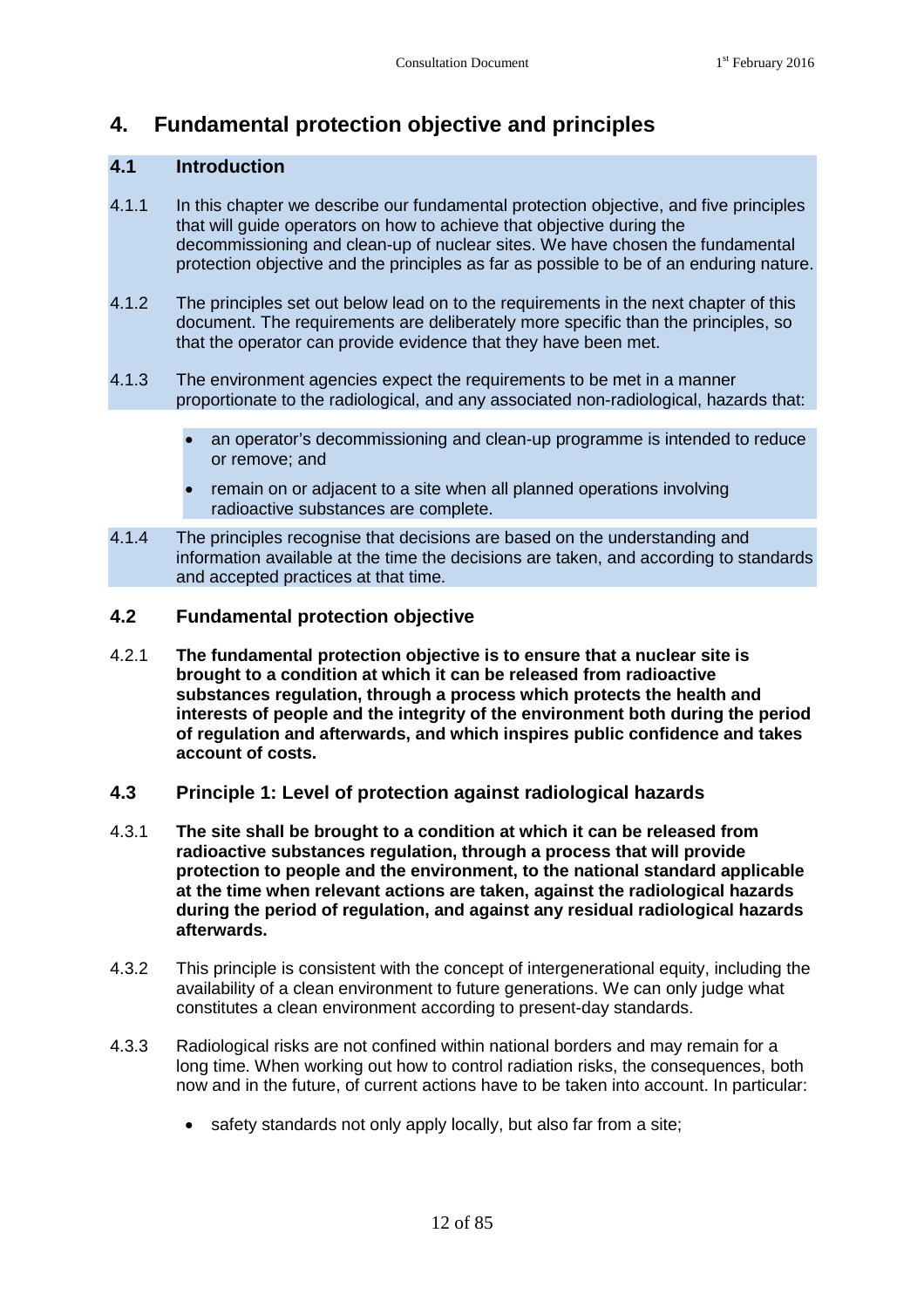# 4. Fundamental protection objective and principles

## 4.1 Introduction

4.1.1 In this chapter we describe our fundamental protection objective, and five principles that will guide operators on how to achieve that objective during the decommissioning and clean-up of nuclear sites. We have chosen the fundamental protection objective and the principles as far as possible to be of an enduring nature.

4.1.2 The principles set out below lead on to the requirements in the next chapter of this document. The requirements are deliberately more specific than the principles, so that the operator can provide evidence that they have been met.

4.1.3 The environment agencies expect the requirements to be met in a manner proportionate to the radiological, and any associated non-radiological, hazards that:

- an operator's decommissioning and clean-up programme is intended to reduce or remove; and
- remain on or adjacent to a site when all planned operations involving radioactive substances are complete.

4.1.4 The principles recognise that decisions are based on the understanding and information available at the time the decisions are taken, and according to standards and accepted practices at that time.

## 4.2 Fundamental protection objective

4.2.1 **The fundamental protection objective is to ensure that a nuclear site is brought to a condition at which it can be released from radioactive substances regulation, through a process which protects the health and interests of people and the integrity of the environment both during the period of regulation and afterwards, and which inspires public confidence and takes account of costs.**

## 4.3 Principle 1: Level of protection against radiological hazards

4.3.1 **The site shall be brought to a condition at which it can be released from radioactive substances regulation, through a process that will provide protection to people and the environment, to the national standard applicable at the time when relevant actions are taken, against the radiological hazards during the period of regulation, and against any residual radiological hazards afterwards.**

4.3.2 This principle is consistent with the concept of intergenerational equity, including the availability of a clean environment to future generations. We can only judge what constitutes a clean environment according to present-day standards.

4.3.3 Radiological risks are not confined within national borders and may remain for a long time. When working out how to control radiation risks, the consequences, both now and in the future, of current actions have to be taken into account. In particular:

- safety standards not only apply locally, but also far from a site;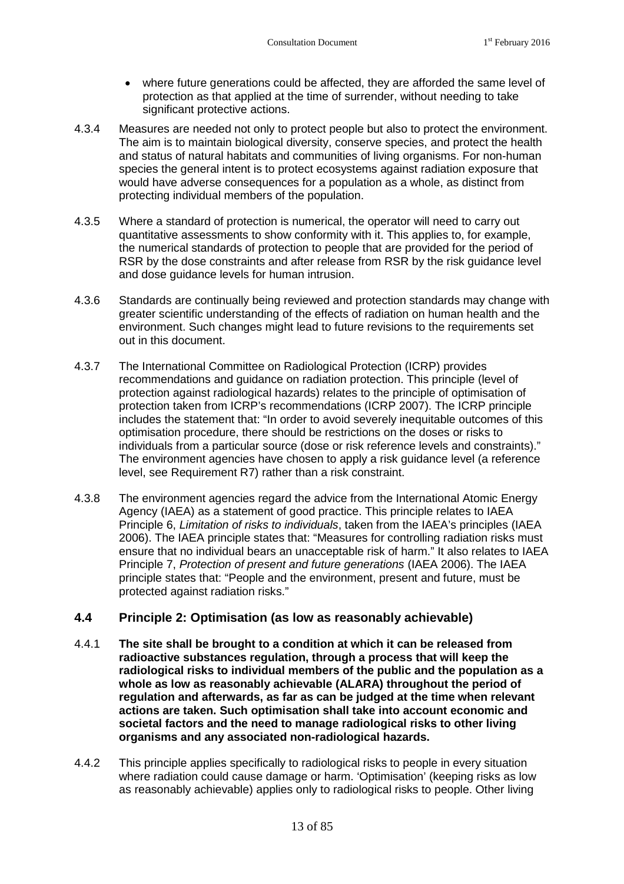- where future generations could be affected, they are afforded the same level of protection as that applied at the time of surrender, without needing to take significant protective actions.

4.3.4 Measures are needed not only to protect people but also to protect the environment. The aim is to maintain biological diversity, conserve species, and protect the health and status of natural habitats and communities of living organisms. For non-human species the general intent is to protect ecosystems against radiation exposure that would have adverse consequences for a population as a whole, as distinct from protecting individual members of the population.

4.3.5 Where a standard of protection is numerical, the operator will need to carry out quantitative assessments to show conformity with it. This applies to, for example, the numerical standards of protection to people that are provided for the period of RSR by the dose constraints and after release from RSR by the risk guidance level and dose guidance levels for human intrusion.

4.3.6 Standards are continually being reviewed and protection standards may change with greater scientific understanding of the effects of radiation on human health and the environment. Such changes might lead to future revisions to the requirements set out in this document.

4.3.7 The International Committee on Radiological Protection (ICRP) provides recommendations and guidance on radiation protection. This principle (level of protection against radiological hazards) relates to the principle of optimisation of protection taken from ICRP's recommendations (ICRP 2007). The ICRP principle includes the statement that: "In order to avoid severely inequitable outcomes of this optimisation procedure, there should be restrictions on the doses or risks to individuals from a particular source (dose or risk reference levels and constraints)." The environment agencies have chosen to apply a risk guidance level (a reference level, see Requirement R7) rather than a risk constraint.

4.3.8 The environment agencies regard the advice from the International Atomic Energy Agency (IAEA) as a statement of good practice. This principle relates to IAEA Principle 6, *Limitation of risks to individuals*, taken from the IAEA's principles (IAEA 2006). The IAEA principle states that: "Measures for controlling radiation risks must ensure that no individual bears an unacceptable risk of harm." It also relates to IAEA Principle 7, *Protection of present and future generations* (IAEA 2006). The IAEA principle states that: "People and the environment, present and future, must be protected against radiation risks."

## 4.4 Principle 2: Optimisation (as low as reasonably achievable)

4.4.1 **The site shall be brought to a condition at which it can be released from radioactive substances regulation, through a process that will keep the radiological risks to individual members of the public and the population as a whole as low as reasonably achievable (ALARA) throughout the period of regulation and afterwards, as far as can be judged at the time when relevant actions are taken. Such optimisation shall take into account economic and societal factors and the need to manage radiological risks to other living organisms and any associated non-radiological hazards.**

4.4.2 This principle applies specifically to radiological risks to people in every situation where radiation could cause damage or harm. 'Optimisation' (keeping risks as low as reasonably achievable) applies only to radiological risks to people. Other living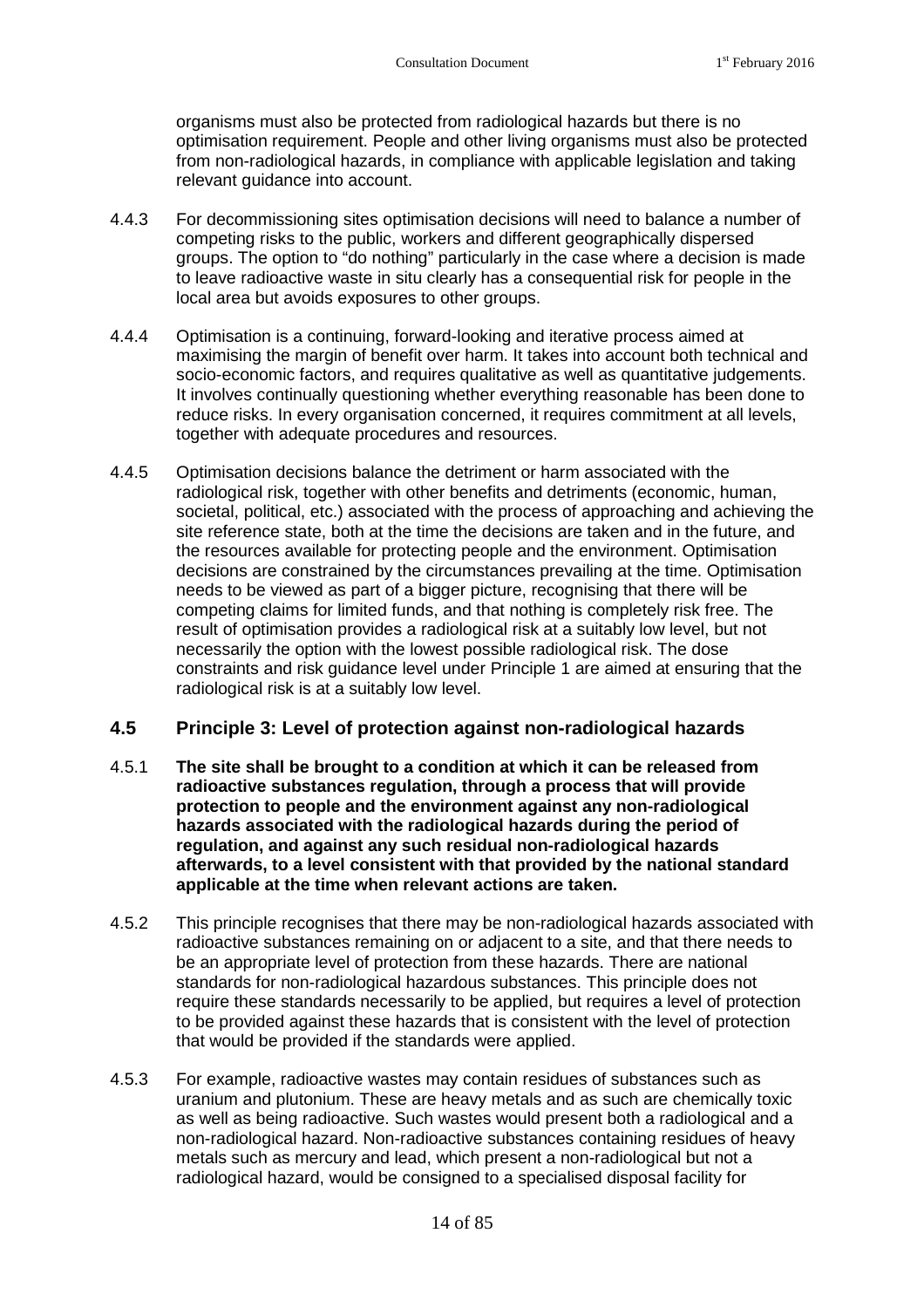organisms must also be protected from radiological hazards but there is no optimisation requirement. People and other living organisms must also be protected from non-radiological hazards, in compliance with applicable legislation and taking relevant guidance into account.

4.4.3 For decommissioning sites optimisation decisions will need to balance a number of competing risks to the public, workers and different geographically dispersed groups. The option to "do nothing" particularly in the case where a decision is made to leave radioactive waste in situ clearly has a consequential risk for people in the local area but avoids exposures to other groups.

4.4.4 Optimisation is a continuing, forward-looking and iterative process aimed at maximising the margin of benefit over harm. It takes into account both technical and socio-economic factors, and requires qualitative as well as quantitative judgements. It involves continually questioning whether everything reasonable has been done to reduce risks. In every organisation concerned, it requires commitment at all levels, together with adequate procedures and resources.

4.4.5 Optimisation decisions balance the detriment or harm associated with the radiological risk, together with other benefits and detriments (economic, human, societal, political, etc.) associated with the process of approaching and achieving the site reference state, both at the time the decisions are taken and in the future, and the resources available for protecting people and the environment. Optimisation decisions are constrained by the circumstances prevailing at the time. Optimisation needs to be viewed as part of a bigger picture, recognising that there will be competing claims for limited funds, and that nothing is completely risk free. The result of optimisation provides a radiological risk at a suitably low level, but not necessarily the option with the lowest possible radiological risk. The dose constraints and risk guidance level under Principle 1 are aimed at ensuring that the radiological risk is at a suitably low level.

## 4.5 Principle 3: Level of protection against non-radiological hazards

4.5.1 **The site shall be brought to a condition at which it can be released from radioactive substances regulation, through a process that will provide protection to people and the environment against any non-radiological hazards associated with the radiological hazards during the period of regulation, and against any such residual non-radiological hazards afterwards, to a level consistent with that provided by the national standard applicable at the time when relevant actions are taken.**

4.5.2 This principle recognises that there may be non-radiological hazards associated with radioactive substances remaining on or adjacent to a site, and that there needs to be an appropriate level of protection from these hazards. There are national standards for non-radiological hazardous substances. This principle does not require these standards necessarily to be applied, but requires a level of protection to be provided against these hazards that is consistent with the level of protection that would be provided if the standards were applied.

4.5.3 For example, radioactive wastes may contain residues of substances such as uranium and plutonium. These are heavy metals and as such are chemically toxic as well as being radioactive. Such wastes would present both a radiological and a non-radiological hazard. Non-radioactive substances containing residues of heavy metals such as mercury and lead, which present a non-radiological but not a radiological hazard, would be consigned to a specialised disposal facility for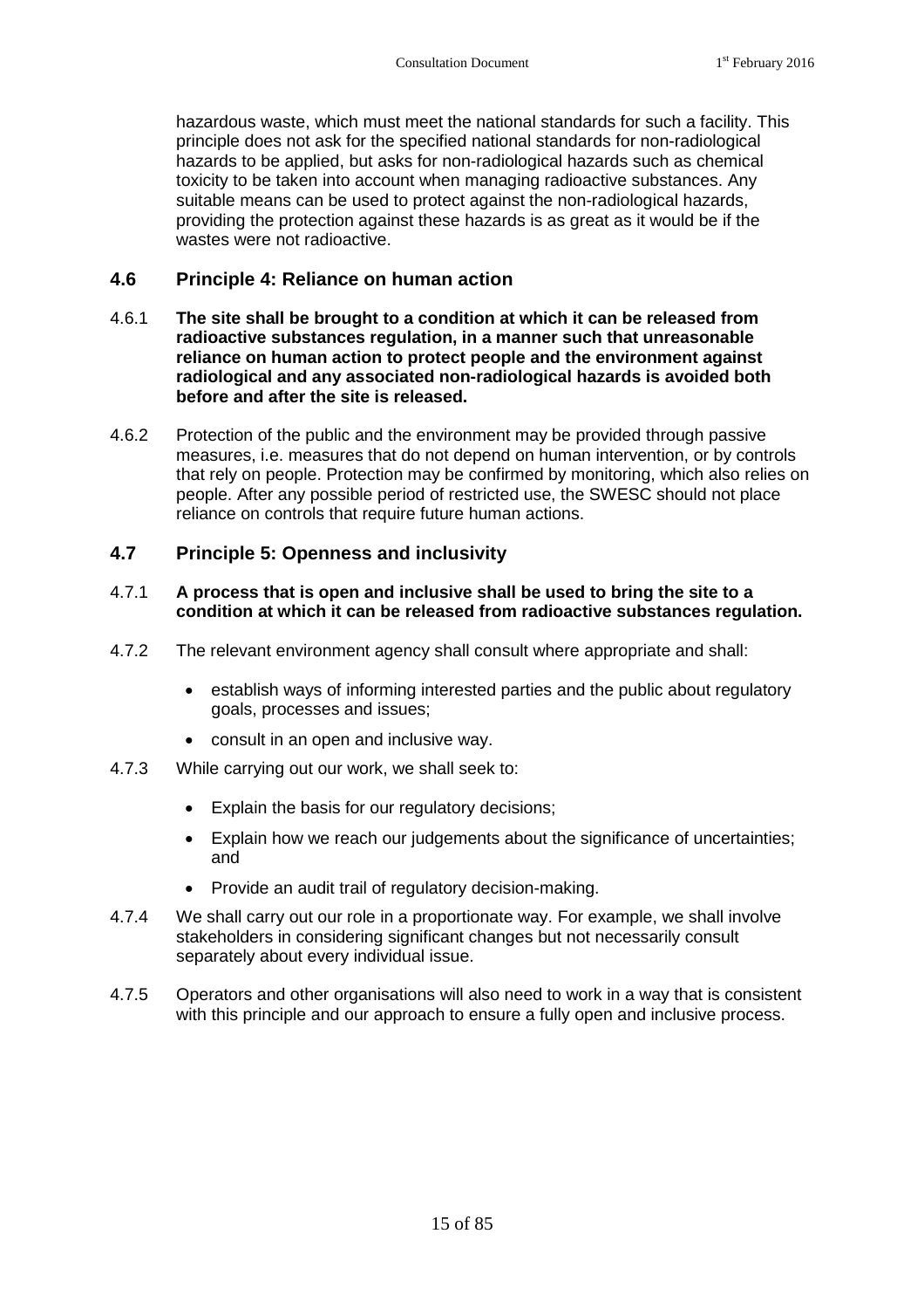hazardous waste, which must meet the national standards for such a facility. This principle does not ask for the specified national standards for non-radiological hazards to be applied, but asks for non-radiological hazards such as chemical toxicity to be taken into account when managing radioactive substances. Any suitable means can be used to protect against the non-radiological hazards, providing the protection against these hazards is as great as it would be if the wastes were not radioactive.

### 4.6 Principle 4: Reliance on human action

4.6.1 **The site shall be brought to a condition at which it can be released from radioactive substances regulation, in a manner such that unreasonable reliance on human action to protect people and the environment against radiological and any associated non-radiological hazards is avoided both before and after the site is released.**

4.6.2 Protection of the public and the environment may be provided through passive measures, i.e. measures that do not depend on human intervention, or by controls that rely on people. Protection may be confirmed by monitoring, which also relies on people. After any possible period of restricted use, the SWESC should not place reliance on controls that require future human actions.

### 4.7 Principle 5: Openness and inclusivity

4.7.1 **A process that is open and inclusive shall be used to bring the site to a condition at which it can be released from radioactive substances regulation.**

4.7.2 The relevant environment agency shall consult where appropriate and shall:

- establish ways of informing interested parties and the public about regulatory goals, processes and issues;
- consult in an open and inclusive way.

4.7.3 While carrying out our work, we shall seek to:

- Explain the basis for our regulatory decisions;
- Explain how we reach our judgements about the significance of uncertainties; and
- Provide an audit trail of regulatory decision-making.

4.7.4 We shall carry out our role in a proportionate way. For example, we shall involve stakeholders in considering significant changes but not necessarily consult separately about every individual issue.

4.7.5 Operators and other organisations will also need to work in a way that is consistent with this principle and our approach to ensure a fully open and inclusive process.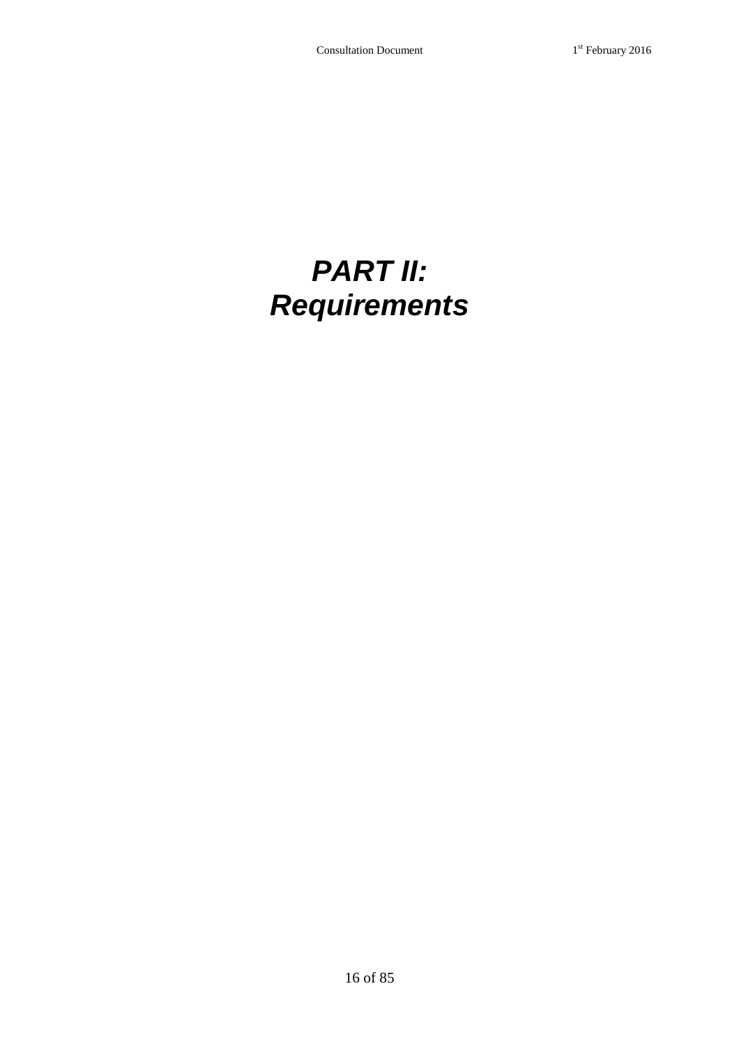# ***PART II: Requirements***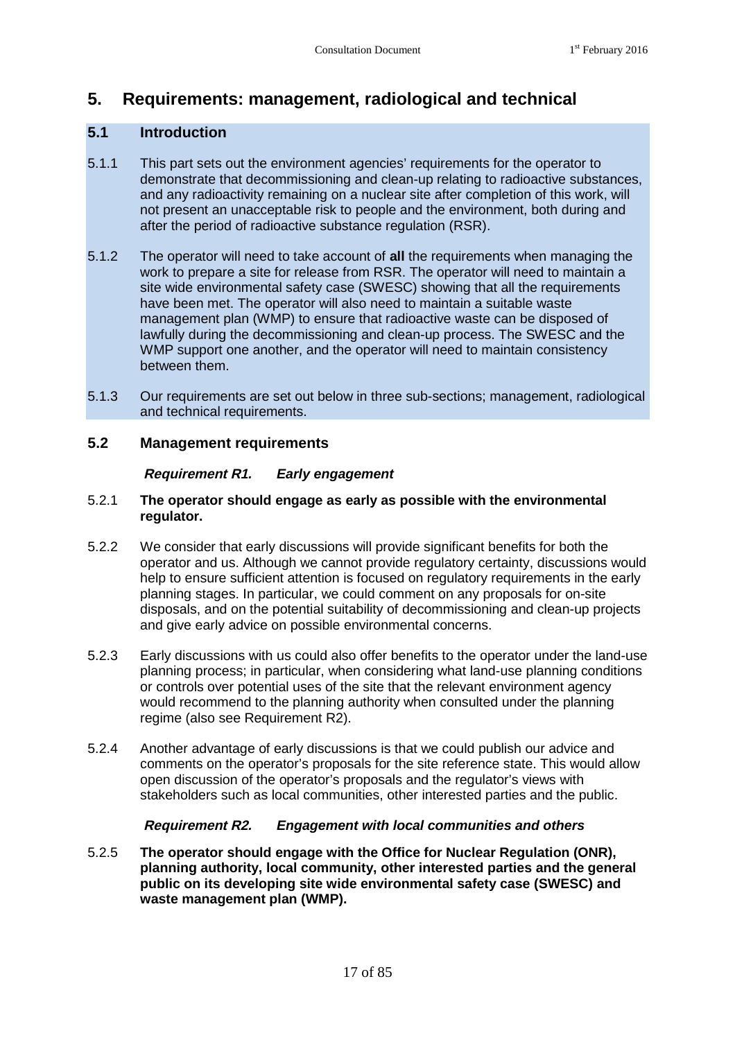# 5. Requirements: management, radiological and technical

## 5.1 Introduction

5.1.1 This part sets out the environment agencies' requirements for the operator to demonstrate that decommissioning and clean-up relating to radioactive substances, and any radioactivity remaining on a nuclear site after completion of this work, will not present an unacceptable risk to people and the environment, both during and after the period of radioactive substance regulation (RSR).

5.1.2 The operator will need to take account of **all** the requirements when managing the work to prepare a site for release from RSR. The operator will need to maintain a site wide environmental safety case (SWESC) showing that all the requirements have been met. The operator will also need to maintain a suitable waste management plan (WMP) to ensure that radioactive waste can be disposed of lawfully during the decommissioning and clean-up process. The SWESC and the WMP support one another, and the operator will need to maintain consistency between them.

5.1.3 Our requirements are set out below in three sub-sections; management, radiological and technical requirements.

## 5.2 Management requirements

### *Requirement R1. Early engagement*

5.2.1 **The operator should engage as early as possible with the environmental regulator.**

5.2.2 We consider that early discussions will provide significant benefits for both the operator and us. Although we cannot provide regulatory certainty, discussions would help to ensure sufficient attention is focused on regulatory requirements in the early planning stages. In particular, we could comment on any proposals for on-site disposals, and on the potential suitability of decommissioning and clean-up projects and give early advice on possible environmental concerns.

5.2.3 Early discussions with us could also offer benefits to the operator under the land-use planning process; in particular, when considering what land-use planning conditions or controls over potential uses of the site that the relevant environment agency would recommend to the planning authority when consulted under the planning regime (also see Requirement R2).

5.2.4 Another advantage of early discussions is that we could publish our advice and comments on the operator's proposals for the site reference state. This would allow open discussion of the operator's proposals and the regulator's views with stakeholders such as local communities, other interested parties and the public.

### *Requirement R2. Engagement with local communities and others*

5.2.5 **The operator should engage with the Office for Nuclear Regulation (ONR), planning authority, local community, other interested parties and the general public on its developing site wide environmental safety case (SWESC) and waste management plan (WMP).**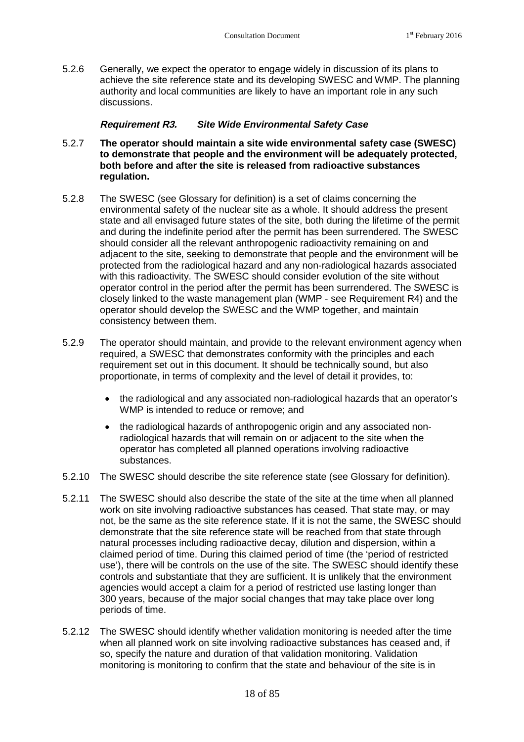5.2.6 Generally, we expect the operator to engage widely in discussion of its plans to achieve the site reference state and its developing SWESC and WMP. The planning authority and local communities are likely to have an important role in any such discussions.

### *Requirement R3. Site Wide Environmental Safety Case*

5.2.7 **The operator should maintain a site wide environmental safety case (SWESC) to demonstrate that people and the environment will be adequately protected, both before and after the site is released from radioactive substances regulation.**

5.2.8 The SWESC (see Glossary for definition) is a set of claims concerning the environmental safety of the nuclear site as a whole. It should address the present state and all envisaged future states of the site, both during the lifetime of the permit and during the indefinite period after the permit has been surrendered. The SWESC should consider all the relevant anthropogenic radioactivity remaining on and adjacent to the site, seeking to demonstrate that people and the environment will be protected from the radiological hazard and any non-radiological hazards associated with this radioactivity. The SWESC should consider evolution of the site without operator control in the period after the permit has been surrendered. The SWESC is closely linked to the waste management plan (WMP - see Requirement R4) and the operator should develop the SWESC and the WMP together, and maintain consistency between them.

5.2.9 The operator should maintain, and provide to the relevant environment agency when required, a SWESC that demonstrates conformity with the principles and each requirement set out in this document. It should be technically sound, but also proportionate, in terms of complexity and the level of detail it provides, to:

- the radiological and any associated non-radiological hazards that an operator's WMP is intended to reduce or remove; and
- the radiological hazards of anthropogenic origin and any associated non-radiological hazards that will remain on or adjacent to the site when the operator has completed all planned operations involving radioactive substances.

5.2.10 The SWESC should describe the site reference state (see Glossary for definition).

5.2.11 The SWESC should also describe the state of the site at the time when all planned work on site involving radioactive substances has ceased. That state may, or may not, be the same as the site reference state. If it is not the same, the SWESC should demonstrate that the site reference state will be reached from that state through natural processes including radioactive decay, dilution and dispersion, within a claimed period of time. During this claimed period of time (the 'period of restricted use'), there will be controls on the use of the site. The SWESC should identify these controls and substantiate that they are sufficient. It is unlikely that the environment agencies would accept a claim for a period of restricted use lasting longer than 300 years, because of the major social changes that may take place over long periods of time.

5.2.12 The SWESC should identify whether validation monitoring is needed after the time when all planned work on site involving radioactive substances has ceased and, if so, specify the nature and duration of that validation monitoring. Validation monitoring is monitoring to confirm that the state and behaviour of the site is in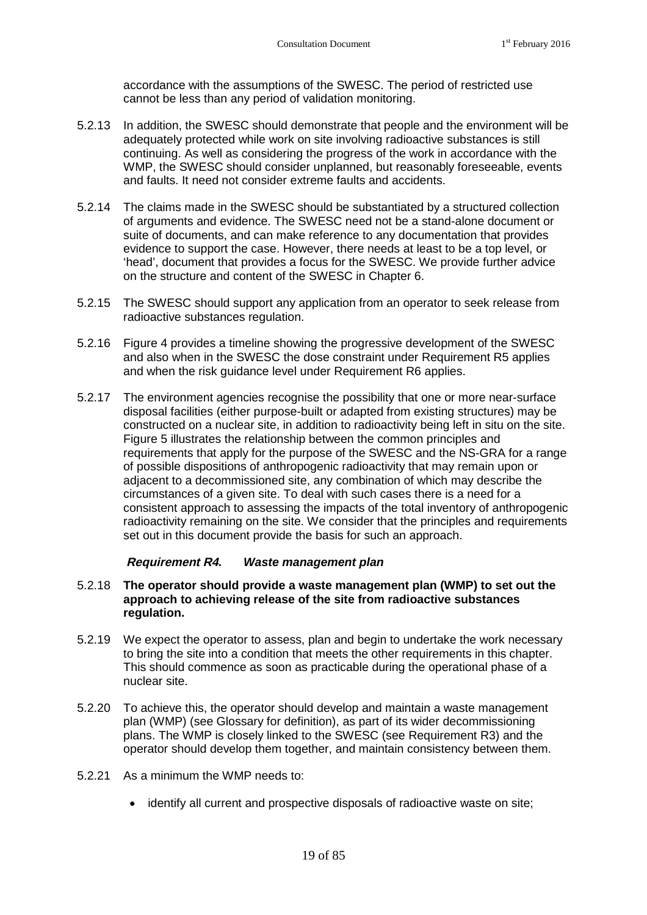accordance with the assumptions of the SWESC. The period of restricted use cannot be less than any period of validation monitoring.

5.2.13 In addition, the SWESC should demonstrate that people and the environment will be adequately protected while work on site involving radioactive substances is still continuing. As well as considering the progress of the work in accordance with the WMP, the SWESC should consider unplanned, but reasonably foreseeable, events and faults. It need not consider extreme faults and accidents.

5.2.14 The claims made in the SWESC should be substantiated by a structured collection of arguments and evidence. The SWESC need not be a stand-alone document or suite of documents, and can make reference to any documentation that provides evidence to support the case. However, there needs at least to be a top level, or 'head', document that provides a focus for the SWESC. We provide further advice on the structure and content of the SWESC in Chapter 6.

5.2.15 The SWESC should support any application from an operator to seek release from radioactive substances regulation.

5.2.16 Figure 4 provides a timeline showing the progressive development of the SWESC and also when in the SWESC the dose constraint under Requirement R5 applies and when the risk guidance level under Requirement R6 applies.

5.2.17 The environment agencies recognise the possibility that one or more near-surface disposal facilities (either purpose-built or adapted from existing structures) may be constructed on a nuclear site, in addition to radioactivity being left in situ on the site. Figure 5 illustrates the relationship between the common principles and requirements that apply for the purpose of the SWESC and the NS-GRA for a range of possible dispositions of anthropogenic radioactivity that may remain upon or adjacent to a decommissioned site, any combination of which may describe the circumstances of a given site. To deal with such cases there is a need for a consistent approach to assessing the impacts of the total inventory of anthropogenic radioactivity remaining on the site. We consider that the principles and requirements set out in this document provide the basis for such an approach.

#### *Requirement R4. Waste management plan*

5.2.18 **The operator should provide a waste management plan (WMP) to set out the approach to achieving release of the site from radioactive substances regulation.**

5.2.19 We expect the operator to assess, plan and begin to undertake the work necessary to bring the site into a condition that meets the other requirements in this chapter. This should commence as soon as practicable during the operational phase of a nuclear site.

5.2.20 To achieve this, the operator should develop and maintain a waste management plan (WMP) (see Glossary for definition), as part of its wider decommissioning plans. The WMP is closely linked to the SWESC (see Requirement R3) and the operator should develop them together, and maintain consistency between them.

5.2.21 As a minimum the WMP needs to:

- identify all current and prospective disposals of radioactive waste on site;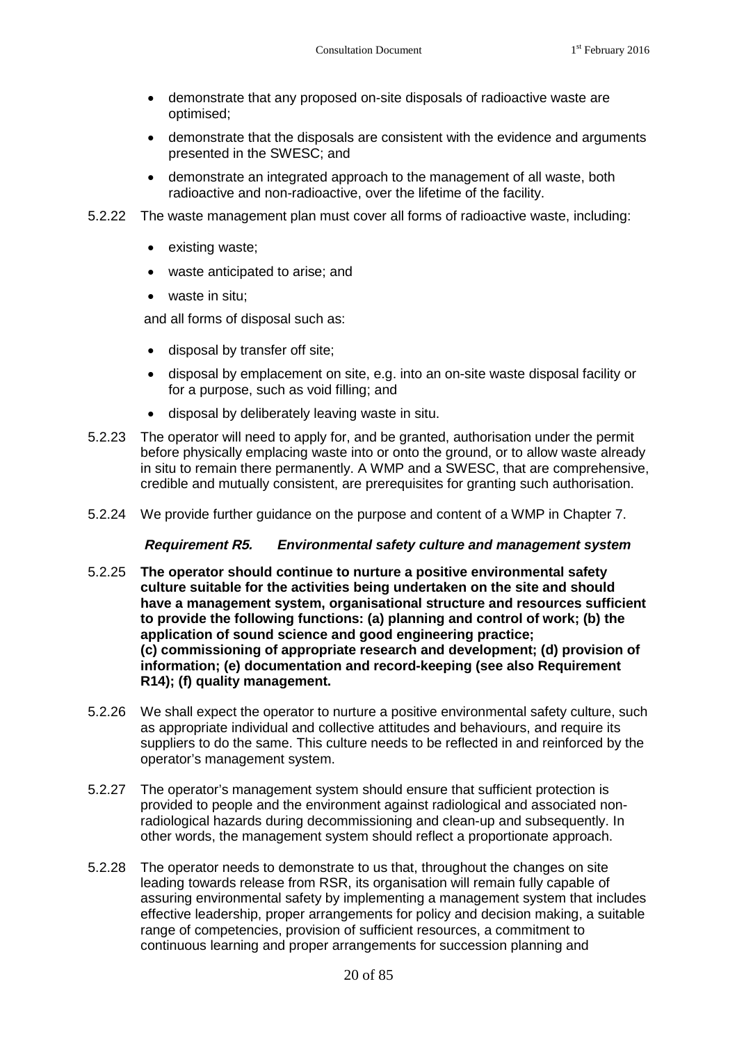- demonstrate that any proposed on-site disposals of radioactive waste are optimised;
- demonstrate that the disposals are consistent with the evidence and arguments presented in the SWESC; and
- demonstrate an integrated approach to the management of all waste, both radioactive and non-radioactive, over the lifetime of the facility.

5.2.22 The waste management plan must cover all forms of radioactive waste, including:

- existing waste;
- waste anticipated to arise; and
- waste in situ;

and all forms of disposal such as:

- disposal by transfer off site;
- disposal by emplacement on site, e.g. into an on-site waste disposal facility or for a purpose, such as void filling; and
- disposal by deliberately leaving waste in situ.

5.2.23 The operator will need to apply for, and be granted, authorisation under the permit before physically emplacing waste into or onto the ground, or to allow waste already in situ to remain there permanently. A WMP and a SWESC, that are comprehensive, credible and mutually consistent, are prerequisites for granting such authorisation.

5.2.24 We provide further guidance on the purpose and content of a WMP in Chapter 7.

### *Requirement R5. Environmental safety culture and management system*

5.2.25 **The operator should continue to nurture a positive environmental safety culture suitable for the activities being undertaken on the site and should have a management system, organisational structure and resources sufficient to provide the following functions: (a) planning and control of work; (b) the application of sound science and good engineering practice; (c) commissioning of appropriate research and development; (d) provision of information; (e) documentation and record-keeping (see also Requirement R14); (f) quality management.**

5.2.26 We shall expect the operator to nurture a positive environmental safety culture, such as appropriate individual and collective attitudes and behaviours, and require its suppliers to do the same. This culture needs to be reflected in and reinforced by the operator's management system.

5.2.27 The operator's management system should ensure that sufficient protection is provided to people and the environment against radiological and associated non-radiological hazards during decommissioning and clean-up and subsequently. In other words, the management system should reflect a proportionate approach.

5.2.28 The operator needs to demonstrate to us that, throughout the changes on site leading towards release from RSR, its organisation will remain fully capable of assuring environmental safety by implementing a management system that includes effective leadership, proper arrangements for policy and decision making, a suitable range of competencies, provision of sufficient resources, a commitment to continuous learning and proper arrangements for succession planning and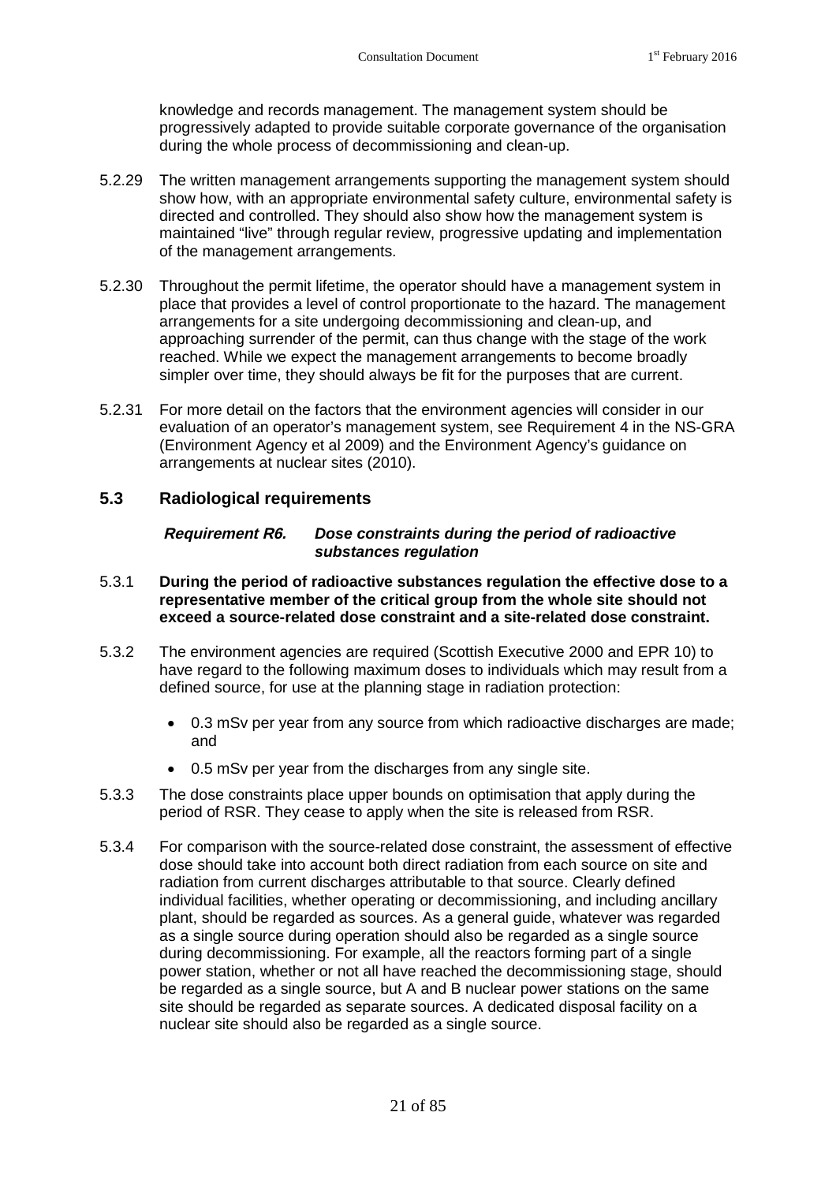knowledge and records management. The management system should be progressively adapted to provide suitable corporate governance of the organisation during the whole process of decommissioning and clean-up.

5.2.29 The written management arrangements supporting the management system should show how, with an appropriate environmental safety culture, environmental safety is directed and controlled. They should also show how the management system is maintained "live" through regular review, progressive updating and implementation of the management arrangements.

5.2.30 Throughout the permit lifetime, the operator should have a management system in place that provides a level of control proportionate to the hazard. The management arrangements for a site undergoing decommissioning and clean-up, and approaching surrender of the permit, can thus change with the stage of the work reached. While we expect the management arrangements to become broadly simpler over time, they should always be fit for the purposes that are current.

5.2.31 For more detail on the factors that the environment agencies will consider in our evaluation of an operator's management system, see Requirement 4 in the NS-GRA (Environment Agency et al 2009) and the Environment Agency's guidance on arrangements at nuclear sites (2010).

## 5.3 Radiological requirements

***Requirement R6. Dose constraints during the period of radioactive substances regulation***

5.3.1 **During the period of radioactive substances regulation the effective dose to a representative member of the critical group from the whole site should not exceed a source-related dose constraint and a site-related dose constraint.**

5.3.2 The environment agencies are required (Scottish Executive 2000 and EPR 10) to have regard to the following maximum doses to individuals which may result from a defined source, for use at the planning stage in radiation protection:

- 0.3 mSv per year from any source from which radioactive discharges are made; and
- 0.5 mSv per year from the discharges from any single site.

5.3.3 The dose constraints place upper bounds on optimisation that apply during the period of RSR. They cease to apply when the site is released from RSR.

5.3.4 For comparison with the source-related dose constraint, the assessment of effective dose should take into account both direct radiation from each source on site and radiation from current discharges attributable to that source. Clearly defined individual facilities, whether operating or decommissioning, and including ancillary plant, should be regarded as sources. As a general guide, whatever was regarded as a single source during operation should also be regarded as a single source during decommissioning. For example, all the reactors forming part of a single power station, whether or not all have reached the decommissioning stage, should be regarded as a single source, but A and B nuclear power stations on the same site should be regarded as separate sources. A dedicated disposal facility on a nuclear site should also be regarded as a single source.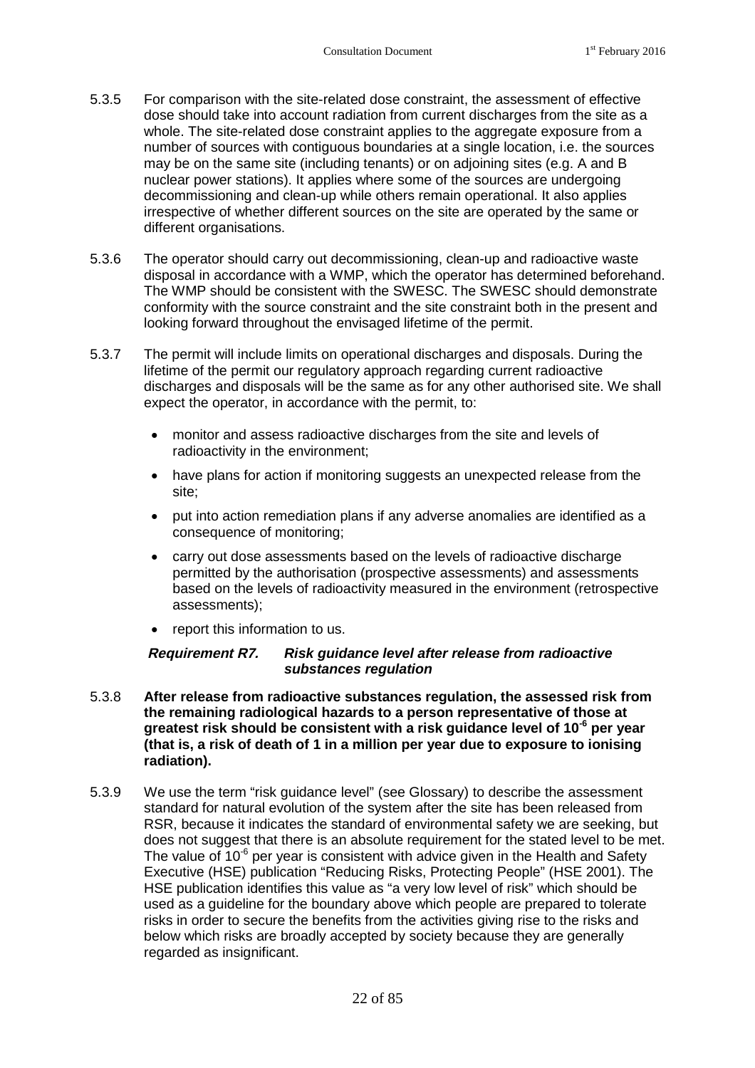5.3.5 For comparison with the site-related dose constraint, the assessment of effective dose should take into account radiation from current discharges from the site as a whole. The site-related dose constraint applies to the aggregate exposure from a number of sources with contiguous boundaries at a single location, i.e. the sources may be on the same site (including tenants) or on adjoining sites (e.g. A and B nuclear power stations). It applies where some of the sources are undergoing decommissioning and clean-up while others remain operational. It also applies irrespective of whether different sources on the site are operated by the same or different organisations.

5.3.6 The operator should carry out decommissioning, clean-up and radioactive waste disposal in accordance with a WMP, which the operator has determined beforehand. The WMP should be consistent with the SWESC. The SWESC should demonstrate conformity with the source constraint and the site constraint both in the present and looking forward throughout the envisaged lifetime of the permit.

5.3.7 The permit will include limits on operational discharges and disposals. During the lifetime of the permit our regulatory approach regarding current radioactive discharges and disposals will be the same as for any other authorised site. We shall expect the operator, in accordance with the permit, to:

- monitor and assess radioactive discharges from the site and levels of radioactivity in the environment;
- have plans for action if monitoring suggests an unexpected release from the site;
- put into action remediation plans if any adverse anomalies are identified as a consequence of monitoring;
- carry out dose assessments based on the levels of radioactive discharge permitted by the authorisation (prospective assessments) and assessments based on the levels of radioactivity measured in the environment (retrospective assessments);
- report this information to us.

***Requirement R7. Risk guidance level after release from radioactive substances regulation***

5.3.8 **After release from radioactive substances regulation, the assessed risk from the remaining radiological hazards to a person representative of those at greatest risk should be consistent with a risk guidance level of $10^{-6}$ per year (that is, a risk of death of 1 in a million per year due to exposure to ionising radiation).**

5.3.9 We use the term "risk guidance level" (see Glossary) to describe the assessment standard for natural evolution of the system after the site has been released from RSR, because it indicates the standard of environmental safety we are seeking, but does not suggest that there is an absolute requirement for the stated level to be met. The value of $10^{-6}$ per year is consistent with advice given in the Health and Safety Executive (HSE) publication "Reducing Risks, Protecting People" (HSE 2001). The HSE publication identifies this value as "a very low level of risk" which should be used as a guideline for the boundary above which people are prepared to tolerate risks in order to secure the benefits from the activities giving rise to the risks and below which risks are broadly accepted by society because they are generally regarded as insignificant.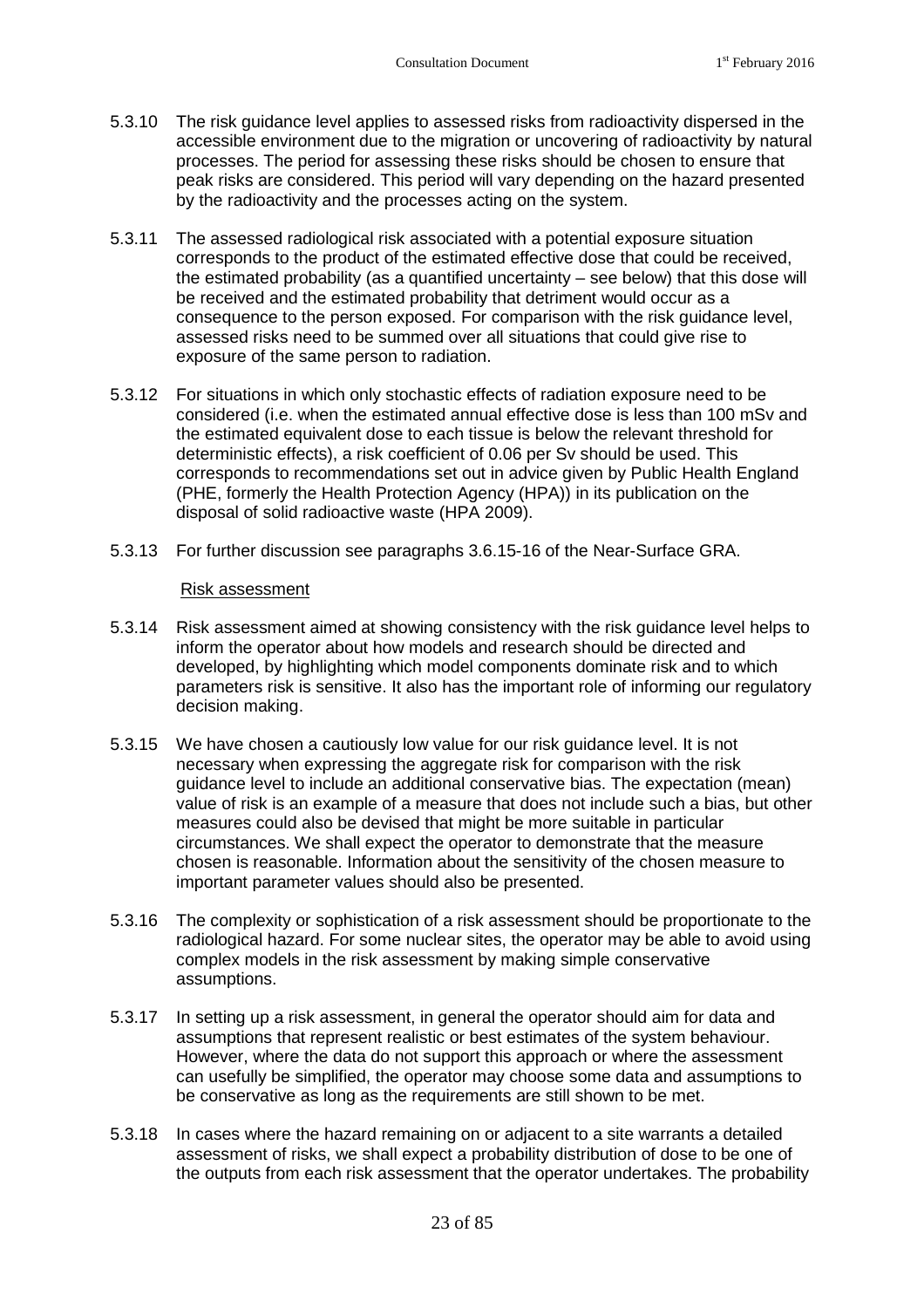5.3.10 The risk guidance level applies to assessed risks from radioactivity dispersed in the accessible environment due to the migration or uncovering of radioactivity by natural processes. The period for assessing these risks should be chosen to ensure that peak risks are considered. This period will vary depending on the hazard presented by the radioactivity and the processes acting on the system.

5.3.11 The assessed radiological risk associated with a potential exposure situation corresponds to the product of the estimated effective dose that could be received, the estimated probability (as a quantified uncertainty – see below) that this dose will be received and the estimated probability that detriment would occur as a consequence to the person exposed. For comparison with the risk guidance level, assessed risks need to be summed over all situations that could give rise to exposure of the same person to radiation.

5.3.12 For situations in which only stochastic effects of radiation exposure need to be considered (i.e. when the estimated annual effective dose is less than 100 mSv and the estimated equivalent dose to each tissue is below the relevant threshold for deterministic effects), a risk coefficient of 0.06 per Sv should be used. This corresponds to recommendations set out in advice given by Public Health England (PHE, formerly the Health Protection Agency (HPA)) in its publication on the disposal of solid radioactive waste (HPA 2009).

5.3.13 For further discussion see paragraphs 3.6.15-16 of the Near-Surface GRA.

Risk assessment

5.3.14 Risk assessment aimed at showing consistency with the risk guidance level helps to inform the operator about how models and research should be directed and developed, by highlighting which model components dominate risk and to which parameters risk is sensitive. It also has the important role of informing our regulatory decision making.

5.3.15 We have chosen a cautiously low value for our risk guidance level. It is not necessary when expressing the aggregate risk for comparison with the risk guidance level to include an additional conservative bias. The expectation (mean) value of risk is an example of a measure that does not include such a bias, but other measures could also be devised that might be more suitable in particular circumstances. We shall expect the operator to demonstrate that the measure chosen is reasonable. Information about the sensitivity of the chosen measure to important parameter values should also be presented.

5.3.16 The complexity or sophistication of a risk assessment should be proportionate to the radiological hazard. For some nuclear sites, the operator may be able to avoid using complex models in the risk assessment by making simple conservative assumptions.

5.3.17 In setting up a risk assessment, in general the operator should aim for data and assumptions that represent realistic or best estimates of the system behaviour. However, where the data do not support this approach or where the assessment can usefully be simplified, the operator may choose some data and assumptions to be conservative as long as the requirements are still shown to be met.

5.3.18 In cases where the hazard remaining on or adjacent to a site warrants a detailed assessment of risks, we shall expect a probability distribution of dose to be one of the outputs from each risk assessment that the operator undertakes. The probability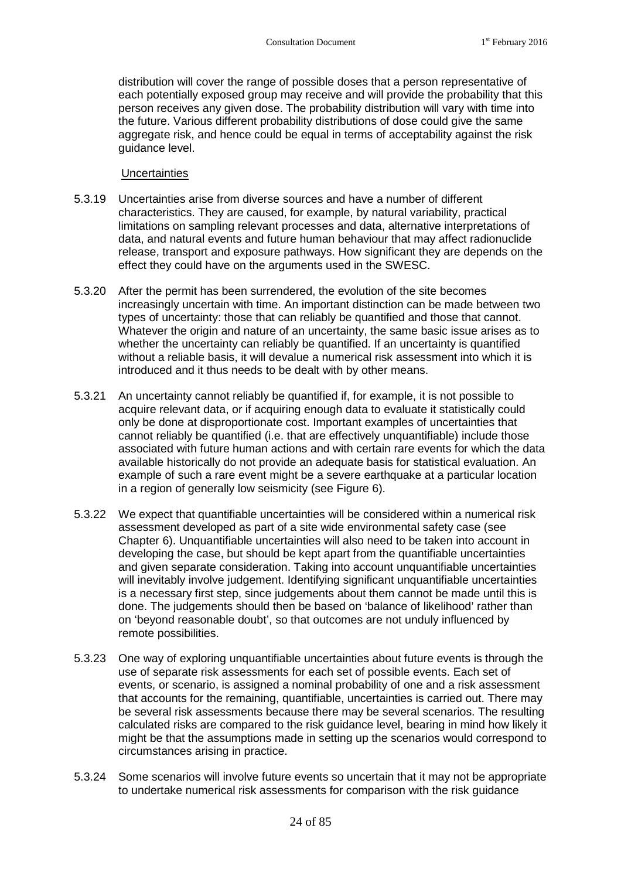distribution will cover the range of possible doses that a person representative of each potentially exposed group may receive and will provide the probability that this person receives any given dose. The probability distribution will vary with time into the future. Various different probability distributions of dose could give the same aggregate risk, and hence could be equal in terms of acceptability against the risk guidance level.

Uncertainties

5.3.19 Uncertainties arise from diverse sources and have a number of different characteristics. They are caused, for example, by natural variability, practical limitations on sampling relevant processes and data, alternative interpretations of data, and natural events and future human behaviour that may affect radionuclide release, transport and exposure pathways. How significant they are depends on the effect they could have on the arguments used in the SWESC.

5.3.20 After the permit has been surrendered, the evolution of the site becomes increasingly uncertain with time. An important distinction can be made between two types of uncertainty: those that can reliably be quantified and those that cannot. Whatever the origin and nature of an uncertainty, the same basic issue arises as to whether the uncertainty can reliably be quantified. If an uncertainty is quantified without a reliable basis, it will devalue a numerical risk assessment into which it is introduced and it thus needs to be dealt with by other means.

5.3.21 An uncertainty cannot reliably be quantified if, for example, it is not possible to acquire relevant data, or if acquiring enough data to evaluate it statistically could only be done at disproportionate cost. Important examples of uncertainties that cannot reliably be quantified (i.e. that are effectively unquantifiable) include those associated with future human actions and with certain rare events for which the data available historically do not provide an adequate basis for statistical evaluation. An example of such a rare event might be a severe earthquake at a particular location in a region of generally low seismicity (see Figure 6).

5.3.22 We expect that quantifiable uncertainties will be considered within a numerical risk assessment developed as part of a site wide environmental safety case (see Chapter 6). Unquantifiable uncertainties will also need to be taken into account in developing the case, but should be kept apart from the quantifiable uncertainties and given separate consideration. Taking into account unquantifiable uncertainties will inevitably involve judgement. Identifying significant unquantifiable uncertainties is a necessary first step, since judgements about them cannot be made until this is done. The judgements should then be based on 'balance of likelihood' rather than on 'beyond reasonable doubt', so that outcomes are not unduly influenced by remote possibilities.

5.3.23 One way of exploring unquantifiable uncertainties about future events is through the use of separate risk assessments for each set of possible events. Each set of events, or scenario, is assigned a nominal probability of one and a risk assessment that accounts for the remaining, quantifiable, uncertainties is carried out. There may be several risk assessments because there may be several scenarios. The resulting calculated risks are compared to the risk guidance level, bearing in mind how likely it might be that the assumptions made in setting up the scenarios would correspond to circumstances arising in practice.

5.3.24 Some scenarios will involve future events so uncertain that it may not be appropriate to undertake numerical risk assessments for comparison with the risk guidance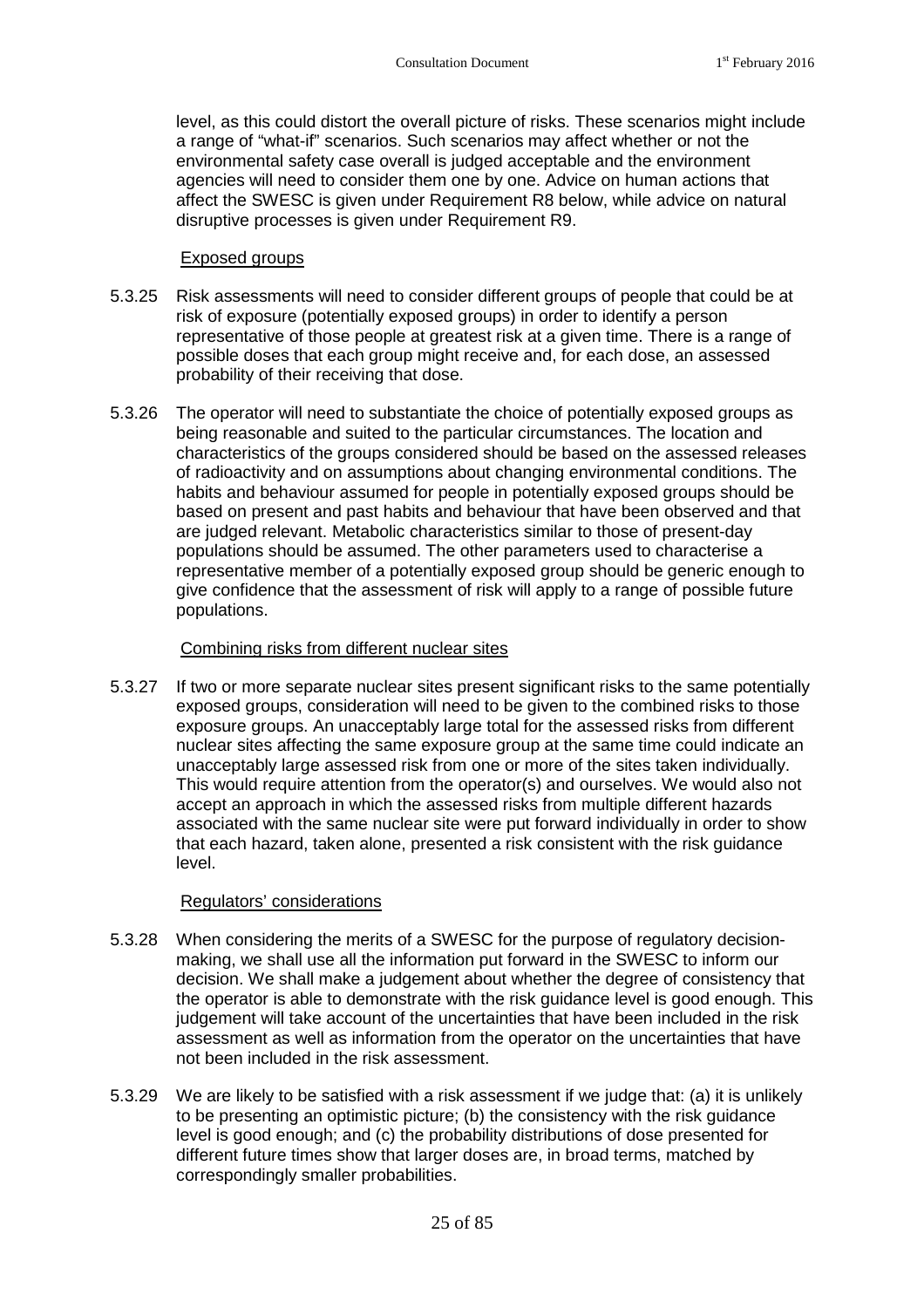level, as this could distort the overall picture of risks. These scenarios might include a range of "what-if" scenarios. Such scenarios may affect whether or not the environmental safety case overall is judged acceptable and the environment agencies will need to consider them one by one. Advice on human actions that affect the SWESC is given under Requirement R8 below, while advice on natural disruptive processes is given under Requirement R9.

Exposed groups

5.3.25 Risk assessments will need to consider different groups of people that could be at risk of exposure (potentially exposed groups) in order to identify a person representative of those people at greatest risk at a given time. There is a range of possible doses that each group might receive and, for each dose, an assessed probability of their receiving that dose.

5.3.26 The operator will need to substantiate the choice of potentially exposed groups as being reasonable and suited to the particular circumstances. The location and characteristics of the groups considered should be based on the assessed releases of radioactivity and on assumptions about changing environmental conditions. The habits and behaviour assumed for people in potentially exposed groups should be based on present and past habits and behaviour that have been observed and that are judged relevant. Metabolic characteristics similar to those of present-day populations should be assumed. The other parameters used to characterise a representative member of a potentially exposed group should be generic enough to give confidence that the assessment of risk will apply to a range of possible future populations.

Combining risks from different nuclear sites

5.3.27 If two or more separate nuclear sites present significant risks to the same potentially exposed groups, consideration will need to be given to the combined risks to those exposure groups. An unacceptably large total for the assessed risks from different nuclear sites affecting the same exposure group at the same time could indicate an unacceptably large assessed risk from one or more of the sites taken individually. This would require attention from the operator(s) and ourselves. We would also not accept an approach in which the assessed risks from multiple different hazards associated with the same nuclear site were put forward individually in order to show that each hazard, taken alone, presented a risk consistent with the risk guidance level.

Regulators' considerations

5.3.28 When considering the merits of a SWESC for the purpose of regulatory decision-making, we shall use all the information put forward in the SWESC to inform our decision. We shall make a judgement about whether the degree of consistency that the operator is able to demonstrate with the risk guidance level is good enough. This judgement will take account of the uncertainties that have been included in the risk assessment as well as information from the operator on the uncertainties that have not been included in the risk assessment.

5.3.29 We are likely to be satisfied with a risk assessment if we judge that: (a) it is unlikely to be presenting an optimistic picture; (b) the consistency with the risk guidance level is good enough; and (c) the probability distributions of dose presented for different future times show that larger doses are, in broad terms, matched by correspondingly smaller probabilities.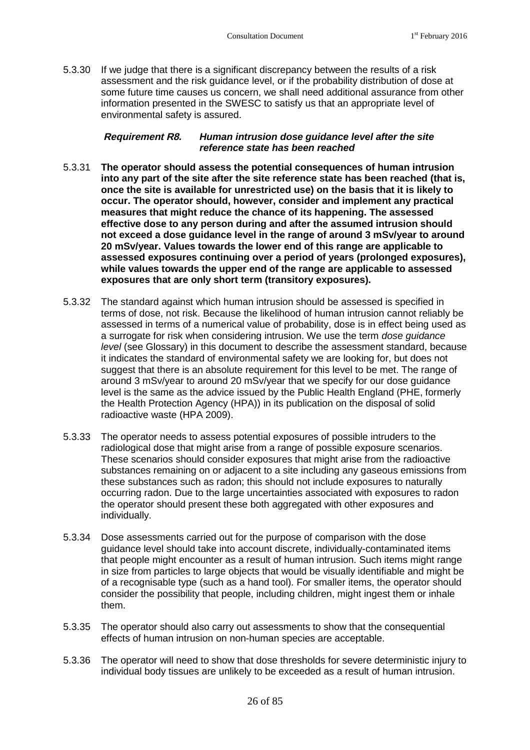5.3.30 If we judge that there is a significant discrepancy between the results of a risk assessment and the risk guidance level, or if the probability distribution of dose at some future time causes us concern, we shall need additional assurance from other information presented in the SWESC to satisfy us that an appropriate level of environmental safety is assured.

#### *Requirement R8. Human intrusion dose guidance level after the site reference state has been reached*

5.3.31 **The operator should assess the potential consequences of human intrusion into any part of the site after the site reference state has been reached (that is, once the site is available for unrestricted use) on the basis that it is likely to occur. The operator should, however, consider and implement any practical measures that might reduce the chance of its happening. The assessed effective dose to any person during and after the assumed intrusion should not exceed a dose guidance level in the range of around 3 mSv/year to around 20 mSv/year. Values towards the lower end of this range are applicable to assessed exposures continuing over a period of years (prolonged exposures), while values towards the upper end of the range are applicable to assessed exposures that are only short term (transitory exposures).**

5.3.32 The standard against which human intrusion should be assessed is specified in terms of dose, not risk. Because the likelihood of human intrusion cannot reliably be assessed in terms of a numerical value of probability, dose is in effect being used as a surrogate for risk when considering intrusion. We use the term *dose guidance level* (see Glossary) in this document to describe the assessment standard, because it indicates the standard of environmental safety we are looking for, but does not suggest that there is an absolute requirement for this level to be met. The range of around 3 mSv/year to around 20 mSv/year that we specify for our dose guidance level is the same as the advice issued by the Public Health England (PHE, formerly the Health Protection Agency (HPA)) in its publication on the disposal of solid radioactive waste (HPA 2009).

5.3.33 The operator needs to assess potential exposures of possible intruders to the radiological dose that might arise from a range of possible exposure scenarios. These scenarios should consider exposures that might arise from the radioactive substances remaining on or adjacent to a site including any gaseous emissions from these substances such as radon; this should not include exposures to naturally occurring radon. Due to the large uncertainties associated with exposures to radon the operator should present these both aggregated with other exposures and individually.

5.3.34 Dose assessments carried out for the purpose of comparison with the dose guidance level should take into account discrete, individually-contaminated items that people might encounter as a result of human intrusion. Such items might range in size from particles to large objects that would be visually identifiable and might be of a recognisable type (such as a hand tool). For smaller items, the operator should consider the possibility that people, including children, might ingest them or inhale them.

5.3.35 The operator should also carry out assessments to show that the consequential effects of human intrusion on non-human species are acceptable.

5.3.36 The operator will need to show that dose thresholds for severe deterministic injury to individual body tissues are unlikely to be exceeded as a result of human intrusion.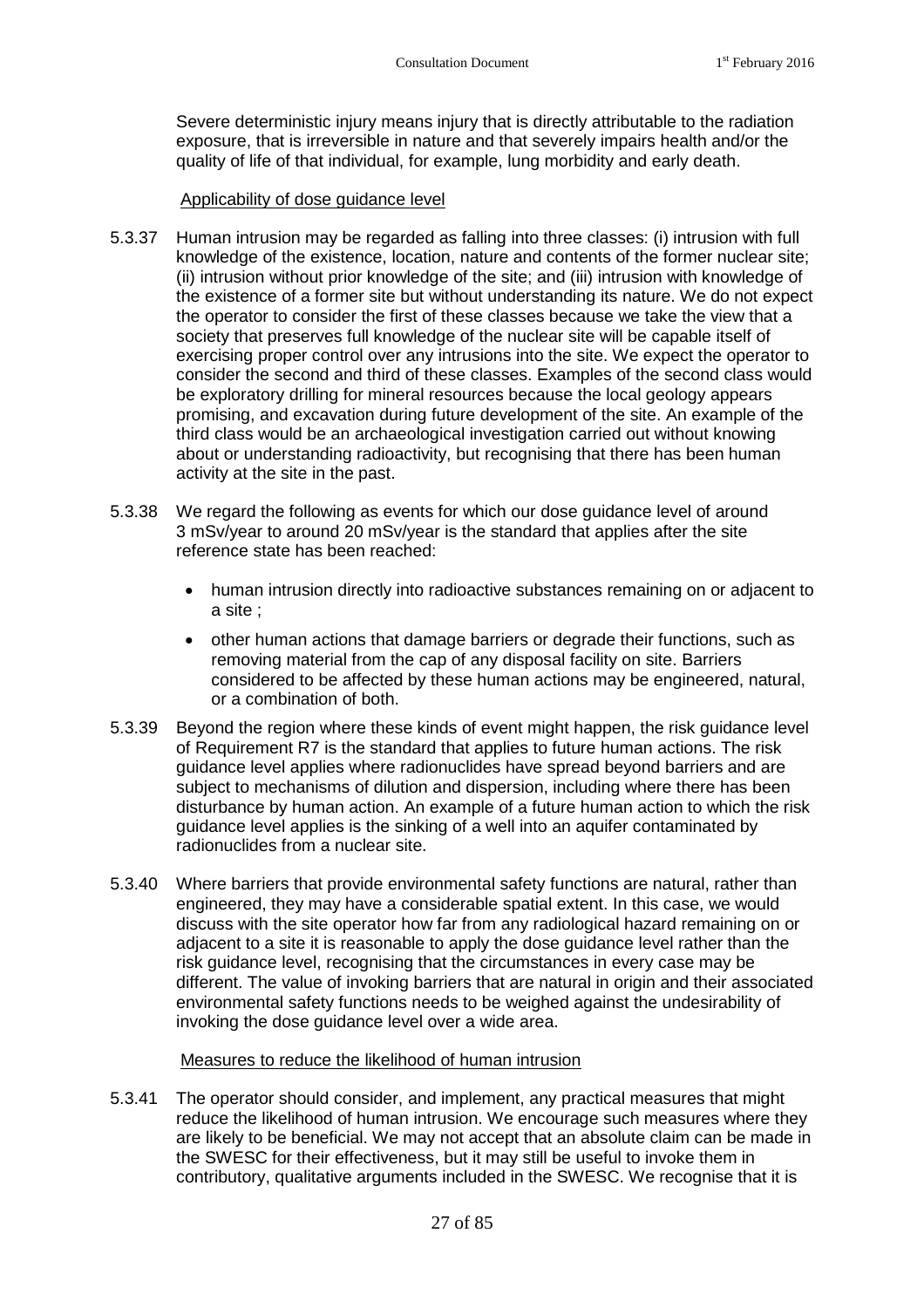Severe deterministic injury means injury that is directly attributable to the radiation exposure, that is irreversible in nature and that severely impairs health and/or the quality of life of that individual, for example, lung morbidity and early death.

Applicability of dose guidance level

5.3.37 Human intrusion may be regarded as falling into three classes: (i) intrusion with full knowledge of the existence, location, nature and contents of the former nuclear site; (ii) intrusion without prior knowledge of the site; and (iii) intrusion with knowledge of the existence of a former site but without understanding its nature. We do not expect the operator to consider the first of these classes because we take the view that a society that preserves full knowledge of the nuclear site will be capable itself of exercising proper control over any intrusions into the site. We expect the operator to consider the second and third of these classes. Examples of the second class would be exploratory drilling for mineral resources because the local geology appears promising, and excavation during future development of the site. An example of the third class would be an archaeological investigation carried out without knowing about or understanding radioactivity, but recognising that there has been human activity at the site in the past.

5.3.38 We regard the following as events for which our dose guidance level of around 3 mSv/year to around 20 mSv/year is the standard that applies after the site reference state has been reached:

- human intrusion directly into radioactive substances remaining on or adjacent to a site ;
- other human actions that damage barriers or degrade their functions, such as removing material from the cap of any disposal facility on site. Barriers considered to be affected by these human actions may be engineered, natural, or a combination of both.

5.3.39 Beyond the region where these kinds of event might happen, the risk guidance level of Requirement R7 is the standard that applies to future human actions. The risk guidance level applies where radionuclides have spread beyond barriers and are subject to mechanisms of dilution and dispersion, including where there has been disturbance by human action. An example of a future human action to which the risk guidance level applies is the sinking of a well into an aquifer contaminated by radionuclides from a nuclear site.

5.3.40 Where barriers that provide environmental safety functions are natural, rather than engineered, they may have a considerable spatial extent. In this case, we would discuss with the site operator how far from any radiological hazard remaining on or adjacent to a site it is reasonable to apply the dose guidance level rather than the risk guidance level, recognising that the circumstances in every case may be different. The value of invoking barriers that are natural in origin and their associated environmental safety functions needs to be weighed against the undesirability of invoking the dose guidance level over a wide area.

Measures to reduce the likelihood of human intrusion

5.3.41 The operator should consider, and implement, any practical measures that might reduce the likelihood of human intrusion. We encourage such measures where they are likely to be beneficial. We may not accept that an absolute claim can be made in the SWESC for their effectiveness, but it may still be useful to invoke them in contributory, qualitative arguments included in the SWESC. We recognise that it is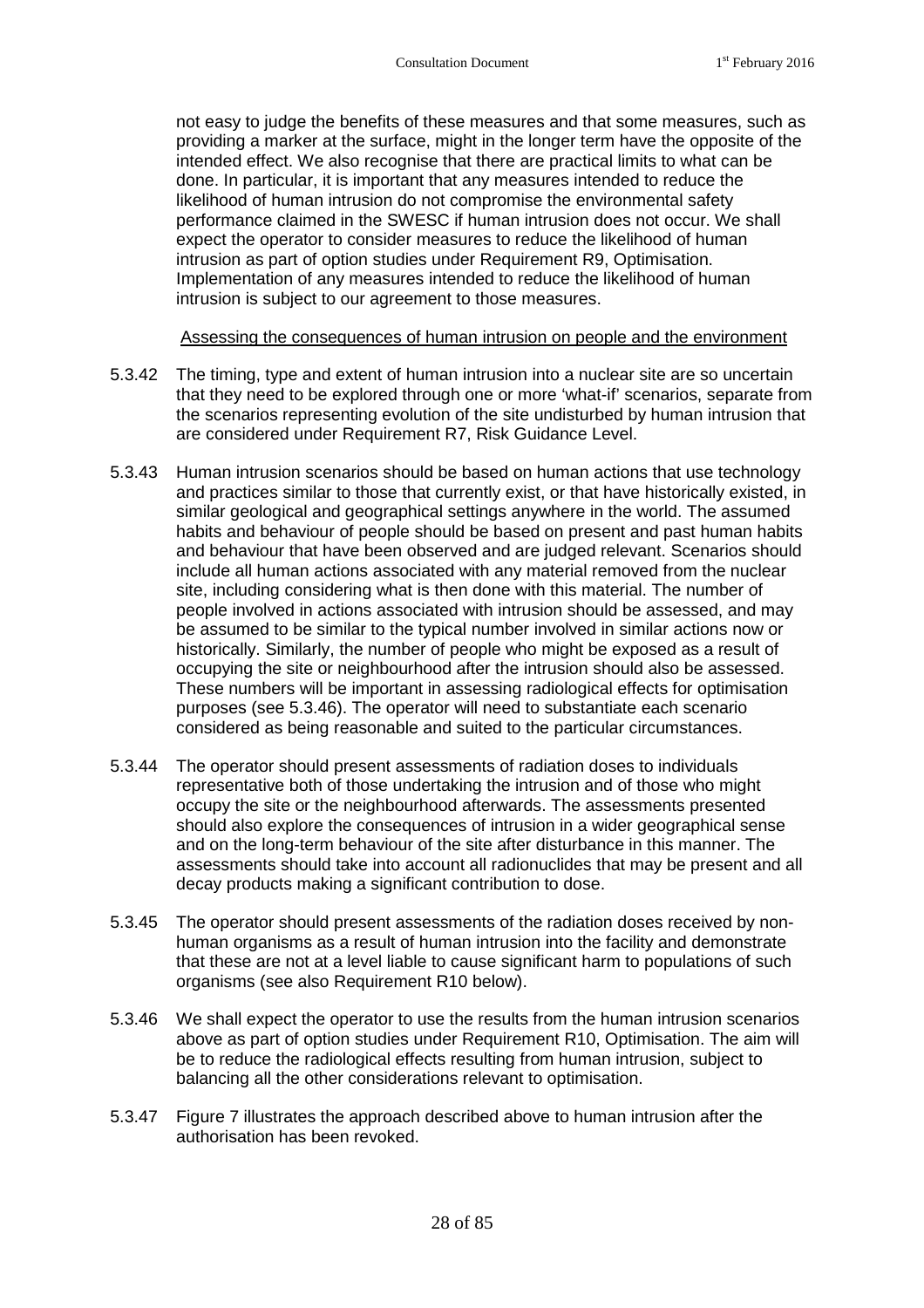not easy to judge the benefits of these measures and that some measures, such as providing a marker at the surface, might in the longer term have the opposite of the intended effect. We also recognise that there are practical limits to what can be done. In particular, it is important that any measures intended to reduce the likelihood of human intrusion do not compromise the environmental safety performance claimed in the SWESC if human intrusion does not occur. We shall expect the operator to consider measures to reduce the likelihood of human intrusion as part of option studies under Requirement R9, Optimisation. Implementation of any measures intended to reduce the likelihood of human intrusion is subject to our agreement to those measures.

Assessing the consequences of human intrusion on people and the environment

5.3.42 The timing, type and extent of human intrusion into a nuclear site are so uncertain that they need to be explored through one or more 'what-if' scenarios, separate from the scenarios representing evolution of the site undisturbed by human intrusion that are considered under Requirement R7, Risk Guidance Level.

5.3.43 Human intrusion scenarios should be based on human actions that use technology and practices similar to those that currently exist, or that have historically existed, in similar geological and geographical settings anywhere in the world. The assumed habits and behaviour of people should be based on present and past human habits and behaviour that have been observed and are judged relevant. Scenarios should include all human actions associated with any material removed from the nuclear site, including considering what is then done with this material. The number of people involved in actions associated with intrusion should be assessed, and may be assumed to be similar to the typical number involved in similar actions now or historically. Similarly, the number of people who might be exposed as a result of occupying the site or neighbourhood after the intrusion should also be assessed. These numbers will be important in assessing radiological effects for optimisation purposes (see 5.3.46). The operator will need to substantiate each scenario considered as being reasonable and suited to the particular circumstances.

5.3.44 The operator should present assessments of radiation doses to individuals representative both of those undertaking the intrusion and of those who might occupy the site or the neighbourhood afterwards. The assessments presented should also explore the consequences of intrusion in a wider geographical sense and on the long-term behaviour of the site after disturbance in this manner. The assessments should take into account all radionuclides that may be present and all decay products making a significant contribution to dose.

5.3.45 The operator should present assessments of the radiation doses received by non-human organisms as a result of human intrusion into the facility and demonstrate that these are not at a level liable to cause significant harm to populations of such organisms (see also Requirement R10 below).

5.3.46 We shall expect the operator to use the results from the human intrusion scenarios above as part of option studies under Requirement R10, Optimisation. The aim will be to reduce the radiological effects resulting from human intrusion, subject to balancing all the other considerations relevant to optimisation.

5.3.47 Figure 7 illustrates the approach described above to human intrusion after the authorisation has been revoked.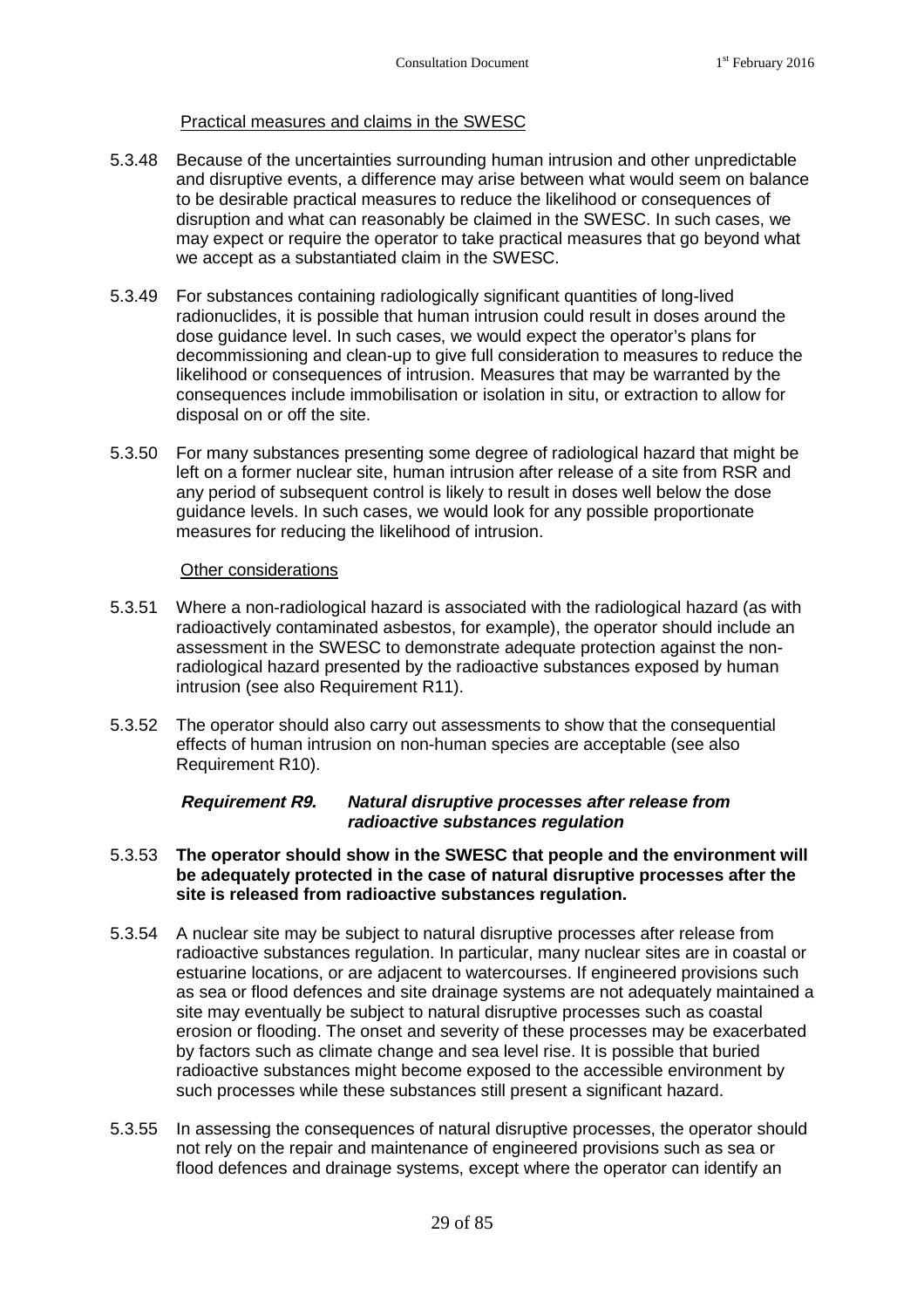Practical measures and claims in the SWESC

5.3.48 Because of the uncertainties surrounding human intrusion and other unpredictable and disruptive events, a difference may arise between what would seem on balance to be desirable practical measures to reduce the likelihood or consequences of disruption and what can reasonably be claimed in the SWESC. In such cases, we may expect or require the operator to take practical measures that go beyond what we accept as a substantiated claim in the SWESC.

5.3.49 For substances containing radiologically significant quantities of long-lived radionuclides, it is possible that human intrusion could result in doses around the dose guidance level. In such cases, we would expect the operator's plans for decommissioning and clean-up to give full consideration to measures to reduce the likelihood or consequences of intrusion. Measures that may be warranted by the consequences include immobilisation or isolation in situ, or extraction to allow for disposal on or off the site.

5.3.50 For many substances presenting some degree of radiological hazard that might be left on a former nuclear site, human intrusion after release of a site from RSR and any period of subsequent control is likely to result in doses well below the dose guidance levels. In such cases, we would look for any possible proportionate measures for reducing the likelihood of intrusion.

Other considerations

5.3.51 Where a non-radiological hazard is associated with the radiological hazard (as with radioactively contaminated asbestos, for example), the operator should include an assessment in the SWESC to demonstrate adequate protection against the non-radiological hazard presented by the radioactive substances exposed by human intrusion (see also Requirement R11).

5.3.52 The operator should also carry out assessments to show that the consequential effects of human intrusion on non-human species are acceptable (see also Requirement R10).

***Requirement R9. Natural disruptive processes after release from radioactive substances regulation***

5.3.53 **The operator should show in the SWESC that people and the environment will be adequately protected in the case of natural disruptive processes after the site is released from radioactive substances regulation.**

5.3.54 A nuclear site may be subject to natural disruptive processes after release from radioactive substances regulation. In particular, many nuclear sites are in coastal or estuarine locations, or are adjacent to watercourses. If engineered provisions such as sea or flood defences and site drainage systems are not adequately maintained a site may eventually be subject to natural disruptive processes such as coastal erosion or flooding. The onset and severity of these processes may be exacerbated by factors such as climate change and sea level rise. It is possible that buried radioactive substances might become exposed to the accessible environment by such processes while these substances still present a significant hazard.

5.3.55 In assessing the consequences of natural disruptive processes, the operator should not rely on the repair and maintenance of engineered provisions such as sea or flood defences and drainage systems, except where the operator can identify an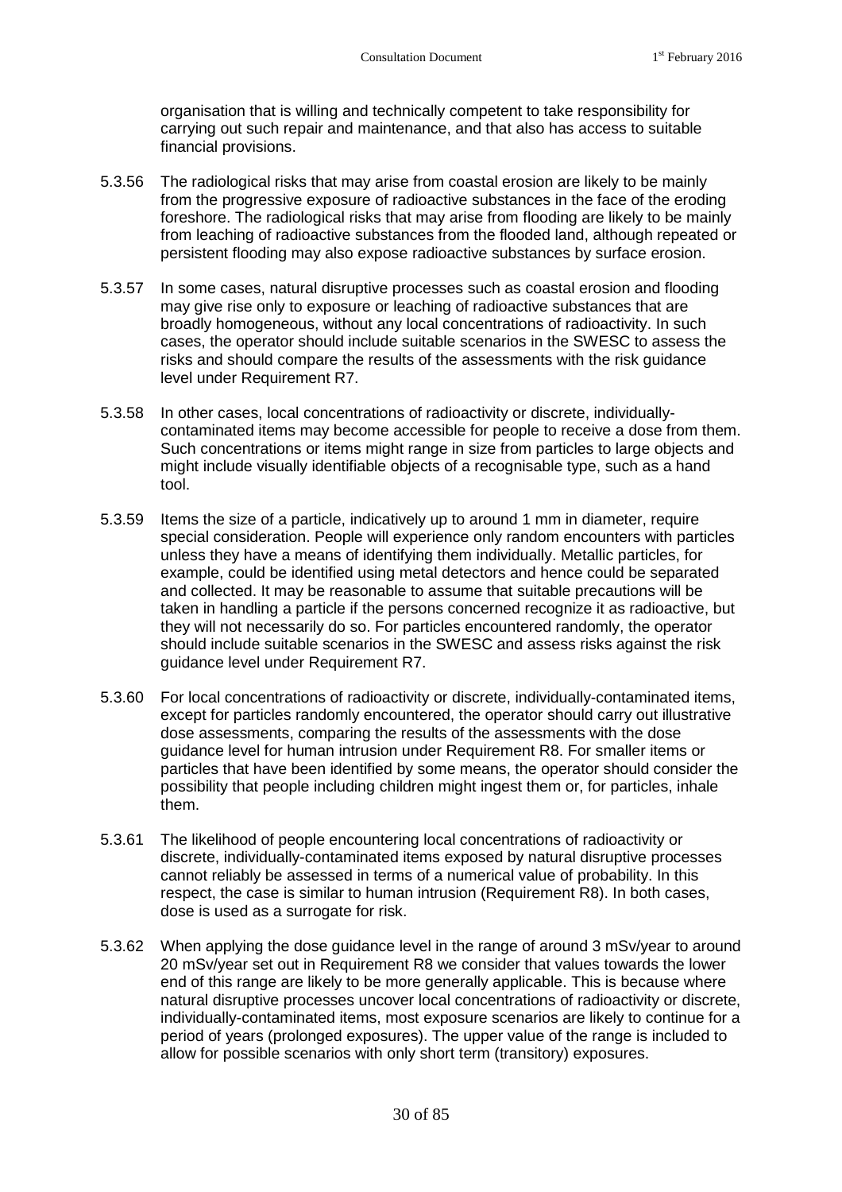organisation that is willing and technically competent to take responsibility for carrying out such repair and maintenance, and that also has access to suitable financial provisions.

5.3.56 The radiological risks that may arise from coastal erosion are likely to be mainly from the progressive exposure of radioactive substances in the face of the eroding foreshore. The radiological risks that may arise from flooding are likely to be mainly from leaching of radioactive substances from the flooded land, although repeated or persistent flooding may also expose radioactive substances by surface erosion.

5.3.57 In some cases, natural disruptive processes such as coastal erosion and flooding may give rise only to exposure or leaching of radioactive substances that are broadly homogeneous, without any local concentrations of radioactivity. In such cases, the operator should include suitable scenarios in the SWESC to assess the risks and should compare the results of the assessments with the risk guidance level under Requirement R7.

5.3.58 In other cases, local concentrations of radioactivity or discrete, individually-contaminated items may become accessible for people to receive a dose from them. Such concentrations or items might range in size from particles to large objects and might include visually identifiable objects of a recognisable type, such as a hand tool.

5.3.59 Items the size of a particle, indicatively up to around 1 mm in diameter, require special consideration. People will experience only random encounters with particles unless they have a means of identifying them individually. Metallic particles, for example, could be identified using metal detectors and hence could be separated and collected. It may be reasonable to assume that suitable precautions will be taken in handling a particle if the persons concerned recognize it as radioactive, but they will not necessarily do so. For particles encountered randomly, the operator should include suitable scenarios in the SWESC and assess risks against the risk guidance level under Requirement R7.

5.3.60 For local concentrations of radioactivity or discrete, individually-contaminated items, except for particles randomly encountered, the operator should carry out illustrative dose assessments, comparing the results of the assessments with the dose guidance level for human intrusion under Requirement R8. For smaller items or particles that have been identified by some means, the operator should consider the possibility that people including children might ingest them or, for particles, inhale them.

5.3.61 The likelihood of people encountering local concentrations of radioactivity or discrete, individually-contaminated items exposed by natural disruptive processes cannot reliably be assessed in terms of a numerical value of probability. In this respect, the case is similar to human intrusion (Requirement R8). In both cases, dose is used as a surrogate for risk.

5.3.62 When applying the dose guidance level in the range of around 3 mSv/year to around 20 mSv/year set out in Requirement R8 we consider that values towards the lower end of this range are likely to be more generally applicable. This is because where natural disruptive processes uncover local concentrations of radioactivity or discrete, individually-contaminated items, most exposure scenarios are likely to continue for a period of years (prolonged exposures). The upper value of the range is included to allow for possible scenarios with only short term (transitory) exposures.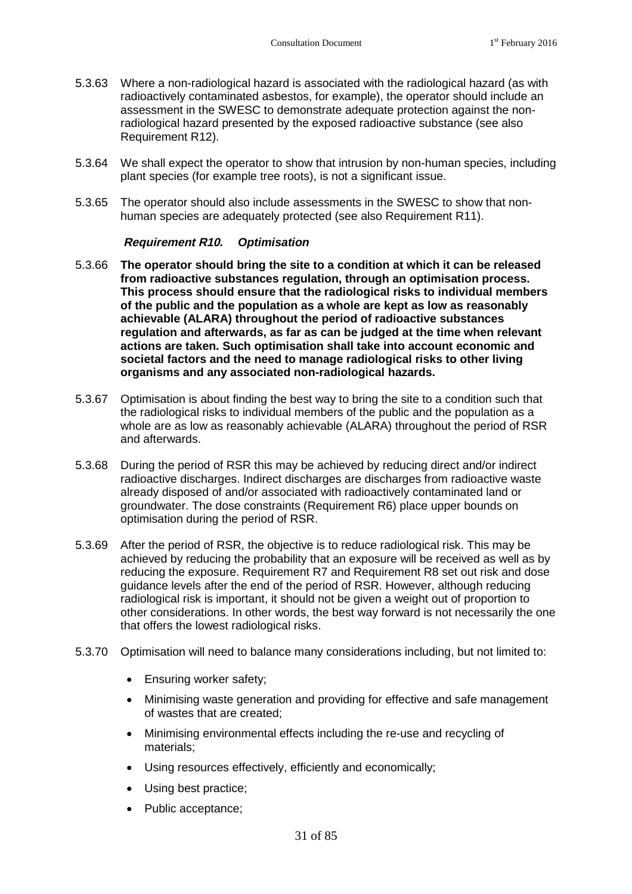5.3.63 Where a non-radiological hazard is associated with the radiological hazard (as with radioactively contaminated asbestos, for example), the operator should include an assessment in the SWESC to demonstrate adequate protection against the non-radiological hazard presented by the exposed radioactive substance (see also Requirement R12).

5.3.64 We shall expect the operator to show that intrusion by non-human species, including plant species (for example tree roots), is not a significant issue.

5.3.65 The operator should also include assessments in the SWESC to show that non-human species are adequately protected (see also Requirement R11).

#### *Requirement R10. Optimisation*

5.3.66 **The operator should bring the site to a condition at which it can be released from radioactive substances regulation, through an optimisation process. This process should ensure that the radiological risks to individual members of the public and the population as a whole are kept as low as reasonably achievable (ALARA) throughout the period of radioactive substances regulation and afterwards, as far as can be judged at the time when relevant actions are taken. Such optimisation shall take into account economic and societal factors and the need to manage radiological risks to other living organisms and any associated non-radiological hazards.**

5.3.67 Optimisation is about finding the best way to bring the site to a condition such that the radiological risks to individual members of the public and the population as a whole are as low as reasonably achievable (ALARA) throughout the period of RSR and afterwards.

5.3.68 During the period of RSR this may be achieved by reducing direct and/or indirect radioactive discharges. Indirect discharges are discharges from radioactive waste already disposed of and/or associated with radioactively contaminated land or groundwater. The dose constraints (Requirement R6) place upper bounds on optimisation during the period of RSR.

5.3.69 After the period of RSR, the objective is to reduce radiological risk. This may be achieved by reducing the probability that an exposure will be received as well as by reducing the exposure. Requirement R7 and Requirement R8 set out risk and dose guidance levels after the end of the period of RSR. However, although reducing radiological risk is important, it should not be given a weight out of proportion to other considerations. In other words, the best way forward is not necessarily the one that offers the lowest radiological risks.

5.3.70 Optimisation will need to balance many considerations including, but not limited to:

- Ensuring worker safety;
- Minimising waste generation and providing for effective and safe management of wastes that are created;
- Minimising environmental effects including the re-use and recycling of materials;
- Using resources effectively, efficiently and economically;
- Using best practice;
- Public acceptance;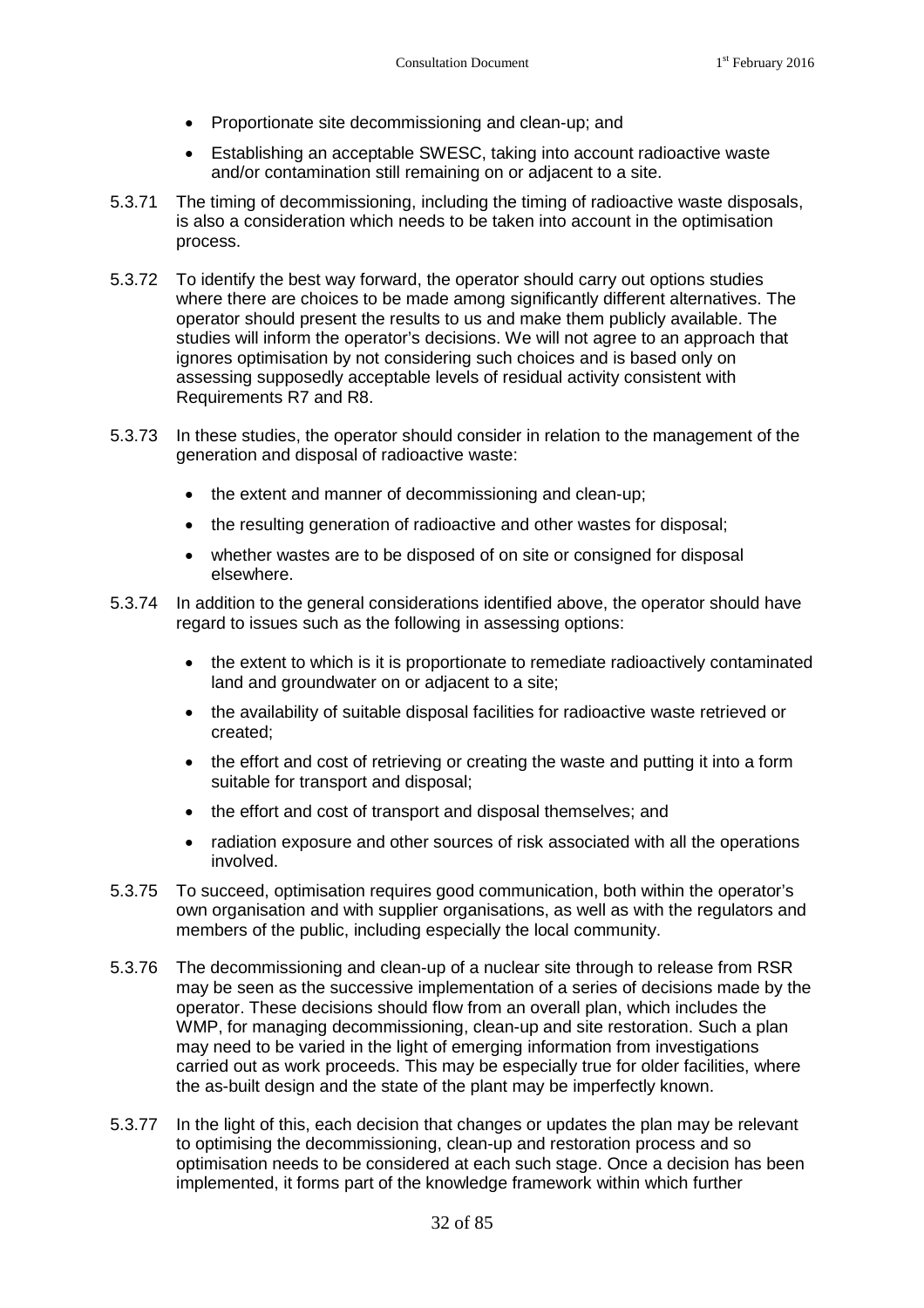- Proportionate site decommissioning and clean-up; and
- Establishing an acceptable SWESC, taking into account radioactive waste and/or contamination still remaining on or adjacent to a site.

5.3.71 The timing of decommissioning, including the timing of radioactive waste disposals, is also a consideration which needs to be taken into account in the optimisation process.

5.3.72 To identify the best way forward, the operator should carry out options studies where there are choices to be made among significantly different alternatives. The operator should present the results to us and make them publicly available. The studies will inform the operator's decisions. We will not agree to an approach that ignores optimisation by not considering such choices and is based only on assessing supposedly acceptable levels of residual activity consistent with Requirements R7 and R8.

5.3.73 In these studies, the operator should consider in relation to the management of the generation and disposal of radioactive waste:

- the extent and manner of decommissioning and clean-up;
- the resulting generation of radioactive and other wastes for disposal;
- whether wastes are to be disposed of on site or consigned for disposal elsewhere.

5.3.74 In addition to the general considerations identified above, the operator should have regard to issues such as the following in assessing options:

- the extent to which is it is proportionate to remediate radioactively contaminated land and groundwater on or adjacent to a site;
- the availability of suitable disposal facilities for radioactive waste retrieved or created;
- the effort and cost of retrieving or creating the waste and putting it into a form suitable for transport and disposal;
- the effort and cost of transport and disposal themselves; and
- radiation exposure and other sources of risk associated with all the operations involved.

5.3.75 To succeed, optimisation requires good communication, both within the operator's own organisation and with supplier organisations, as well as with the regulators and members of the public, including especially the local community.

5.3.76 The decommissioning and clean-up of a nuclear site through to release from RSR may be seen as the successive implementation of a series of decisions made by the operator. These decisions should flow from an overall plan, which includes the WMP, for managing decommissioning, clean-up and site restoration. Such a plan may need to be varied in the light of emerging information from investigations carried out as work proceeds. This may be especially true for older facilities, where the as-built design and the state of the plant may be imperfectly known.

5.3.77 In the light of this, each decision that changes or updates the plan may be relevant to optimising the decommissioning, clean-up and restoration process and so optimisation needs to be considered at each such stage. Once a decision has been implemented, it forms part of the knowledge framework within which further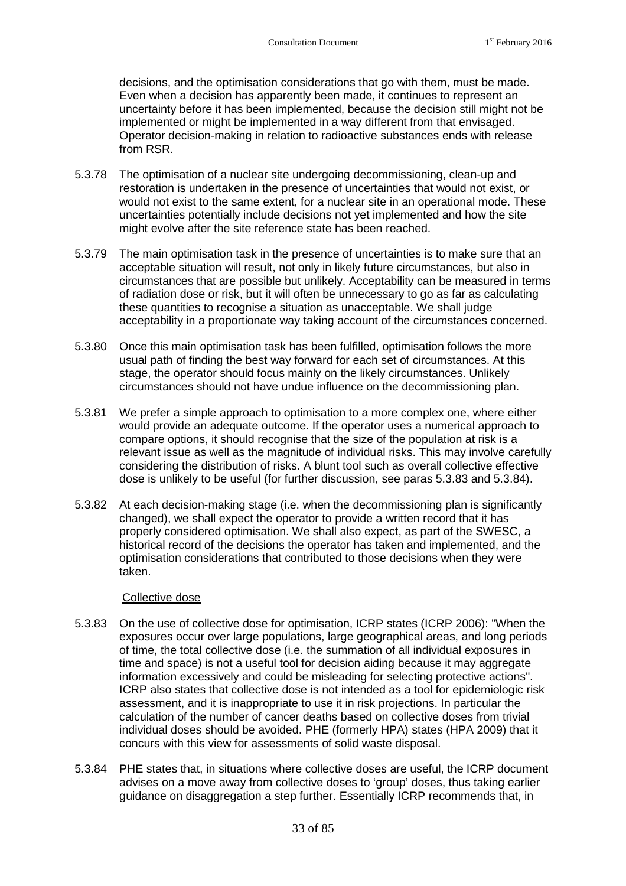decisions, and the optimisation considerations that go with them, must be made. Even when a decision has apparently been made, it continues to represent an uncertainty before it has been implemented, because the decision still might not be implemented or might be implemented in a way different from that envisaged. Operator decision-making in relation to radioactive substances ends with release from RSR.

5.3.78 The optimisation of a nuclear site undergoing decommissioning, clean-up and restoration is undertaken in the presence of uncertainties that would not exist, or would not exist to the same extent, for a nuclear site in an operational mode. These uncertainties potentially include decisions not yet implemented and how the site might evolve after the site reference state has been reached.

5.3.79 The main optimisation task in the presence of uncertainties is to make sure that an acceptable situation will result, not only in likely future circumstances, but also in circumstances that are possible but unlikely. Acceptability can be measured in terms of radiation dose or risk, but it will often be unnecessary to go as far as calculating these quantities to recognise a situation as unacceptable. We shall judge acceptability in a proportionate way taking account of the circumstances concerned.

5.3.80 Once this main optimisation task has been fulfilled, optimisation follows the more usual path of finding the best way forward for each set of circumstances. At this stage, the operator should focus mainly on the likely circumstances. Unlikely circumstances should not have undue influence on the decommissioning plan.

5.3.81 We prefer a simple approach to optimisation to a more complex one, where either would provide an adequate outcome. If the operator uses a numerical approach to compare options, it should recognise that the size of the population at risk is a relevant issue as well as the magnitude of individual risks. This may involve carefully considering the distribution of risks. A blunt tool such as overall collective effective dose is unlikely to be useful (for further discussion, see paras 5.3.83 and 5.3.84).

5.3.82 At each decision-making stage (i.e. when the decommissioning plan is significantly changed), we shall expect the operator to provide a written record that it has properly considered optimisation. We shall also expect, as part of the SWESC, a historical record of the decisions the operator has taken and implemented, and the optimisation considerations that contributed to those decisions when they were taken.

Collective dose

5.3.83 On the use of collective dose for optimisation, ICRP states (ICRP 2006): "When the exposures occur over large populations, large geographical areas, and long periods of time, the total collective dose (i.e. the summation of all individual exposures in time and space) is not a useful tool for decision aiding because it may aggregate information excessively and could be misleading for selecting protective actions". ICRP also states that collective dose is not intended as a tool for epidemiologic risk assessment, and it is inappropriate to use it in risk projections. In particular the calculation of the number of cancer deaths based on collective doses from trivial individual doses should be avoided. PHE (formerly HPA) states (HPA 2009) that it concurs with this view for assessments of solid waste disposal.

5.3.84 PHE states that, in situations where collective doses are useful, the ICRP document advises on a move away from collective doses to 'group' doses, thus taking earlier guidance on disaggregation a step further. Essentially ICRP recommends that, in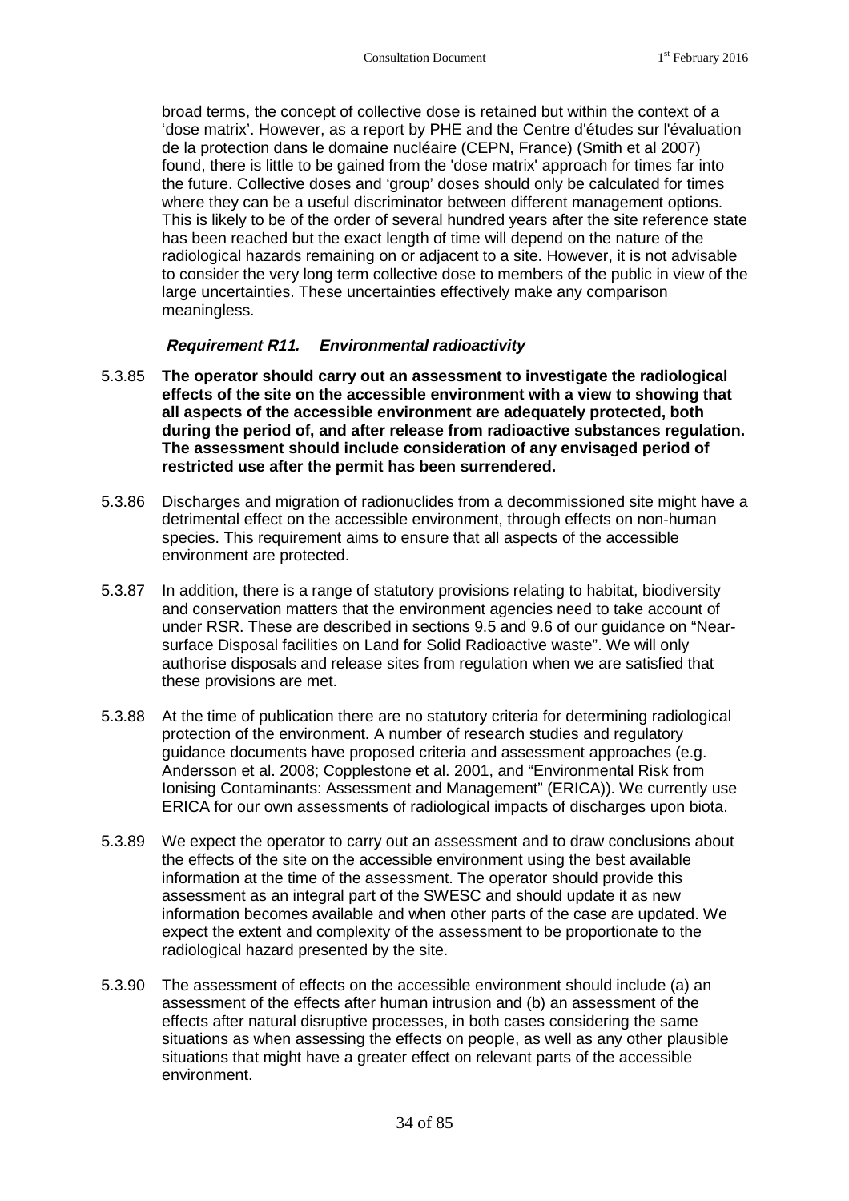broad terms, the concept of collective dose is retained but within the context of a 'dose matrix'. However, as a report by PHE and the Centre d'études sur l'évaluation de la protection dans le domaine nucléaire (CEPN, France) (Smith et al 2007) found, there is little to be gained from the 'dose matrix' approach for times far into the future. Collective doses and 'group' doses should only be calculated for times where they can be a useful discriminator between different management options. This is likely to be of the order of several hundred years after the site reference state has been reached but the exact length of time will depend on the nature of the radiological hazards remaining on or adjacent to a site. However, it is not advisable to consider the very long term collective dose to members of the public in view of the large uncertainties. These uncertainties effectively make any comparison meaningless.

### ***Requirement R11. Environmental radioactivity***

5.3.85 **The operator should carry out an assessment to investigate the radiological effects of the site on the accessible environment with a view to showing that all aspects of the accessible environment are adequately protected, both during the period of, and after release from radioactive substances regulation. The assessment should include consideration of any envisaged period of restricted use after the permit has been surrendered.**

5.3.86 Discharges and migration of radionuclides from a decommissioned site might have a detrimental effect on the accessible environment, through effects on non-human species. This requirement aims to ensure that all aspects of the accessible environment are protected.

5.3.87 In addition, there is a range of statutory provisions relating to habitat, biodiversity and conservation matters that the environment agencies need to take account of under RSR. These are described in sections 9.5 and 9.6 of our guidance on "Near-surface Disposal facilities on Land for Solid Radioactive waste". We will only authorise disposals and release sites from regulation when we are satisfied that these provisions are met.

5.3.88 At the time of publication there are no statutory criteria for determining radiological protection of the environment. A number of research studies and regulatory guidance documents have proposed criteria and assessment approaches (e.g. Andersson et al. 2008; Copplestone et al. 2001, and "Environmental Risk from Ionising Contaminants: Assessment and Management" (ERICA)). We currently use ERICA for our own assessments of radiological impacts of discharges upon biota.

5.3.89 We expect the operator to carry out an assessment and to draw conclusions about the effects of the site on the accessible environment using the best available information at the time of the assessment. The operator should provide this assessment as an integral part of the SWESC and should update it as new information becomes available and when other parts of the case are updated. We expect the extent and complexity of the assessment to be proportionate to the radiological hazard presented by the site.

5.3.90 The assessment of effects on the accessible environment should include (a) an assessment of the effects after human intrusion and (b) an assessment of the effects after natural disruptive processes, in both cases considering the same situations as when assessing the effects on people, as well as any other plausible situations that might have a greater effect on relevant parts of the accessible environment.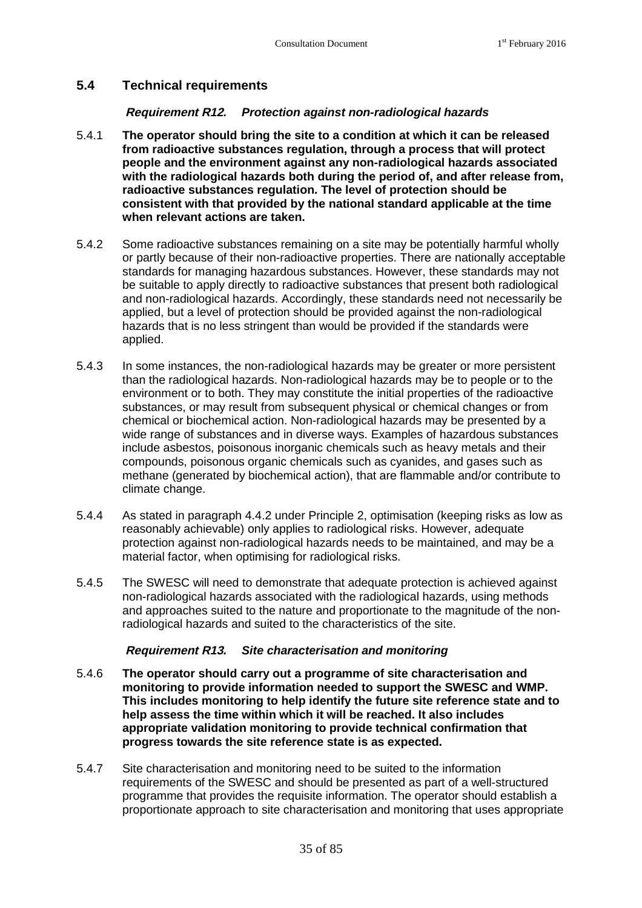## 5.4 Technical requirements

***Requirement R12. Protection against non-radiological hazards***

5.4.1 **The operator should bring the site to a condition at which it can be released from radioactive substances regulation, through a process that will protect people and the environment against any non-radiological hazards associated with the radiological hazards both during the period of, and after release from, radioactive substances regulation. The level of protection should be consistent with that provided by the national standard applicable at the time when relevant actions are taken.**

5.4.2 Some radioactive substances remaining on a site may be potentially harmful wholly or partly because of their non-radioactive properties. There are nationally acceptable standards for managing hazardous substances. However, these standards may not be suitable to apply directly to radioactive substances that present both radiological and non-radiological hazards. Accordingly, these standards need not necessarily be applied, but a level of protection should be provided against the non-radiological hazards that is no less stringent than would be provided if the standards were applied.

5.4.3 In some instances, the non-radiological hazards may be greater or more persistent than the radiological hazards. Non-radiological hazards may be to people or to the environment or to both. They may constitute the initial properties of the radioactive substances, or may result from subsequent physical or chemical changes or from chemical or biochemical action. Non-radiological hazards may be presented by a wide range of substances and in diverse ways. Examples of hazardous substances include asbestos, poisonous inorganic chemicals such as heavy metals and their compounds, poisonous organic chemicals such as cyanides, and gases such as methane (generated by biochemical action), that are flammable and/or contribute to climate change.

5.4.4 As stated in paragraph 4.4.2 under Principle 2, optimisation (keeping risks as low as reasonably achievable) only applies to radiological risks. However, adequate protection against non-radiological hazards needs to be maintained, and may be a material factor, when optimising for radiological risks.

5.4.5 The SWESC will need to demonstrate that adequate protection is achieved against non-radiological hazards associated with the radiological hazards, using methods and approaches suited to the nature and proportionate to the magnitude of the non-radiological hazards and suited to the characteristics of the site.

***Requirement R13. Site characterisation and monitoring***

5.4.6 **The operator should carry out a programme of site characterisation and monitoring to provide information needed to support the SWESC and WMP. This includes monitoring to help identify the future site reference state and to help assess the time within which it will be reached. It also includes appropriate validation monitoring to provide technical confirmation that progress towards the site reference state is as expected.**

5.4.7 Site characterisation and monitoring need to be suited to the information requirements of the SWESC and should be presented as part of a well-structured programme that provides the requisite information. The operator should establish a proportionate approach to site characterisation and monitoring that uses appropriate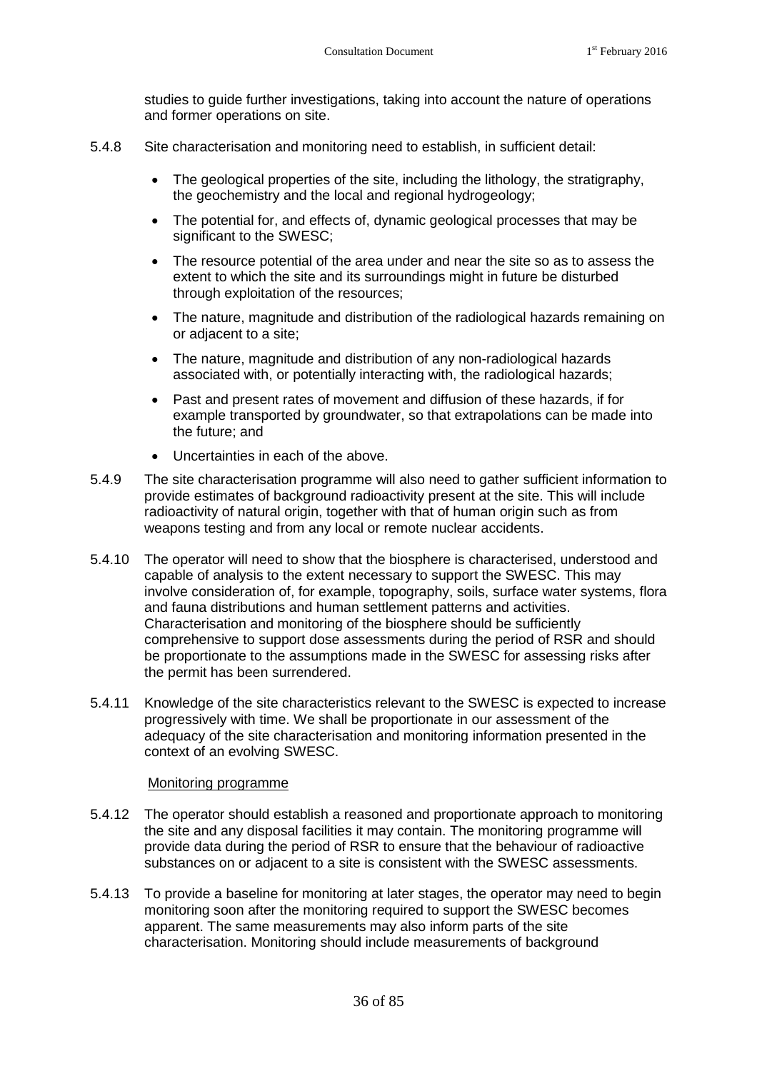studies to guide further investigations, taking into account the nature of operations and former operations on site.

5.4.8 Site characterisation and monitoring need to establish, in sufficient detail:

- The geological properties of the site, including the lithology, the stratigraphy, the geochemistry and the local and regional hydrogeology;
- The potential for, and effects of, dynamic geological processes that may be significant to the SWESC;
- The resource potential of the area under and near the site so as to assess the extent to which the site and its surroundings might in future be disturbed through exploitation of the resources;
- The nature, magnitude and distribution of the radiological hazards remaining on or adjacent to a site;
- The nature, magnitude and distribution of any non-radiological hazards associated with, or potentially interacting with, the radiological hazards;
- Past and present rates of movement and diffusion of these hazards, if for example transported by groundwater, so that extrapolations can be made into the future; and
- Uncertainties in each of the above.

5.4.9 The site characterisation programme will also need to gather sufficient information to provide estimates of background radioactivity present at the site. This will include radioactivity of natural origin, together with that of human origin such as from weapons testing and from any local or remote nuclear accidents.

5.4.10 The operator will need to show that the biosphere is characterised, understood and capable of analysis to the extent necessary to support the SWESC. This may involve consideration of, for example, topography, soils, surface water systems, flora and fauna distributions and human settlement patterns and activities. Characterisation and monitoring of the biosphere should be sufficiently comprehensive to support dose assessments during the period of RSR and should be proportionate to the assumptions made in the SWESC for assessing risks after the permit has been surrendered.

5.4.11 Knowledge of the site characteristics relevant to the SWESC is expected to increase progressively with time. We shall be proportionate in our assessment of the adequacy of the site characterisation and monitoring information presented in the context of an evolving SWESC.

Monitoring programme

5.4.12 The operator should establish a reasoned and proportionate approach to monitoring the site and any disposal facilities it may contain. The monitoring programme will provide data during the period of RSR to ensure that the behaviour of radioactive substances on or adjacent to a site is consistent with the SWESC assessments.

5.4.13 To provide a baseline for monitoring at later stages, the operator may need to begin monitoring soon after the monitoring required to support the SWESC becomes apparent. The same measurements may also inform parts of the site characterisation. Monitoring should include measurements of background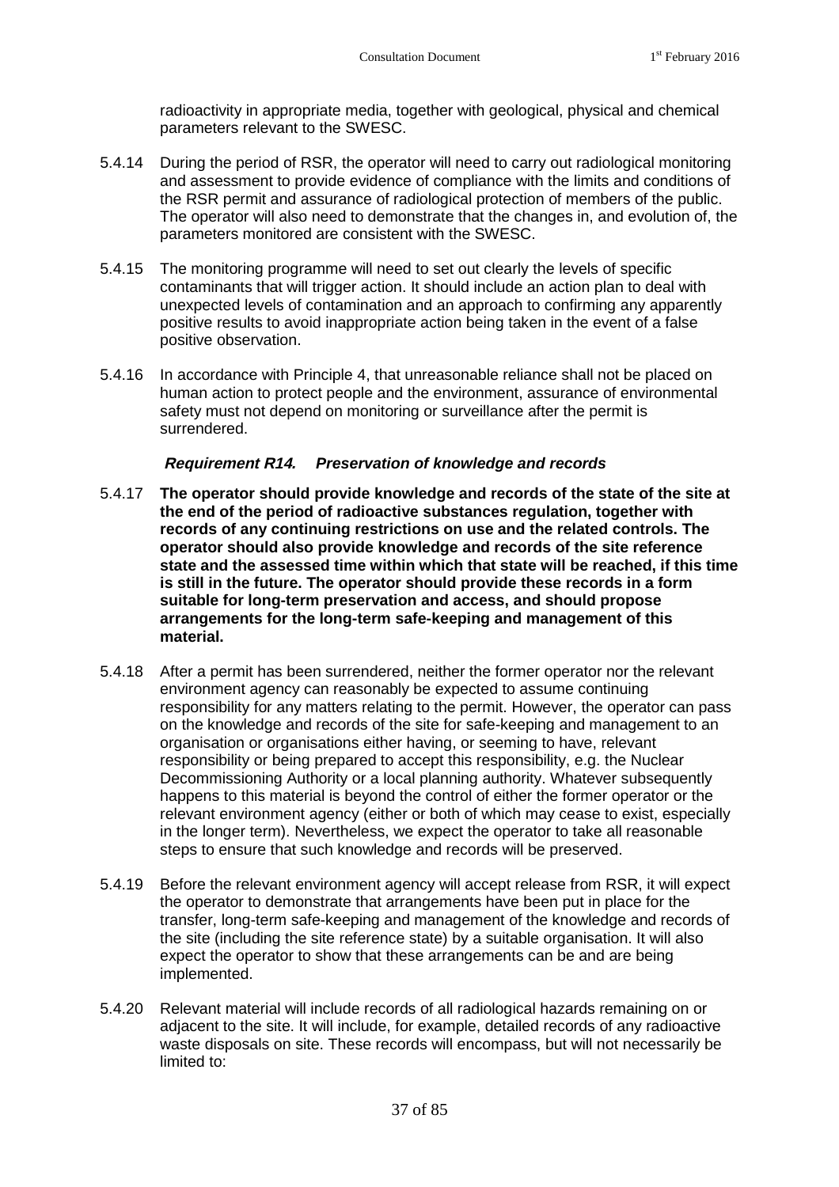radioactivity in appropriate media, together with geological, physical and chemical parameters relevant to the SWESC.

5.4.14 During the period of RSR, the operator will need to carry out radiological monitoring and assessment to provide evidence of compliance with the limits and conditions of the RSR permit and assurance of radiological protection of members of the public. The operator will also need to demonstrate that the changes in, and evolution of, the parameters monitored are consistent with the SWESC.

5.4.15 The monitoring programme will need to set out clearly the levels of specific contaminants that will trigger action. It should include an action plan to deal with unexpected levels of contamination and an approach to confirming any apparently positive results to avoid inappropriate action being taken in the event of a false positive observation.

5.4.16 In accordance with Principle 4, that unreasonable reliance shall not be placed on human action to protect people and the environment, assurance of environmental safety must not depend on monitoring or surveillance after the permit is surrendered.

#### *Requirement R14. Preservation of knowledge and records*

5.4.17 **The operator should provide knowledge and records of the state of the site at the end of the period of radioactive substances regulation, together with records of any continuing restrictions on use and the related controls. The operator should also provide knowledge and records of the site reference state and the assessed time within which that state will be reached, if this time is still in the future. The operator should provide these records in a form suitable for long-term preservation and access, and should propose arrangements for the long-term safe-keeping and management of this material.**

5.4.18 After a permit has been surrendered, neither the former operator nor the relevant environment agency can reasonably be expected to assume continuing responsibility for any matters relating to the permit. However, the operator can pass on the knowledge and records of the site for safe-keeping and management to an organisation or organisations either having, or seeming to have, relevant responsibility or being prepared to accept this responsibility, e.g. the Nuclear Decommissioning Authority or a local planning authority. Whatever subsequently happens to this material is beyond the control of either the former operator or the relevant environment agency (either or both of which may cease to exist, especially in the longer term). Nevertheless, we expect the operator to take all reasonable steps to ensure that such knowledge and records will be preserved.

5.4.19 Before the relevant environment agency will accept release from RSR, it will expect the operator to demonstrate that arrangements have been put in place for the transfer, long-term safe-keeping and management of the knowledge and records of the site (including the site reference state) by a suitable organisation. It will also expect the operator to show that these arrangements can be and are being implemented.

5.4.20 Relevant material will include records of all radiological hazards remaining on or adjacent to the site. It will include, for example, detailed records of any radioactive waste disposals on site. These records will encompass, but will not necessarily be limited to: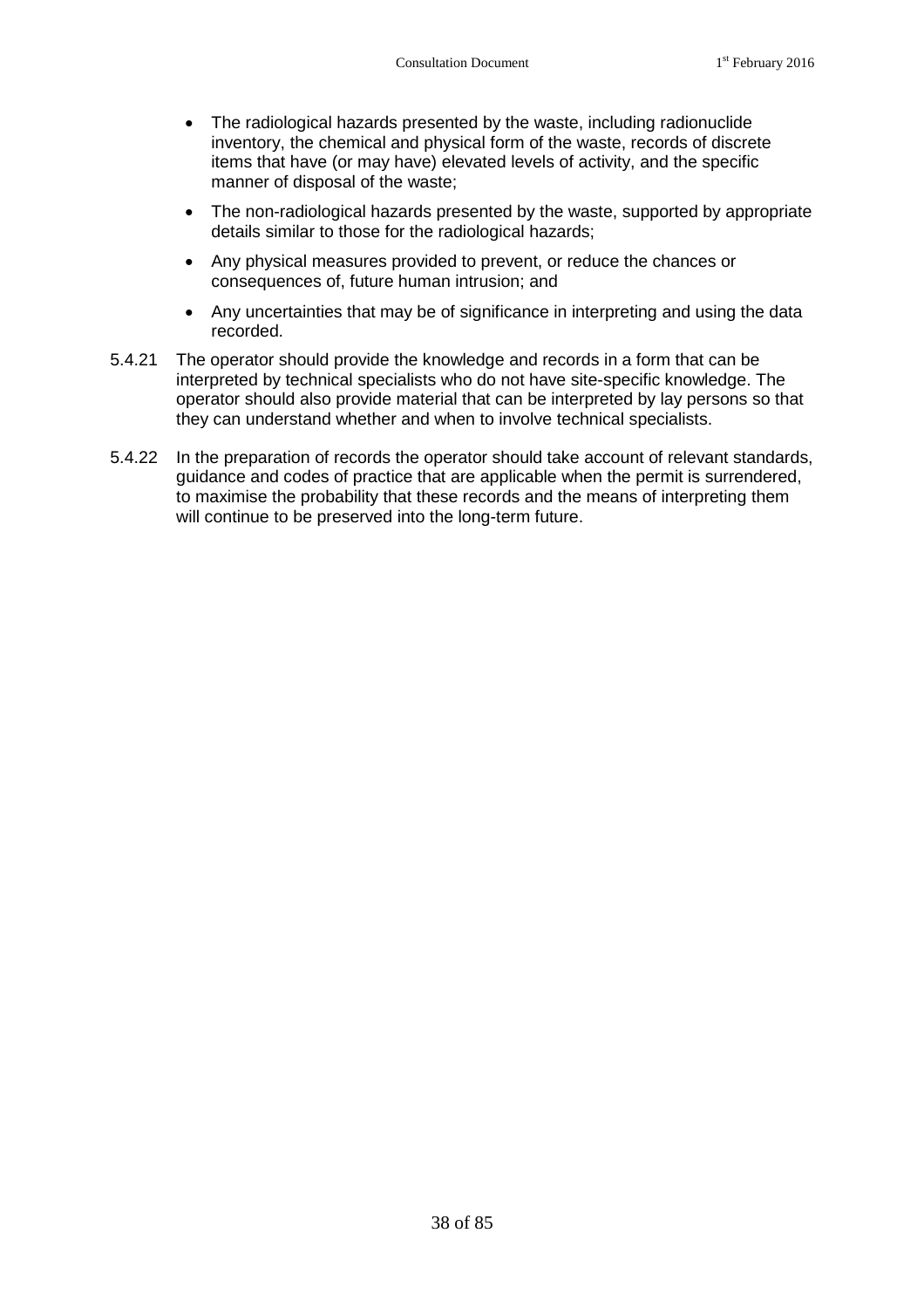- The radiological hazards presented by the waste, including radionuclide inventory, the chemical and physical form of the waste, records of discrete items that have (or may have) elevated levels of activity, and the specific manner of disposal of the waste;
- The non-radiological hazards presented by the waste, supported by appropriate details similar to those for the radiological hazards;
- Any physical measures provided to prevent, or reduce the chances or consequences of, future human intrusion; and
- Any uncertainties that may be of significance in interpreting and using the data recorded.

5.4.21 The operator should provide the knowledge and records in a form that can be interpreted by technical specialists who do not have site-specific knowledge. The operator should also provide material that can be interpreted by lay persons so that they can understand whether and when to involve technical specialists.

5.4.22 In the preparation of records the operator should take account of relevant standards, guidance and codes of practice that are applicable when the permit is surrendered, to maximise the probability that these records and the means of interpreting them will continue to be preserved into the long-term future.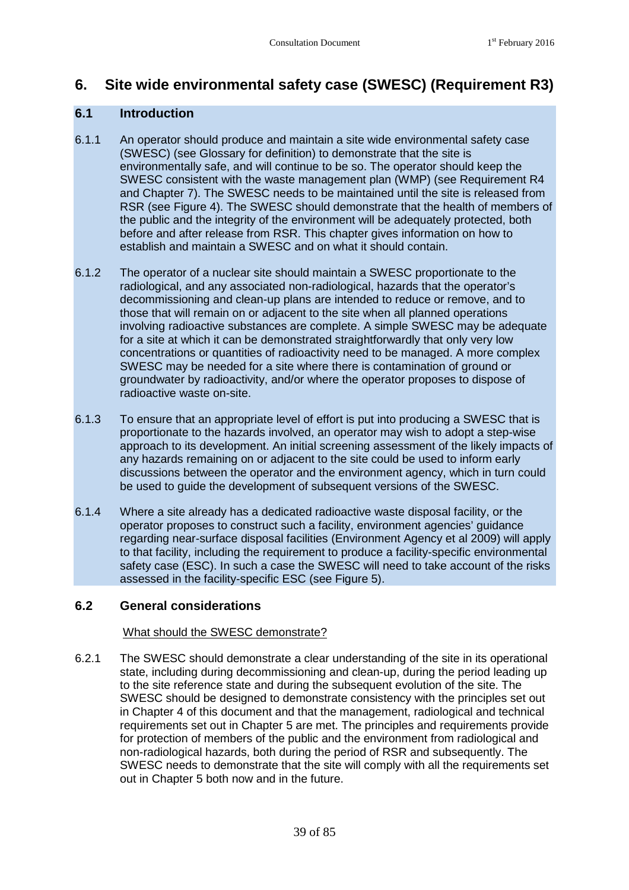# 6. Site wide environmental safety case (SWESC) (Requirement R3)

## 6.1 Introduction

6.1.1 An operator should produce and maintain a site wide environmental safety case (SWESC) (see Glossary for definition) to demonstrate that the site is environmentally safe, and will continue to be so. The operator should keep the SWESC consistent with the waste management plan (WMP) (see Requirement R4 and Chapter 7). The SWESC needs to be maintained until the site is released from RSR (see Figure 4). The SWESC should demonstrate that the health of members of the public and the integrity of the environment will be adequately protected, both before and after release from RSR. This chapter gives information on how to establish and maintain a SWESC and on what it should contain.

6.1.2 The operator of a nuclear site should maintain a SWESC proportionate to the radiological, and any associated non-radiological, hazards that the operator's decommissioning and clean-up plans are intended to reduce or remove, and to those that will remain on or adjacent to the site when all planned operations involving radioactive substances are complete. A simple SWESC may be adequate for a site at which it can be demonstrated straightforwardly that only very low concentrations or quantities of radioactivity need to be managed. A more complex SWESC may be needed for a site where there is contamination of ground or groundwater by radioactivity, and/or where the operator proposes to dispose of radioactive waste on-site.

6.1.3 To ensure that an appropriate level of effort is put into producing a SWESC that is proportionate to the hazards involved, an operator may wish to adopt a step-wise approach to its development. An initial screening assessment of the likely impacts of any hazards remaining on or adjacent to the site could be used to inform early discussions between the operator and the environment agency, which in turn could be used to guide the development of subsequent versions of the SWESC.

6.1.4 Where a site already has a dedicated radioactive waste disposal facility, or the operator proposes to construct such a facility, environment agencies' guidance regarding near-surface disposal facilities (Environment Agency et al 2009) will apply to that facility, including the requirement to produce a facility-specific environmental safety case (ESC). In such a case the SWESC will need to take account of the risks assessed in the facility-specific ESC (see Figure 5).

## 6.2 General considerations

What should the SWESC demonstrate?

6.2.1 The SWESC should demonstrate a clear understanding of the site in its operational state, including during decommissioning and clean-up, during the period leading up to the site reference state and during the subsequent evolution of the site. The SWESC should be designed to demonstrate consistency with the principles set out in Chapter 4 of this document and that the management, radiological and technical requirements set out in Chapter 5 are met. The principles and requirements provide for protection of members of the public and the environment from radiological and non-radiological hazards, both during the period of RSR and subsequently. The SWESC needs to demonstrate that the site will comply with all the requirements set out in Chapter 5 both now and in the future.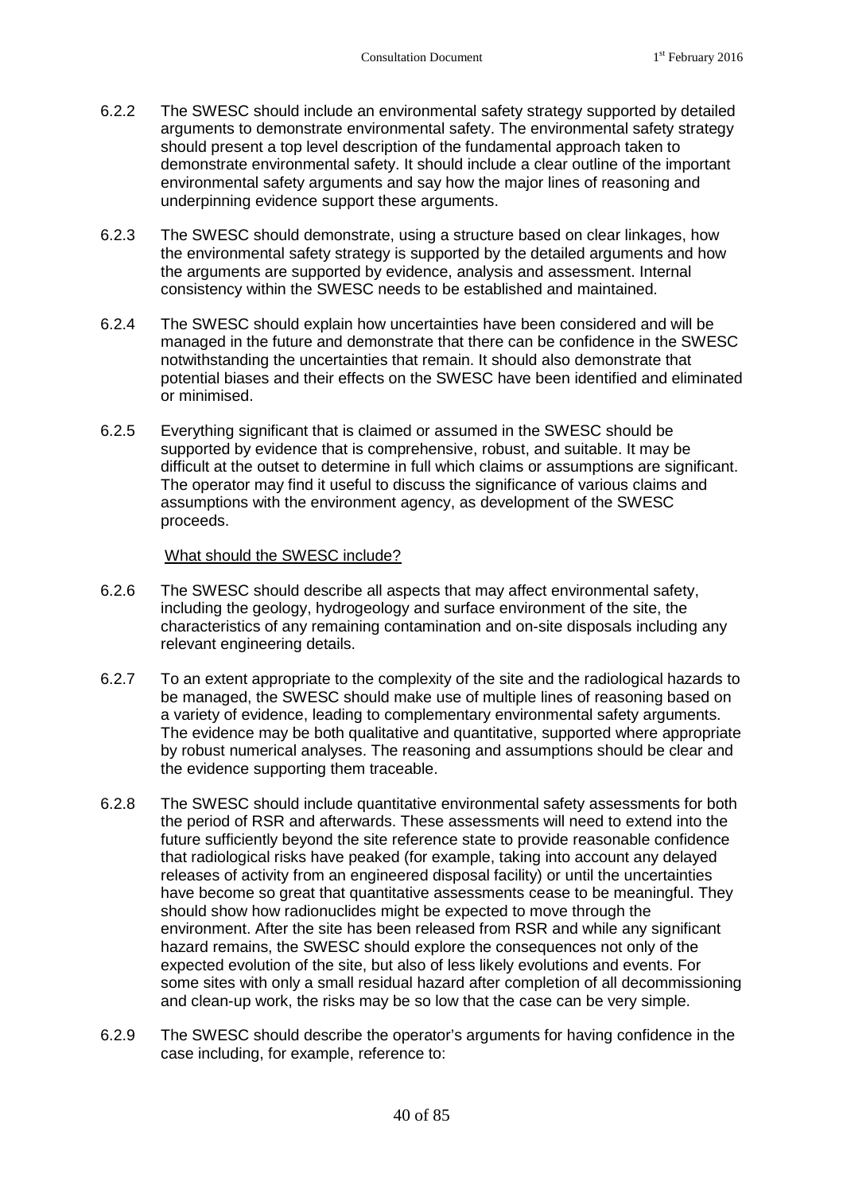6.2.2 The SWESC should include an environmental safety strategy supported by detailed arguments to demonstrate environmental safety. The environmental safety strategy should present a top level description of the fundamental approach taken to demonstrate environmental safety. It should include a clear outline of the important environmental safety arguments and say how the major lines of reasoning and underpinning evidence support these arguments.

6.2.3 The SWESC should demonstrate, using a structure based on clear linkages, how the environmental safety strategy is supported by the detailed arguments and how the arguments are supported by evidence, analysis and assessment. Internal consistency within the SWESC needs to be established and maintained.

6.2.4 The SWESC should explain how uncertainties have been considered and will be managed in the future and demonstrate that there can be confidence in the SWESC notwithstanding the uncertainties that remain. It should also demonstrate that potential biases and their effects on the SWESC have been identified and eliminated or minimised.

6.2.5 Everything significant that is claimed or assumed in the SWESC should be supported by evidence that is comprehensive, robust, and suitable. It may be difficult at the outset to determine in full which claims or assumptions are significant. The operator may find it useful to discuss the significance of various claims and assumptions with the environment agency, as development of the SWESC proceeds.

What should the SWESC include?

6.2.6 The SWESC should describe all aspects that may affect environmental safety, including the geology, hydrogeology and surface environment of the site, the characteristics of any remaining contamination and on-site disposals including any relevant engineering details.

6.2.7 To an extent appropriate to the complexity of the site and the radiological hazards to be managed, the SWESC should make use of multiple lines of reasoning based on a variety of evidence, leading to complementary environmental safety arguments. The evidence may be both qualitative and quantitative, supported where appropriate by robust numerical analyses. The reasoning and assumptions should be clear and the evidence supporting them traceable.

6.2.8 The SWESC should include quantitative environmental safety assessments for both the period of RSR and afterwards. These assessments will need to extend into the future sufficiently beyond the site reference state to provide reasonable confidence that radiological risks have peaked (for example, taking into account any delayed releases of activity from an engineered disposal facility) or until the uncertainties have become so great that quantitative assessments cease to be meaningful. They should show how radionuclides might be expected to move through the environment. After the site has been released from RSR and while any significant hazard remains, the SWESC should explore the consequences not only of the expected evolution of the site, but also of less likely evolutions and events. For some sites with only a small residual hazard after completion of all decommissioning and clean-up work, the risks may be so low that the case can be very simple.

6.2.9 The SWESC should describe the operator's arguments for having confidence in the case including, for example, reference to: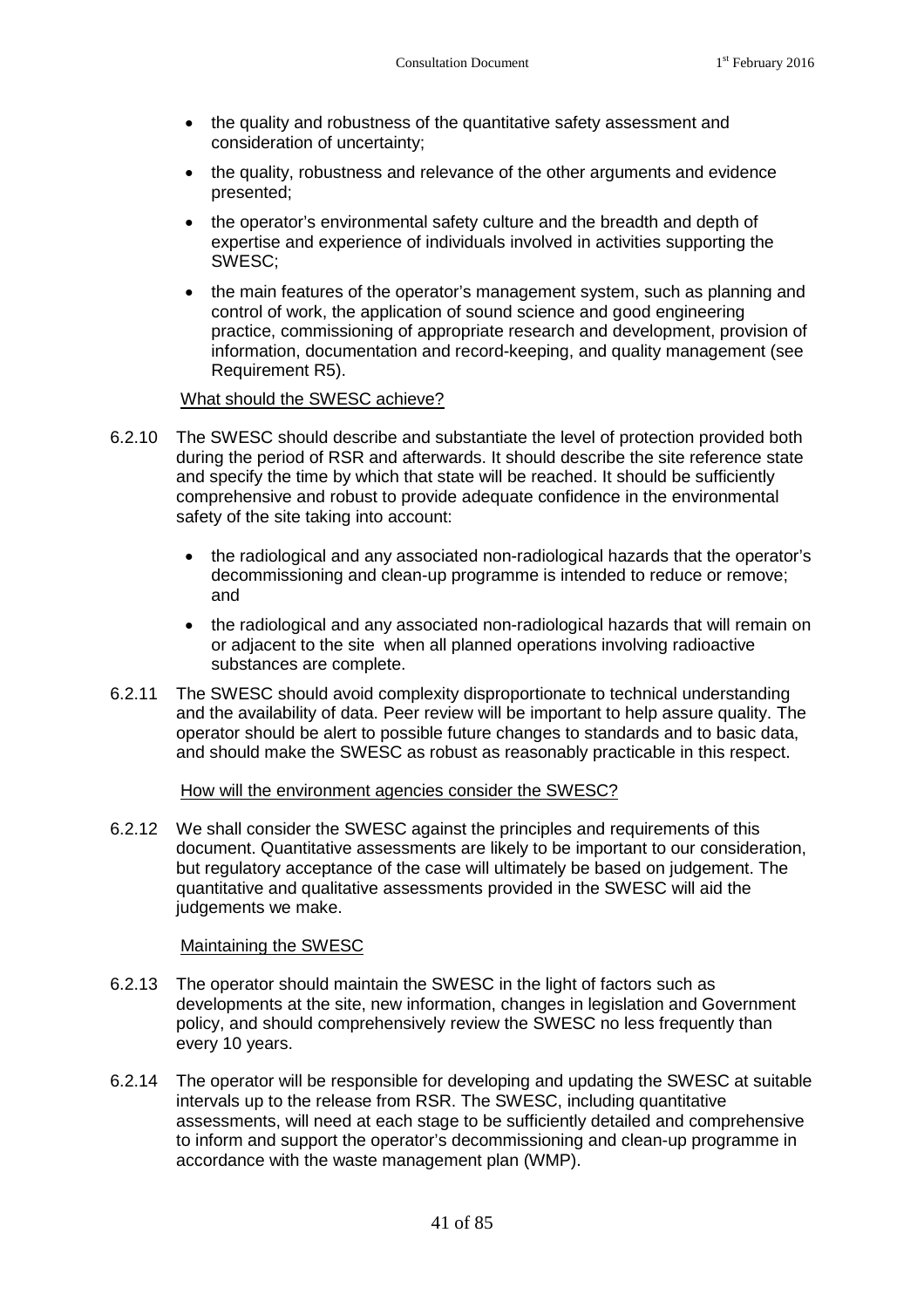- the quality and robustness of the quantitative safety assessment and consideration of uncertainty;
- the quality, robustness and relevance of the other arguments and evidence presented;
- the operator's environmental safety culture and the breadth and depth of expertise and experience of individuals involved in activities supporting the SWESC;
- the main features of the operator's management system, such as planning and control of work, the application of sound science and good engineering practice, commissioning of appropriate research and development, provision of information, documentation and record-keeping, and quality management (see Requirement R5).

What should the SWESC achieve?

6.2.10 The SWESC should describe and substantiate the level of protection provided both during the period of RSR and afterwards. It should describe the site reference state and specify the time by which that state will be reached. It should be sufficiently comprehensive and robust to provide adequate confidence in the environmental safety of the site taking into account:

- the radiological and any associated non-radiological hazards that the operator's decommissioning and clean-up programme is intended to reduce or remove; and
- the radiological and any associated non-radiological hazards that will remain on or adjacent to the site when all planned operations involving radioactive substances are complete.

6.2.11 The SWESC should avoid complexity disproportionate to technical understanding and the availability of data. Peer review will be important to help assure quality. The operator should be alert to possible future changes to standards and to basic data, and should make the SWESC as robust as reasonably practicable in this respect.

How will the environment agencies consider the SWESC?

6.2.12 We shall consider the SWESC against the principles and requirements of this document. Quantitative assessments are likely to be important to our consideration, but regulatory acceptance of the case will ultimately be based on judgement. The quantitative and qualitative assessments provided in the SWESC will aid the judgements we make.

Maintaining the SWESC

6.2.13 The operator should maintain the SWESC in the light of factors such as developments at the site, new information, changes in legislation and Government policy, and should comprehensively review the SWESC no less frequently than every 10 years.

6.2.14 The operator will be responsible for developing and updating the SWESC at suitable intervals up to the release from RSR. The SWESC, including quantitative assessments, will need at each stage to be sufficiently detailed and comprehensive to inform and support the operator's decommissioning and clean-up programme in accordance with the waste management plan (WMP).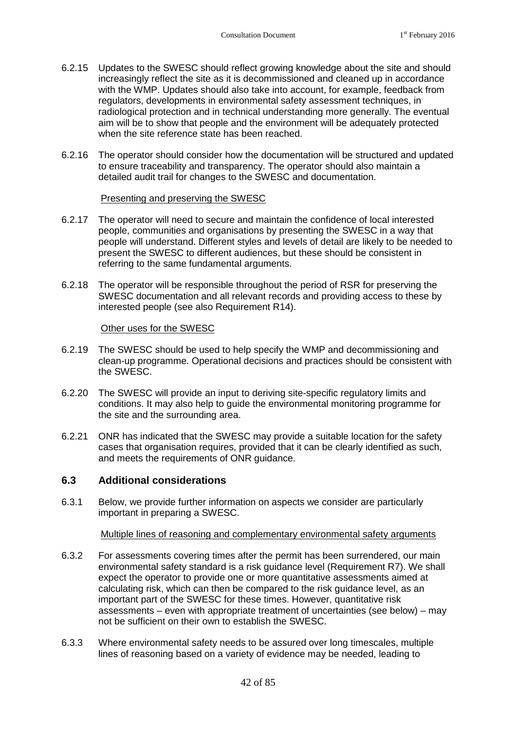6.2.15 Updates to the SWESC should reflect growing knowledge about the site and should increasingly reflect the site as it is decommissioned and cleaned up in accordance with the WMP. Updates should also take into account, for example, feedback from regulators, developments in environmental safety assessment techniques, in radiological protection and in technical understanding more generally. The eventual aim will be to show that people and the environment will be adequately protected when the site reference state has been reached.

6.2.16 The operator should consider how the documentation will be structured and updated to ensure traceability and transparency. The operator should also maintain a detailed audit trail for changes to the SWESC and documentation.

Presenting and preserving the SWESC

6.2.17 The operator will need to secure and maintain the confidence of local interested people, communities and organisations by presenting the SWESC in a way that people will understand. Different styles and levels of detail are likely to be needed to present the SWESC to different audiences, but these should be consistent in referring to the same fundamental arguments.

6.2.18 The operator will be responsible throughout the period of RSR for preserving the SWESC documentation and all relevant records and providing access to these by interested people (see also Requirement R14).

Other uses for the SWESC

6.2.19 The SWESC should be used to help specify the WMP and decommissioning and clean-up programme. Operational decisions and practices should be consistent with the SWESC.

6.2.20 The SWESC will provide an input to deriving site-specific regulatory limits and conditions. It may also help to guide the environmental monitoring programme for the site and the surrounding area.

6.2.21 ONR has indicated that the SWESC may provide a suitable location for the safety cases that organisation requires, provided that it can be clearly identified as such, and meets the requirements of ONR guidance.

## 6.3 Additional considerations

6.3.1 Below, we provide further information on aspects we consider are particularly important in preparing a SWESC.

Multiple lines of reasoning and complementary environmental safety arguments

6.3.2 For assessments covering times after the permit has been surrendered, our main environmental safety standard is a risk guidance level (Requirement R7). We shall expect the operator to provide one or more quantitative assessments aimed at calculating risk, which can then be compared to the risk guidance level, as an important part of the SWESC for these times. However, quantitative risk assessments – even with appropriate treatment of uncertainties (see below) – may not be sufficient on their own to establish the SWESC.

6.3.3 Where environmental safety needs to be assured over long timescales, multiple lines of reasoning based on a variety of evidence may be needed, leading to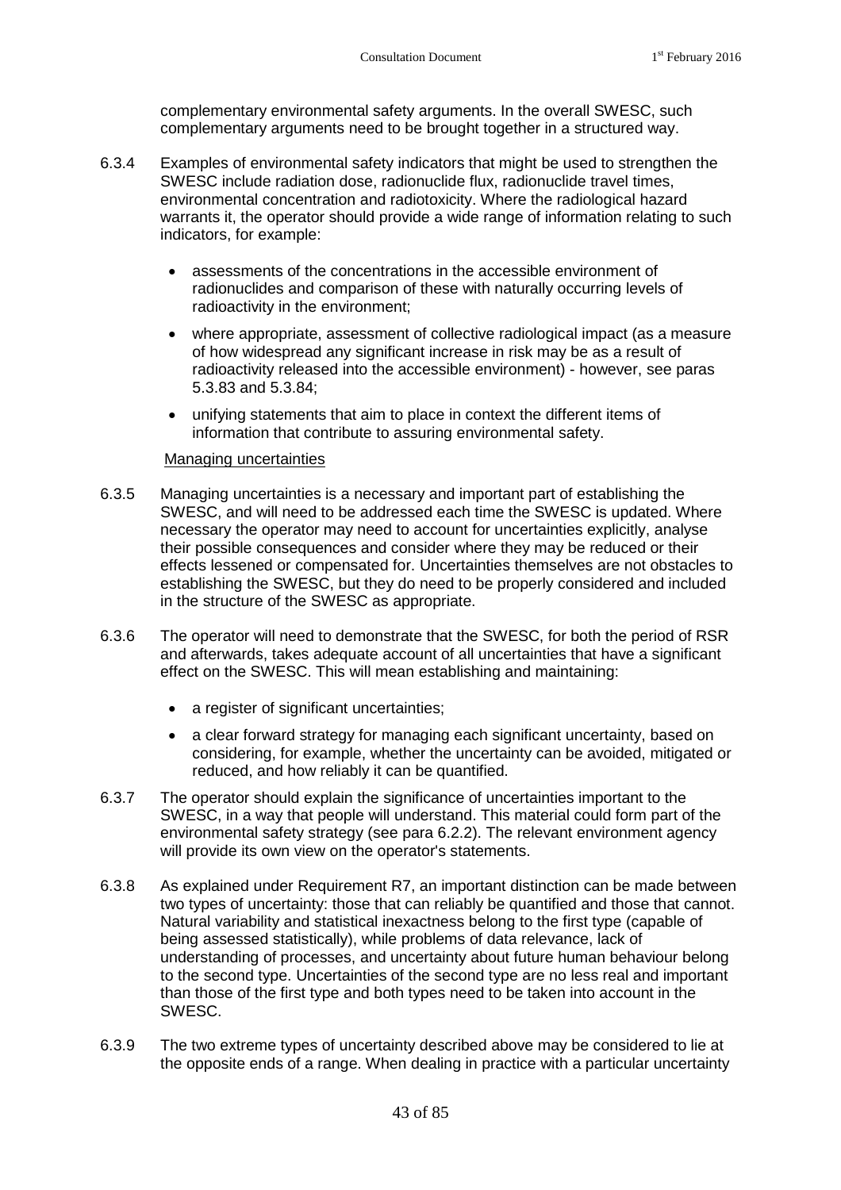complementary environmental safety arguments. In the overall SWESC, such complementary arguments need to be brought together in a structured way.

6.3.4 Examples of environmental safety indicators that might be used to strengthen the SWESC include radiation dose, radionuclide flux, radionuclide travel times, environmental concentration and radiotoxicity. Where the radiological hazard warrants it, the operator should provide a wide range of information relating to such indicators, for example:

- assessments of the concentrations in the accessible environment of radionuclides and comparison of these with naturally occurring levels of radioactivity in the environment;
- where appropriate, assessment of collective radiological impact (as a measure of how widespread any significant increase in risk may be as a result of radioactivity released into the accessible environment) - however, see paras 5.3.83 and 5.3.84;
- unifying statements that aim to place in context the different items of information that contribute to assuring environmental safety.

Managing uncertainties

6.3.5 Managing uncertainties is a necessary and important part of establishing the SWESC, and will need to be addressed each time the SWESC is updated. Where necessary the operator may need to account for uncertainties explicitly, analyse their possible consequences and consider where they may be reduced or their effects lessened or compensated for. Uncertainties themselves are not obstacles to establishing the SWESC, but they do need to be properly considered and included in the structure of the SWESC as appropriate.

6.3.6 The operator will need to demonstrate that the SWESC, for both the period of RSR and afterwards, takes adequate account of all uncertainties that have a significant effect on the SWESC. This will mean establishing and maintaining:

- a register of significant uncertainties;
- a clear forward strategy for managing each significant uncertainty, based on considering, for example, whether the uncertainty can be avoided, mitigated or reduced, and how reliably it can be quantified.

6.3.7 The operator should explain the significance of uncertainties important to the SWESC, in a way that people will understand. This material could form part of the environmental safety strategy (see para 6.2.2). The relevant environment agency will provide its own view on the operator's statements.

6.3.8 As explained under Requirement R7, an important distinction can be made between two types of uncertainty: those that can reliably be quantified and those that cannot. Natural variability and statistical inexactness belong to the first type (capable of being assessed statistically), while problems of data relevance, lack of understanding of processes, and uncertainty about future human behaviour belong to the second type. Uncertainties of the second type are no less real and important than those of the first type and both types need to be taken into account in the SWESC.

6.3.9 The two extreme types of uncertainty described above may be considered to lie at the opposite ends of a range. When dealing in practice with a particular uncertainty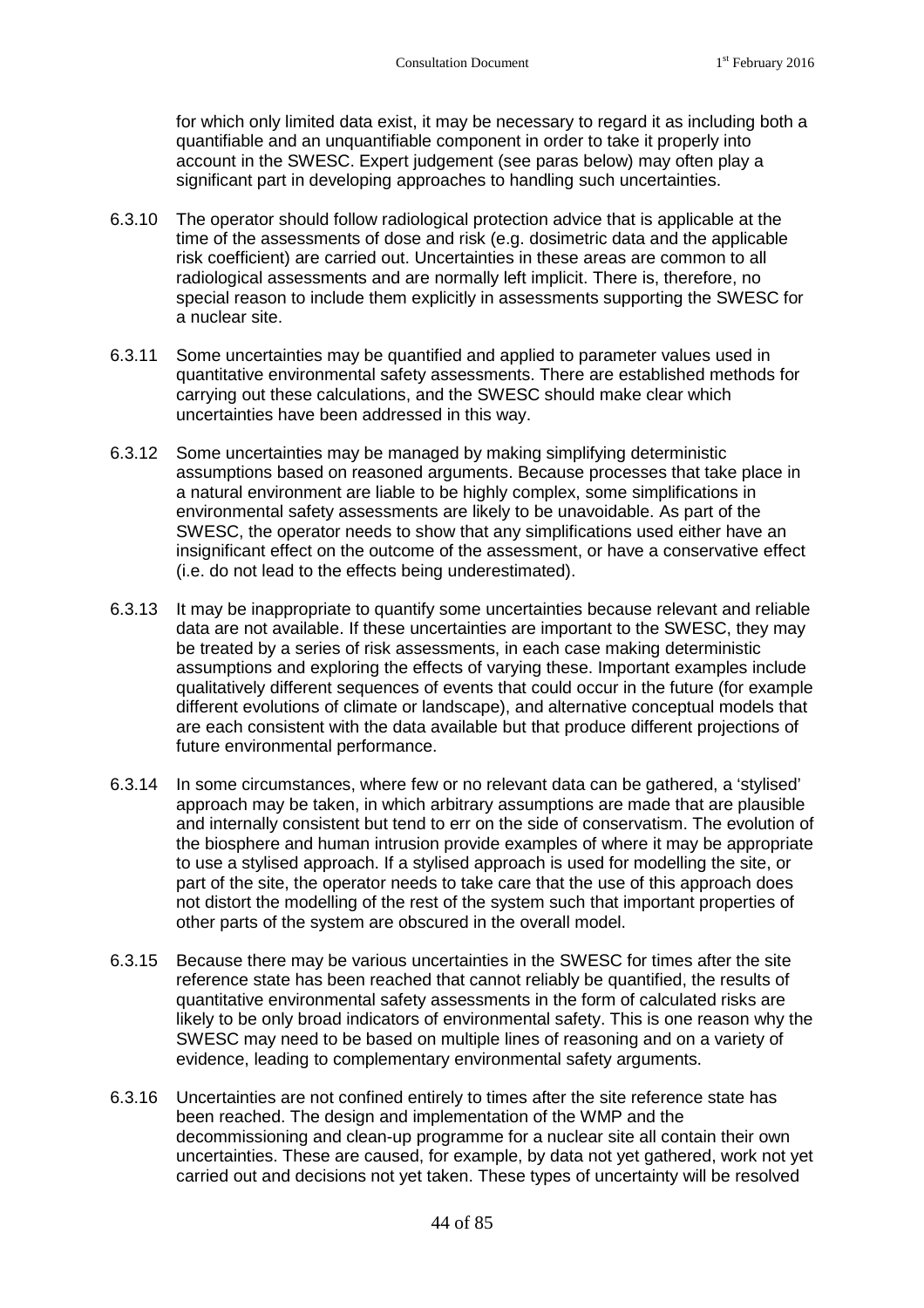for which only limited data exist, it may be necessary to regard it as including both a quantifiable and an unquantifiable component in order to take it properly into account in the SWESC. Expert judgement (see paras below) may often play a significant part in developing approaches to handling such uncertainties.

6.3.10 The operator should follow radiological protection advice that is applicable at the time of the assessments of dose and risk (e.g. dosimetric data and the applicable risk coefficient) are carried out. Uncertainties in these areas are common to all radiological assessments and are normally left implicit. There is, therefore, no special reason to include them explicitly in assessments supporting the SWESC for a nuclear site.

6.3.11 Some uncertainties may be quantified and applied to parameter values used in quantitative environmental safety assessments. There are established methods for carrying out these calculations, and the SWESC should make clear which uncertainties have been addressed in this way.

6.3.12 Some uncertainties may be managed by making simplifying deterministic assumptions based on reasoned arguments. Because processes that take place in a natural environment are liable to be highly complex, some simplifications in environmental safety assessments are likely to be unavoidable. As part of the SWESC, the operator needs to show that any simplifications used either have an insignificant effect on the outcome of the assessment, or have a conservative effect (i.e. do not lead to the effects being underestimated).

6.3.13 It may be inappropriate to quantify some uncertainties because relevant and reliable data are not available. If these uncertainties are important to the SWESC, they may be treated by a series of risk assessments, in each case making deterministic assumptions and exploring the effects of varying these. Important examples include qualitatively different sequences of events that could occur in the future (for example different evolutions of climate or landscape), and alternative conceptual models that are each consistent with the data available but that produce different projections of future environmental performance.

6.3.14 In some circumstances, where few or no relevant data can be gathered, a 'stylised' approach may be taken, in which arbitrary assumptions are made that are plausible and internally consistent but tend to err on the side of conservatism. The evolution of the biosphere and human intrusion provide examples of where it may be appropriate to use a stylised approach. If a stylised approach is used for modelling the site, or part of the site, the operator needs to take care that the use of this approach does not distort the modelling of the rest of the system such that important properties of other parts of the system are obscured in the overall model.

6.3.15 Because there may be various uncertainties in the SWESC for times after the site reference state has been reached that cannot reliably be quantified, the results of quantitative environmental safety assessments in the form of calculated risks are likely to be only broad indicators of environmental safety. This is one reason why the SWESC may need to be based on multiple lines of reasoning and on a variety of evidence, leading to complementary environmental safety arguments.

6.3.16 Uncertainties are not confined entirely to times after the site reference state has been reached. The design and implementation of the WMP and the decommissioning and clean-up programme for a nuclear site all contain their own uncertainties. These are caused, for example, by data not yet gathered, work not yet carried out and decisions not yet taken. These types of uncertainty will be resolved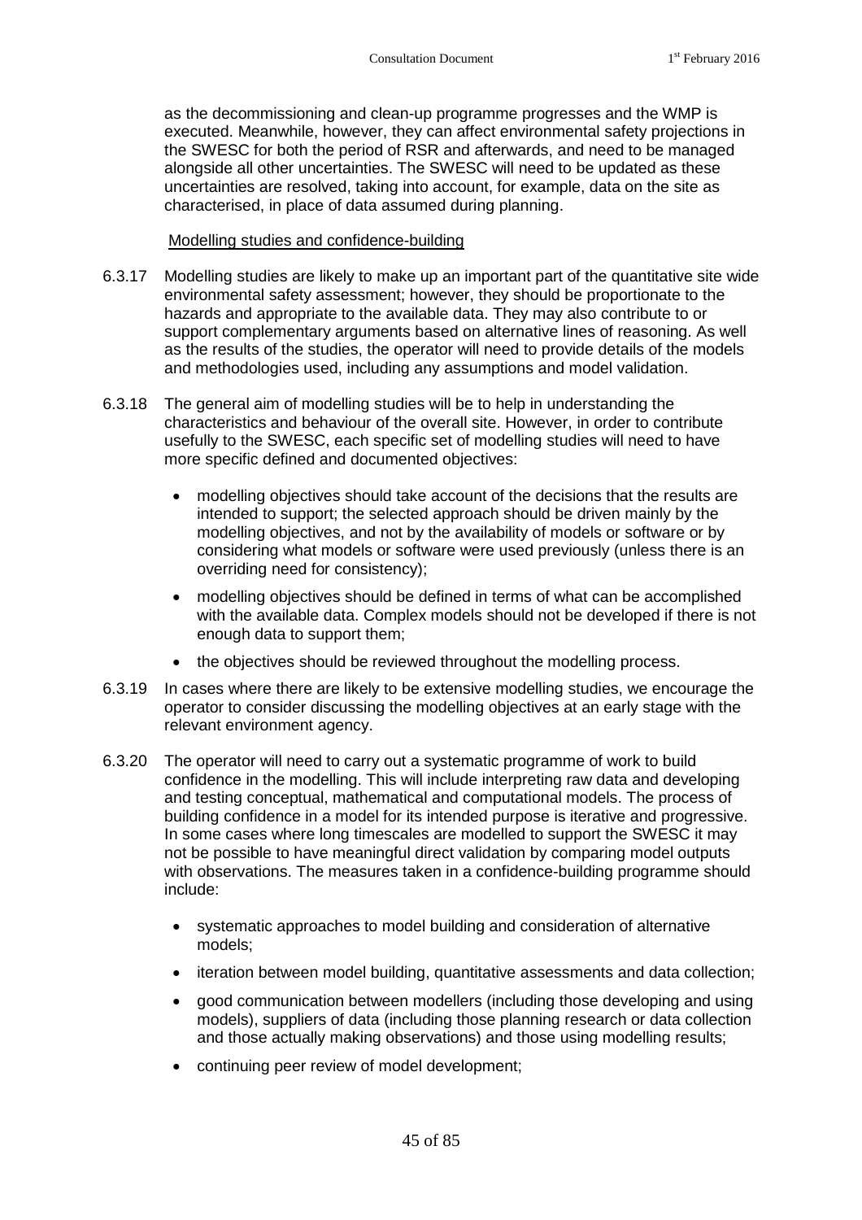as the decommissioning and clean-up programme progresses and the WMP is executed. Meanwhile, however, they can affect environmental safety projections in the SWESC for both the period of RSR and afterwards, and need to be managed alongside all other uncertainties. The SWESC will need to be updated as these uncertainties are resolved, taking into account, for example, data on the site as characterised, in place of data assumed during planning.

Modelling studies and confidence-building

6.3.17 Modelling studies are likely to make up an important part of the quantitative site wide environmental safety assessment; however, they should be proportionate to the hazards and appropriate to the available data. They may also contribute to or support complementary arguments based on alternative lines of reasoning. As well as the results of the studies, the operator will need to provide details of the models and methodologies used, including any assumptions and model validation.

6.3.18 The general aim of modelling studies will be to help in understanding the characteristics and behaviour of the overall site. However, in order to contribute usefully to the SWESC, each specific set of modelling studies will need to have more specific defined and documented objectives:

- modelling objectives should take account of the decisions that the results are intended to support; the selected approach should be driven mainly by the modelling objectives, and not by the availability of models or software or by considering what models or software were used previously (unless there is an overriding need for consistency);
- modelling objectives should be defined in terms of what can be accomplished with the available data. Complex models should not be developed if there is not enough data to support them;
- the objectives should be reviewed throughout the modelling process.

6.3.19 In cases where there are likely to be extensive modelling studies, we encourage the operator to consider discussing the modelling objectives at an early stage with the relevant environment agency.

6.3.20 The operator will need to carry out a systematic programme of work to build confidence in the modelling. This will include interpreting raw data and developing and testing conceptual, mathematical and computational models. The process of building confidence in a model for its intended purpose is iterative and progressive. In some cases where long timescales are modelled to support the SWESC it may not be possible to have meaningful direct validation by comparing model outputs with observations. The measures taken in a confidence-building programme should include:

- systematic approaches to model building and consideration of alternative models;
- iteration between model building, quantitative assessments and data collection;
- good communication between modellers (including those developing and using models), suppliers of data (including those planning research or data collection and those actually making observations) and those using modelling results;
- continuing peer review of model development;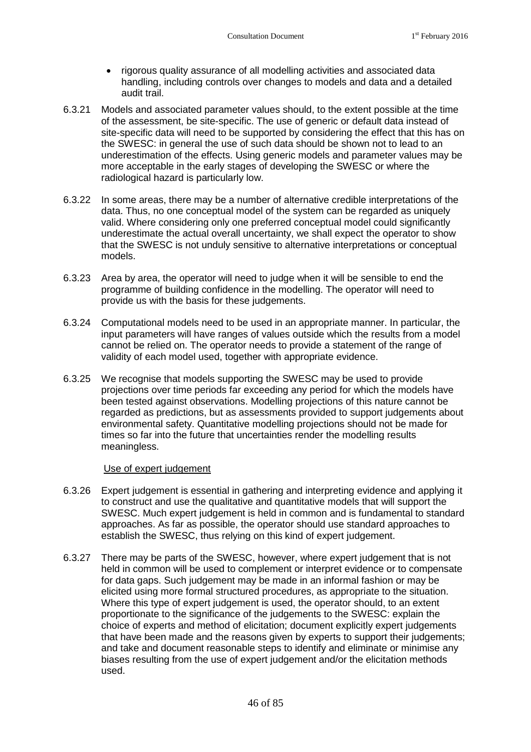- rigorous quality assurance of all modelling activities and associated data handling, including controls over changes to models and data and a detailed audit trail.

6.3.21 Models and associated parameter values should, to the extent possible at the time of the assessment, be site-specific. The use of generic or default data instead of site-specific data will need to be supported by considering the effect that this has on the SWESC: in general the use of such data should be shown not to lead to an underestimation of the effects. Using generic models and parameter values may be more acceptable in the early stages of developing the SWESC or where the radiological hazard is particularly low.

6.3.22 In some areas, there may be a number of alternative credible interpretations of the data. Thus, no one conceptual model of the system can be regarded as uniquely valid. Where considering only one preferred conceptual model could significantly underestimate the actual overall uncertainty, we shall expect the operator to show that the SWESC is not unduly sensitive to alternative interpretations or conceptual models.

6.3.23 Area by area, the operator will need to judge when it will be sensible to end the programme of building confidence in the modelling. The operator will need to provide us with the basis for these judgements.

6.3.24 Computational models need to be used in an appropriate manner. In particular, the input parameters will have ranges of values outside which the results from a model cannot be relied on. The operator needs to provide a statement of the range of validity of each model used, together with appropriate evidence.

6.3.25 We recognise that models supporting the SWESC may be used to provide projections over time periods far exceeding any period for which the models have been tested against observations. Modelling projections of this nature cannot be regarded as predictions, but as assessments provided to support judgements about environmental safety. Quantitative modelling projections should not be made for times so far into the future that uncertainties render the modelling results meaningless.

Use of expert judgement

6.3.26 Expert judgement is essential in gathering and interpreting evidence and applying it to construct and use the qualitative and quantitative models that will support the SWESC. Much expert judgement is held in common and is fundamental to standard approaches. As far as possible, the operator should use standard approaches to establish the SWESC, thus relying on this kind of expert judgement.

6.3.27 There may be parts of the SWESC, however, where expert judgement that is not held in common will be used to complement or interpret evidence or to compensate for data gaps. Such judgement may be made in an informal fashion or may be elicited using more formal structured procedures, as appropriate to the situation. Where this type of expert judgement is used, the operator should, to an extent proportionate to the significance of the judgements to the SWESC: explain the choice of experts and method of elicitation; document explicitly expert judgements that have been made and the reasons given by experts to support their judgements; and take and document reasonable steps to identify and eliminate or minimise any biases resulting from the use of expert judgement and/or the elicitation methods used.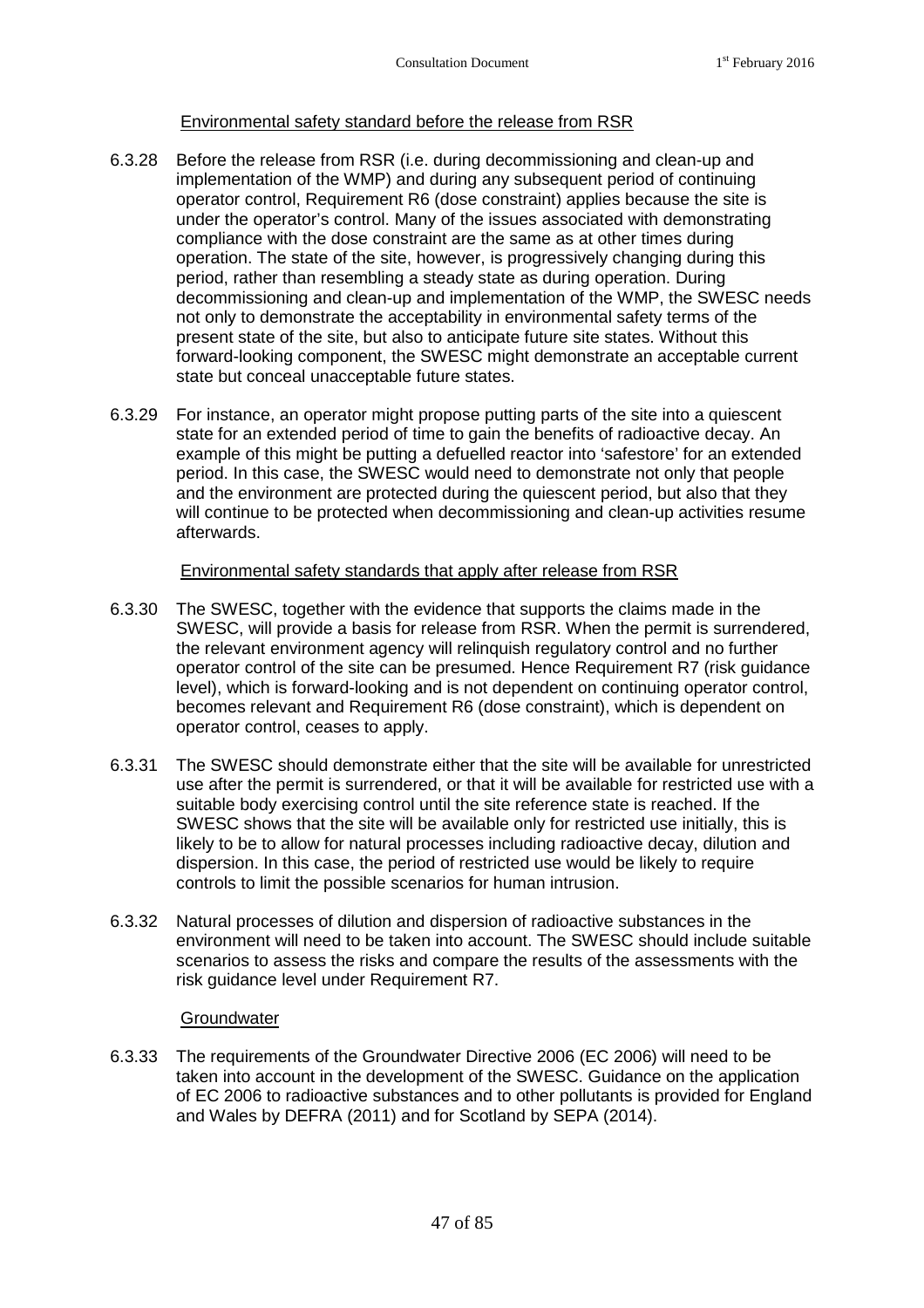Environmental safety standard before the release from RSR

6.3.28 Before the release from RSR (i.e. during decommissioning and clean-up and implementation of the WMP) and during any subsequent period of continuing operator control, Requirement R6 (dose constraint) applies because the site is under the operator's control. Many of the issues associated with demonstrating compliance with the dose constraint are the same as at other times during operation. The state of the site, however, is progressively changing during this period, rather than resembling a steady state as during operation. During decommissioning and clean-up and implementation of the WMP, the SWESC needs not only to demonstrate the acceptability in environmental safety terms of the present state of the site, but also to anticipate future site states. Without this forward-looking component, the SWESC might demonstrate an acceptable current state but conceal unacceptable future states.

6.3.29 For instance, an operator might propose putting parts of the site into a quiescent state for an extended period of time to gain the benefits of radioactive decay. An example of this might be putting a defuelled reactor into 'safestore' for an extended period. In this case, the SWESC would need to demonstrate not only that people and the environment are protected during the quiescent period, but also that they will continue to be protected when decommissioning and clean-up activities resume afterwards.

Environmental safety standards that apply after release from RSR

6.3.30 The SWESC, together with the evidence that supports the claims made in the SWESC, will provide a basis for release from RSR. When the permit is surrendered, the relevant environment agency will relinquish regulatory control and no further operator control of the site can be presumed. Hence Requirement R7 (risk guidance level), which is forward-looking and is not dependent on continuing operator control, becomes relevant and Requirement R6 (dose constraint), which is dependent on operator control, ceases to apply.

6.3.31 The SWESC should demonstrate either that the site will be available for unrestricted use after the permit is surrendered, or that it will be available for restricted use with a suitable body exercising control until the site reference state is reached. If the SWESC shows that the site will be available only for restricted use initially, this is likely to be to allow for natural processes including radioactive decay, dilution and dispersion. In this case, the period of restricted use would be likely to require controls to limit the possible scenarios for human intrusion.

6.3.32 Natural processes of dilution and dispersion of radioactive substances in the environment will need to be taken into account. The SWESC should include suitable scenarios to assess the risks and compare the results of the assessments with the risk guidance level under Requirement R7.

Groundwater

6.3.33 The requirements of the Groundwater Directive 2006 (EC 2006) will need to be taken into account in the development of the SWESC. Guidance on the application of EC 2006 to radioactive substances and to other pollutants is provided for England and Wales by DEFRA (2011) and for Scotland by SEPA (2014).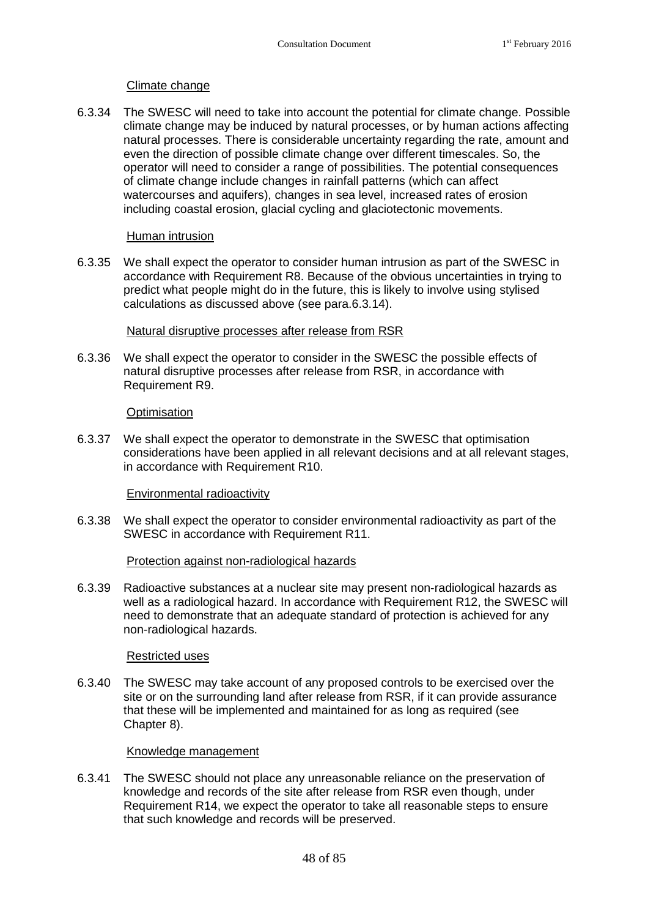Climate change

6.3.34 The SWESC will need to take into account the potential for climate change. Possible climate change may be induced by natural processes, or by human actions affecting natural processes. There is considerable uncertainty regarding the rate, amount and even the direction of possible climate change over different timescales. So, the operator will need to consider a range of possibilities. The potential consequences of climate change include changes in rainfall patterns (which can affect watercourses and aquifers), changes in sea level, increased rates of erosion including coastal erosion, glacial cycling and glaciotectonic movements.

Human intrusion

6.3.35 We shall expect the operator to consider human intrusion as part of the SWESC in accordance with Requirement R8. Because of the obvious uncertainties in trying to predict what people might do in the future, this is likely to involve using stylised calculations as discussed above (see para.6.3.14).

Natural disruptive processes after release from RSR

6.3.36 We shall expect the operator to consider in the SWESC the possible effects of natural disruptive processes after release from RSR, in accordance with Requirement R9.

Optimisation

6.3.37 We shall expect the operator to demonstrate in the SWESC that optimisation considerations have been applied in all relevant decisions and at all relevant stages, in accordance with Requirement R10.

Environmental radioactivity

6.3.38 We shall expect the operator to consider environmental radioactivity as part of the SWESC in accordance with Requirement R11.

Protection against non-radiological hazards

6.3.39 Radioactive substances at a nuclear site may present non-radiological hazards as well as a radiological hazard. In accordance with Requirement R12, the SWESC will need to demonstrate that an adequate standard of protection is achieved for any non-radiological hazards.

Restricted uses

6.3.40 The SWESC may take account of any proposed controls to be exercised over the site or on the surrounding land after release from RSR, if it can provide assurance that these will be implemented and maintained for as long as required (see Chapter 8).

Knowledge management

6.3.41 The SWESC should not place any unreasonable reliance on the preservation of knowledge and records of the site after release from RSR even though, under Requirement R14, we expect the operator to take all reasonable steps to ensure that such knowledge and records will be preserved.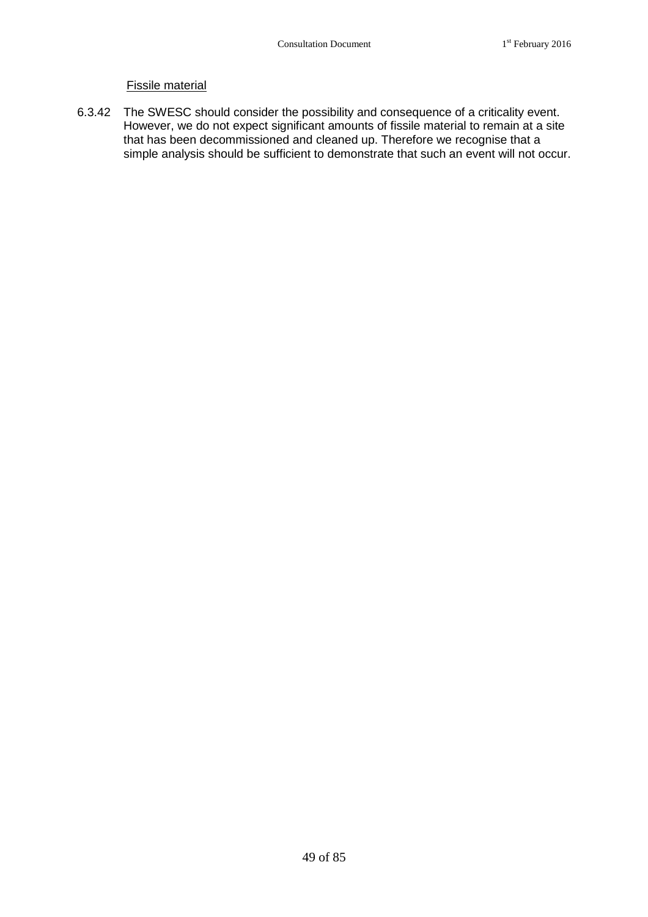Fissile material

6.3.42 The SWESC should consider the possibility and consequence of a criticality event. However, we do not expect significant amounts of fissile material to remain at a site that has been decommissioned and cleaned up. Therefore we recognise that a simple analysis should be sufficient to demonstrate that such an event will not occur.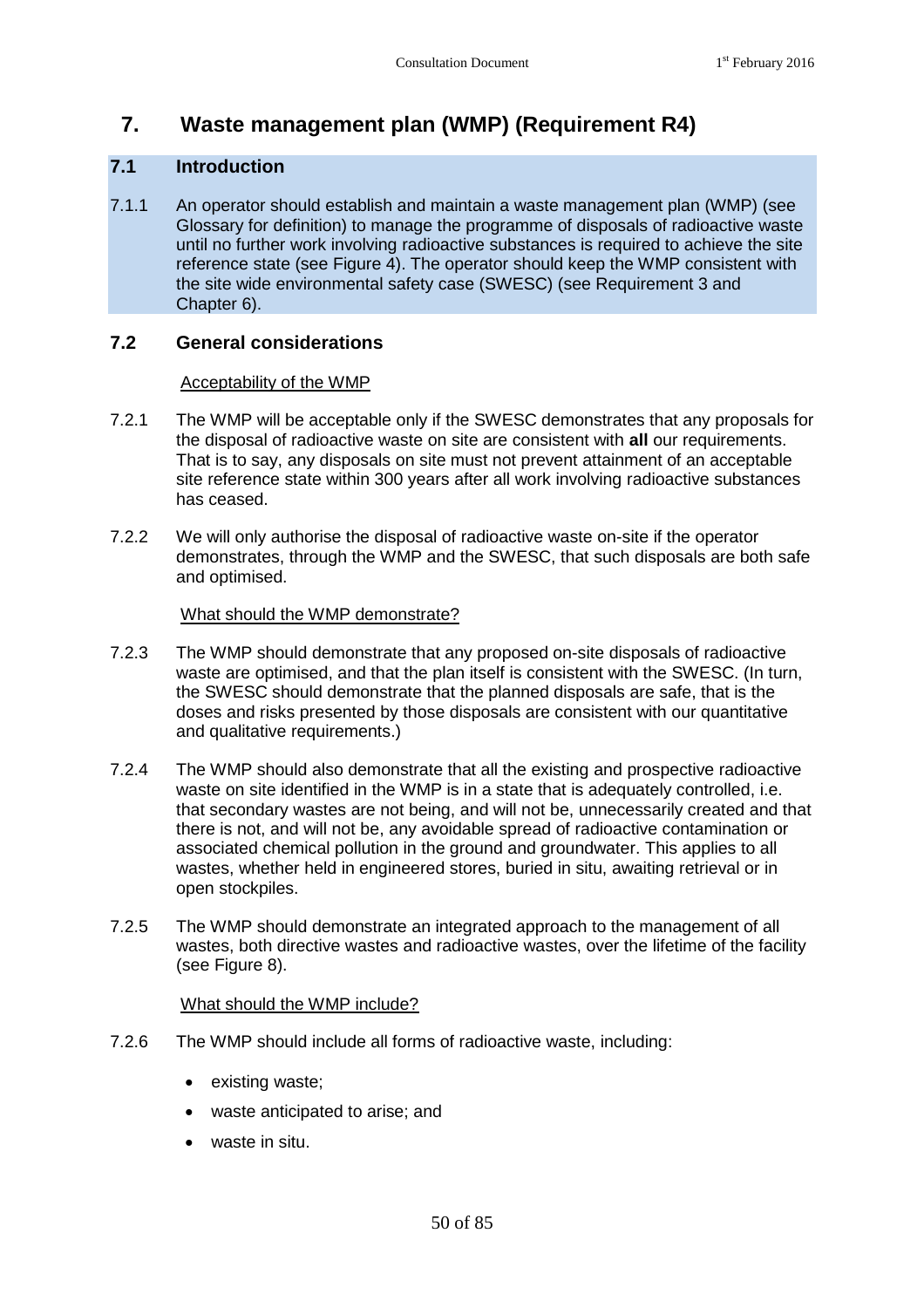# 7. Waste management plan (WMP) (Requirement R4)

## 7.1 Introduction

7.1.1 An operator should establish and maintain a waste management plan (WMP) (see Glossary for definition) to manage the programme of disposals of radioactive waste until no further work involving radioactive substances is required to achieve the site reference state (see Figure 4). The operator should keep the WMP consistent with the site wide environmental safety case (SWESC) (see Requirement 3 and Chapter 6).

## 7.2 General considerations

Acceptability of the WMP

7.2.1 The WMP will be acceptable only if the SWESC demonstrates that any proposals for the disposal of radioactive waste on site are consistent with **all** our requirements. That is to say, any disposals on site must not prevent attainment of an acceptable site reference state within 300 years after all work involving radioactive substances has ceased.

7.2.2 We will only authorise the disposal of radioactive waste on-site if the operator demonstrates, through the WMP and the SWESC, that such disposals are both safe and optimised.

What should the WMP demonstrate?

7.2.3 The WMP should demonstrate that any proposed on-site disposals of radioactive waste are optimised, and that the plan itself is consistent with the SWESC. (In turn, the SWESC should demonstrate that the planned disposals are safe, that is the doses and risks presented by those disposals are consistent with our quantitative and qualitative requirements.)

7.2.4 The WMP should also demonstrate that all the existing and prospective radioactive waste on site identified in the WMP is in a state that is adequately controlled, i.e. that secondary wastes are not being, and will not be, unnecessarily created and that there is not, and will not be, any avoidable spread of radioactive contamination or associated chemical pollution in the ground and groundwater. This applies to all wastes, whether held in engineered stores, buried in situ, awaiting retrieval or in open stockpiles.

7.2.5 The WMP should demonstrate an integrated approach to the management of all wastes, both directive wastes and radioactive wastes, over the lifetime of the facility (see Figure 8).

What should the WMP include?

7.2.6 The WMP should include all forms of radioactive waste, including:

- existing waste;
- waste anticipated to arise; and
- waste in situ.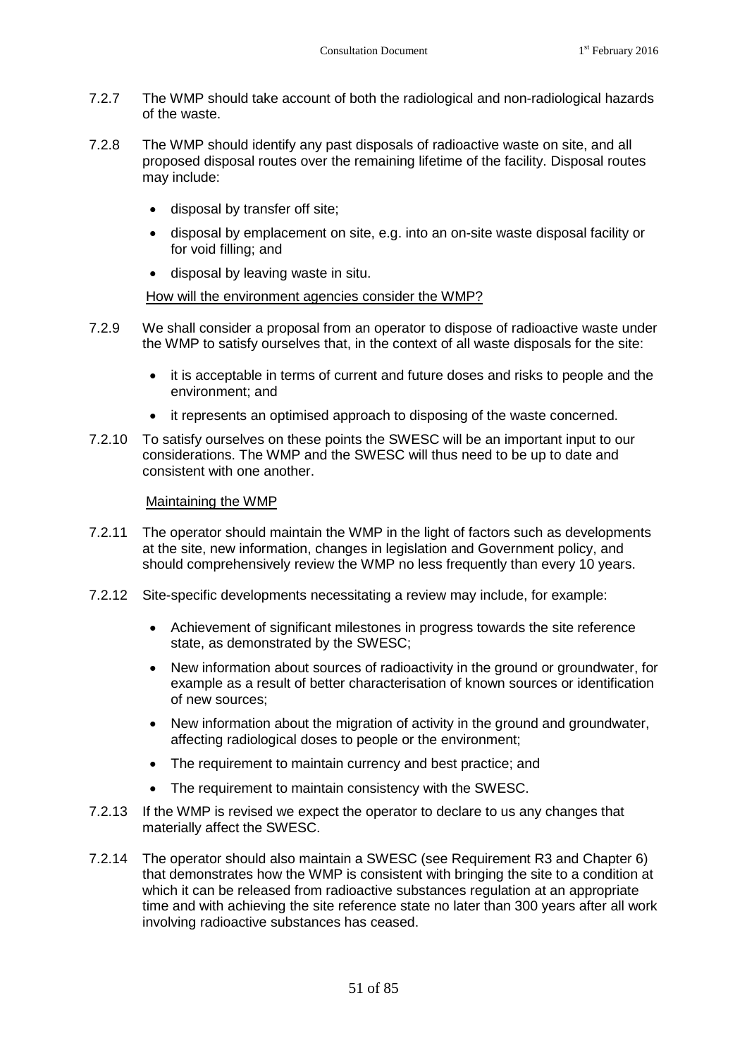7.2.7 The WMP should take account of both the radiological and non-radiological hazards of the waste.

7.2.8 The WMP should identify any past disposals of radioactive waste on site, and all proposed disposal routes over the remaining lifetime of the facility. Disposal routes may include:

- disposal by transfer off site;
- disposal by emplacement on site, e.g. into an on-site waste disposal facility or for void filling; and
- disposal by leaving waste in situ.

How will the environment agencies consider the WMP?

7.2.9 We shall consider a proposal from an operator to dispose of radioactive waste under the WMP to satisfy ourselves that, in the context of all waste disposals for the site:

- it is acceptable in terms of current and future doses and risks to people and the environment; and
- it represents an optimised approach to disposing of the waste concerned.

7.2.10 To satisfy ourselves on these points the SWESC will be an important input to our considerations. The WMP and the SWESC will thus need to be up to date and consistent with one another.

Maintaining the WMP

7.2.11 The operator should maintain the WMP in the light of factors such as developments at the site, new information, changes in legislation and Government policy, and should comprehensively review the WMP no less frequently than every 10 years.

7.2.12 Site-specific developments necessitating a review may include, for example:

- Achievement of significant milestones in progress towards the site reference state, as demonstrated by the SWESC;
- New information about sources of radioactivity in the ground or groundwater, for example as a result of better characterisation of known sources or identification of new sources;
- New information about the migration of activity in the ground and groundwater, affecting radiological doses to people or the environment;
- The requirement to maintain currency and best practice; and
- The requirement to maintain consistency with the SWESC.

7.2.13 If the WMP is revised we expect the operator to declare to us any changes that materially affect the SWESC.

7.2.14 The operator should also maintain a SWESC (see Requirement R3 and Chapter 6) that demonstrates how the WMP is consistent with bringing the site to a condition at which it can be released from radioactive substances regulation at an appropriate time and with achieving the site reference state no later than 300 years after all work involving radioactive substances has ceased.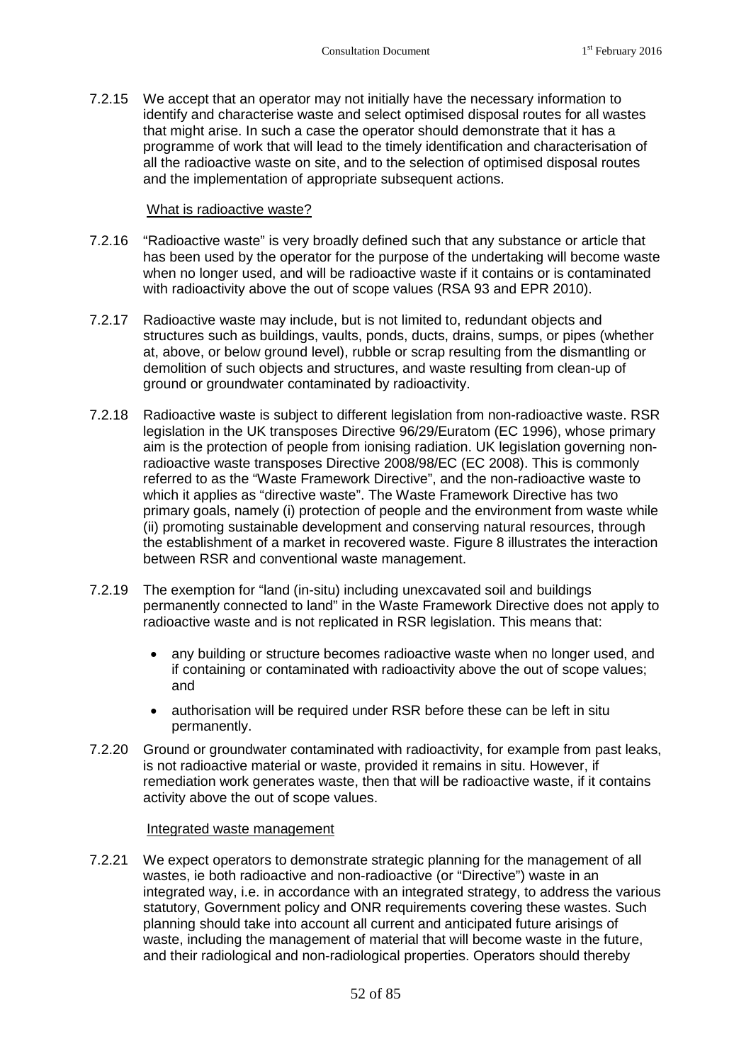7.2.15 We accept that an operator may not initially have the necessary information to identify and characterise waste and select optimised disposal routes for all wastes that might arise. In such a case the operator should demonstrate that it has a programme of work that will lead to the timely identification and characterisation of all the radioactive waste on site, and to the selection of optimised disposal routes and the implementation of appropriate subsequent actions.

What is radioactive waste?

7.2.16 "Radioactive waste" is very broadly defined such that any substance or article that has been used by the operator for the purpose of the undertaking will become waste when no longer used, and will be radioactive waste if it contains or is contaminated with radioactivity above the out of scope values (RSA 93 and EPR 2010).

7.2.17 Radioactive waste may include, but is not limited to, redundant objects and structures such as buildings, vaults, ponds, ducts, drains, sumps, or pipes (whether at, above, or below ground level), rubble or scrap resulting from the dismantling or demolition of such objects and structures, and waste resulting from clean-up of ground or groundwater contaminated by radioactivity.

7.2.18 Radioactive waste is subject to different legislation from non-radioactive waste. RSR legislation in the UK transposes Directive 96/29/Euratom (EC 1996), whose primary aim is the protection of people from ionising radiation. UK legislation governing non-radioactive waste transposes Directive 2008/98/EC (EC 2008). This is commonly referred to as the "Waste Framework Directive", and the non-radioactive waste to which it applies as "directive waste". The Waste Framework Directive has two primary goals, namely (i) protection of people and the environment from waste while (ii) promoting sustainable development and conserving natural resources, through the establishment of a market in recovered waste. Figure 8 illustrates the interaction between RSR and conventional waste management.

7.2.19 The exemption for "land (in-situ) including unexcavated soil and buildings permanently connected to land" in the Waste Framework Directive does not apply to radioactive waste and is not replicated in RSR legislation. This means that:

- any building or structure becomes radioactive waste when no longer used, and if containing or contaminated with radioactivity above the out of scope values; and
- authorisation will be required under RSR before these can be left in situ permanently.

7.2.20 Ground or groundwater contaminated with radioactivity, for example from past leaks, is not radioactive material or waste, provided it remains in situ. However, if remediation work generates waste, then that will be radioactive waste, if it contains activity above the out of scope values.

Integrated waste management

7.2.21 We expect operators to demonstrate strategic planning for the management of all wastes, ie both radioactive and non-radioactive (or "Directive") waste in an integrated way, i.e. in accordance with an integrated strategy, to address the various statutory, Government policy and ONR requirements covering these wastes. Such planning should take into account all current and anticipated future arisings of waste, including the management of material that will become waste in the future, and their radiological and non-radiological properties. Operators should thereby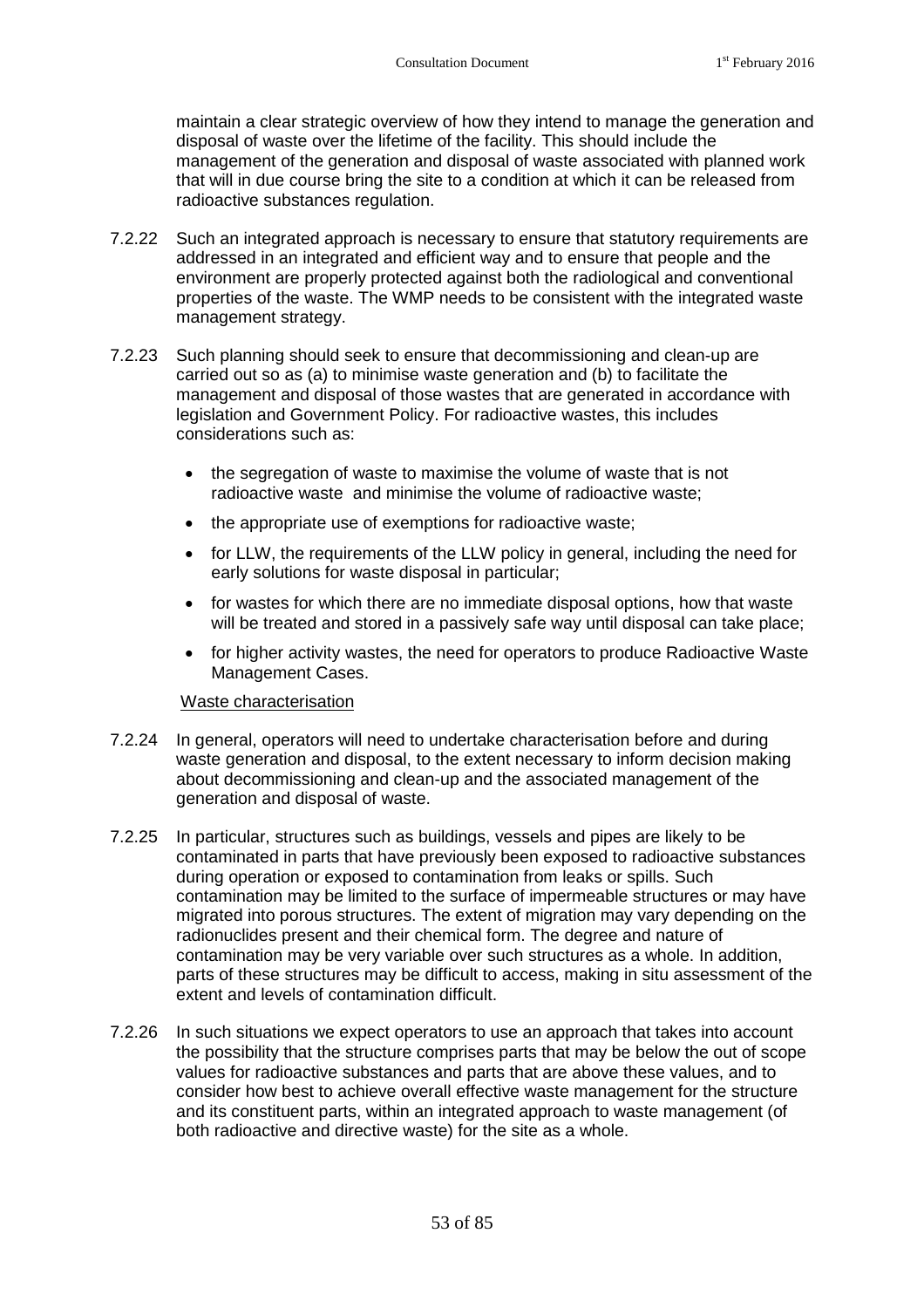maintain a clear strategic overview of how they intend to manage the generation and disposal of waste over the lifetime of the facility. This should include the management of the generation and disposal of waste associated with planned work that will in due course bring the site to a condition at which it can be released from radioactive substances regulation.

7.2.22 Such an integrated approach is necessary to ensure that statutory requirements are addressed in an integrated and efficient way and to ensure that people and the environment are properly protected against both the radiological and conventional properties of the waste. The WMP needs to be consistent with the integrated waste management strategy.

7.2.23 Such planning should seek to ensure that decommissioning and clean-up are carried out so as (a) to minimise waste generation and (b) to facilitate the management and disposal of those wastes that are generated in accordance with legislation and Government Policy. For radioactive wastes, this includes considerations such as:

- the segregation of waste to maximise the volume of waste that is not radioactive waste and minimise the volume of radioactive waste;
- the appropriate use of exemptions for radioactive waste;
- for LLW, the requirements of the LLW policy in general, including the need for early solutions for waste disposal in particular;
- for wastes for which there are no immediate disposal options, how that waste will be treated and stored in a passively safe way until disposal can take place;
- for higher activity wastes, the need for operators to produce Radioactive Waste Management Cases.

<u>Waste characterisation</u>

7.2.24 In general, operators will need to undertake characterisation before and during waste generation and disposal, to the extent necessary to inform decision making about decommissioning and clean-up and the associated management of the generation and disposal of waste.

7.2.25 In particular, structures such as buildings, vessels and pipes are likely to be contaminated in parts that have previously been exposed to radioactive substances during operation or exposed to contamination from leaks or spills. Such contamination may be limited to the surface of impermeable structures or may have migrated into porous structures. The extent of migration may vary depending on the radionuclides present and their chemical form. The degree and nature of contamination may be very variable over such structures as a whole. In addition, parts of these structures may be difficult to access, making in situ assessment of the extent and levels of contamination difficult.

7.2.26 In such situations we expect operators to use an approach that takes into account the possibility that the structure comprises parts that may be below the out of scope values for radioactive substances and parts that are above these values, and to consider how best to achieve overall effective waste management for the structure and its constituent parts, within an integrated approach to waste management (of both radioactive and directive waste) for the site as a whole.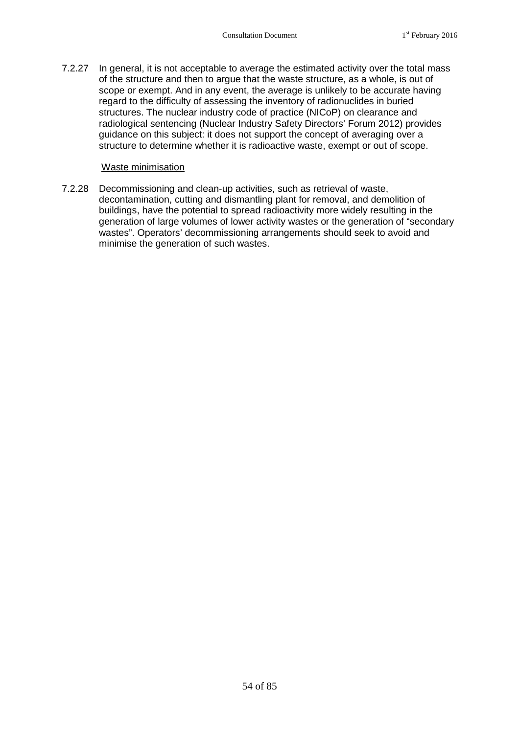7.2.27 In general, it is not acceptable to average the estimated activity over the total mass of the structure and then to argue that the waste structure, as a whole, is out of scope or exempt. And in any event, the average is unlikely to be accurate having regard to the difficulty of assessing the inventory of radionuclides in buried structures. The nuclear industry code of practice (NICoP) on clearance and radiological sentencing (Nuclear Industry Safety Directors' Forum 2012) provides guidance on this subject: it does not support the concept of averaging over a structure to determine whether it is radioactive waste, exempt or out of scope.

Waste minimisation

7.2.28 Decommissioning and clean-up activities, such as retrieval of waste, decontamination, cutting and dismantling plant for removal, and demolition of buildings, have the potential to spread radioactivity more widely resulting in the generation of large volumes of lower activity wastes or the generation of "secondary wastes". Operators' decommissioning arrangements should seek to avoid and minimise the generation of such wastes.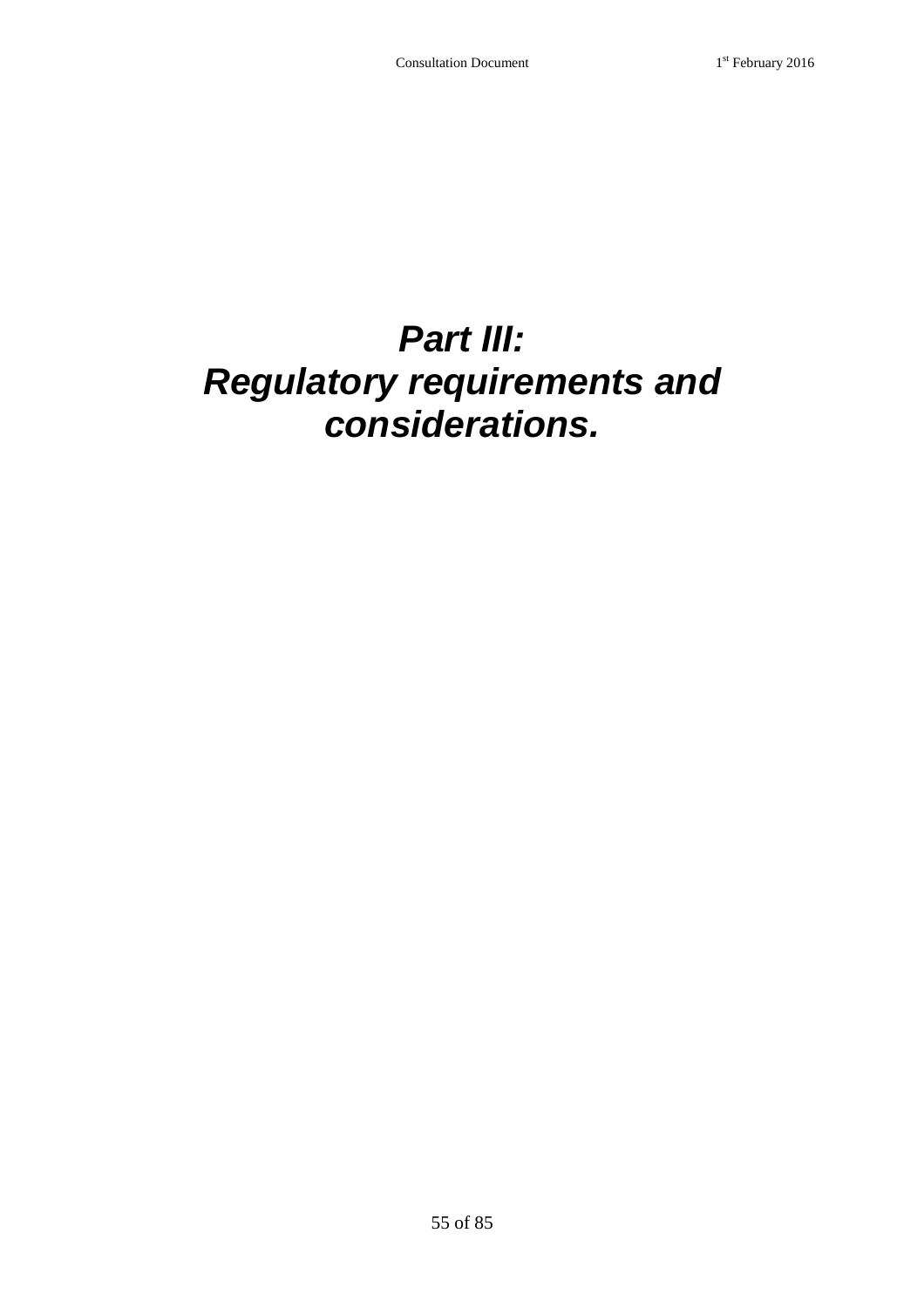# ***Part III: Regulatory requirements and considerations.***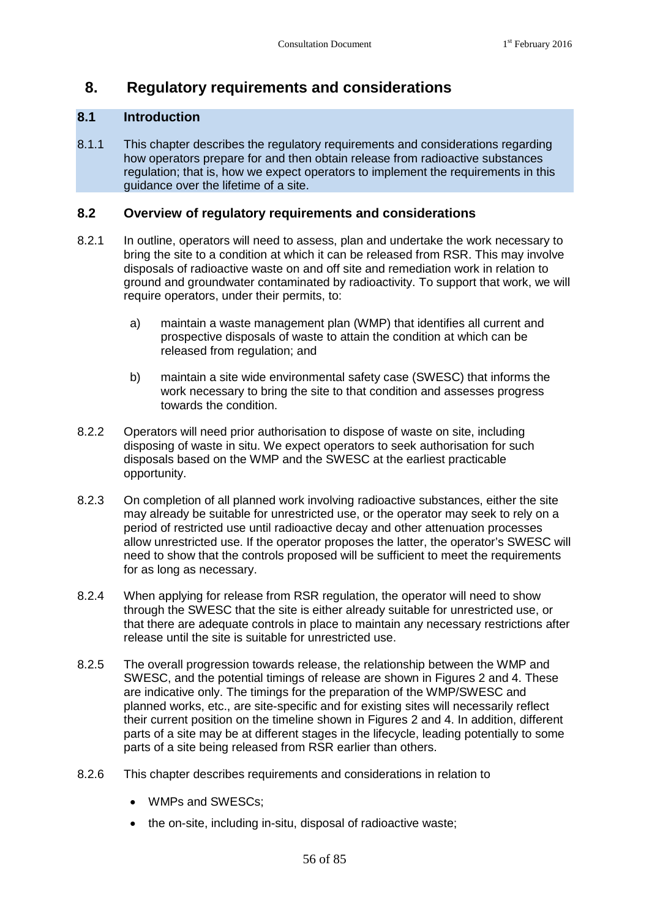# 8. Regulatory requirements and considerations

## 8.1 Introduction

8.1.1 This chapter describes the regulatory requirements and considerations regarding how operators prepare for and then obtain release from radioactive substances regulation; that is, how we expect operators to implement the requirements in this guidance over the lifetime of a site.

## 8.2 Overview of regulatory requirements and considerations

8.2.1 In outline, operators will need to assess, plan and undertake the work necessary to bring the site to a condition at which it can be released from RSR. This may involve disposals of radioactive waste on and off site and remediation work in relation to ground and groundwater contaminated by radioactivity. To support that work, we will require operators, under their permits, to:

a) maintain a waste management plan (WMP) that identifies all current and prospective disposals of waste to attain the condition at which can be released from regulation; and

b) maintain a site wide environmental safety case (SWESC) that informs the work necessary to bring the site to that condition and assesses progress towards the condition.

8.2.2 Operators will need prior authorisation to dispose of waste on site, including disposing of waste in situ. We expect operators to seek authorisation for such disposals based on the WMP and the SWESC at the earliest practicable opportunity.

8.2.3 On completion of all planned work involving radioactive substances, either the site may already be suitable for unrestricted use, or the operator may seek to rely on a period of restricted use until radioactive decay and other attenuation processes allow unrestricted use. If the operator proposes the latter, the operator's SWESC will need to show that the controls proposed will be sufficient to meet the requirements for as long as necessary.

8.2.4 When applying for release from RSR regulation, the operator will need to show through the SWESC that the site is either already suitable for unrestricted use, or that there are adequate controls in place to maintain any necessary restrictions after release until the site is suitable for unrestricted use.

8.2.5 The overall progression towards release, the relationship between the WMP and SWESC, and the potential timings of release are shown in Figures 2 and 4. These are indicative only. The timings for the preparation of the WMP/SWESC and planned works, etc., are site-specific and for existing sites will necessarily reflect their current position on the timeline shown in Figures 2 and 4. In addition, different parts of a site may be at different stages in the lifecycle, leading potentially to some parts of a site being released from RSR earlier than others.

8.2.6 This chapter describes requirements and considerations in relation to

- WMPs and SWESCs;
- the on-site, including in-situ, disposal of radioactive waste;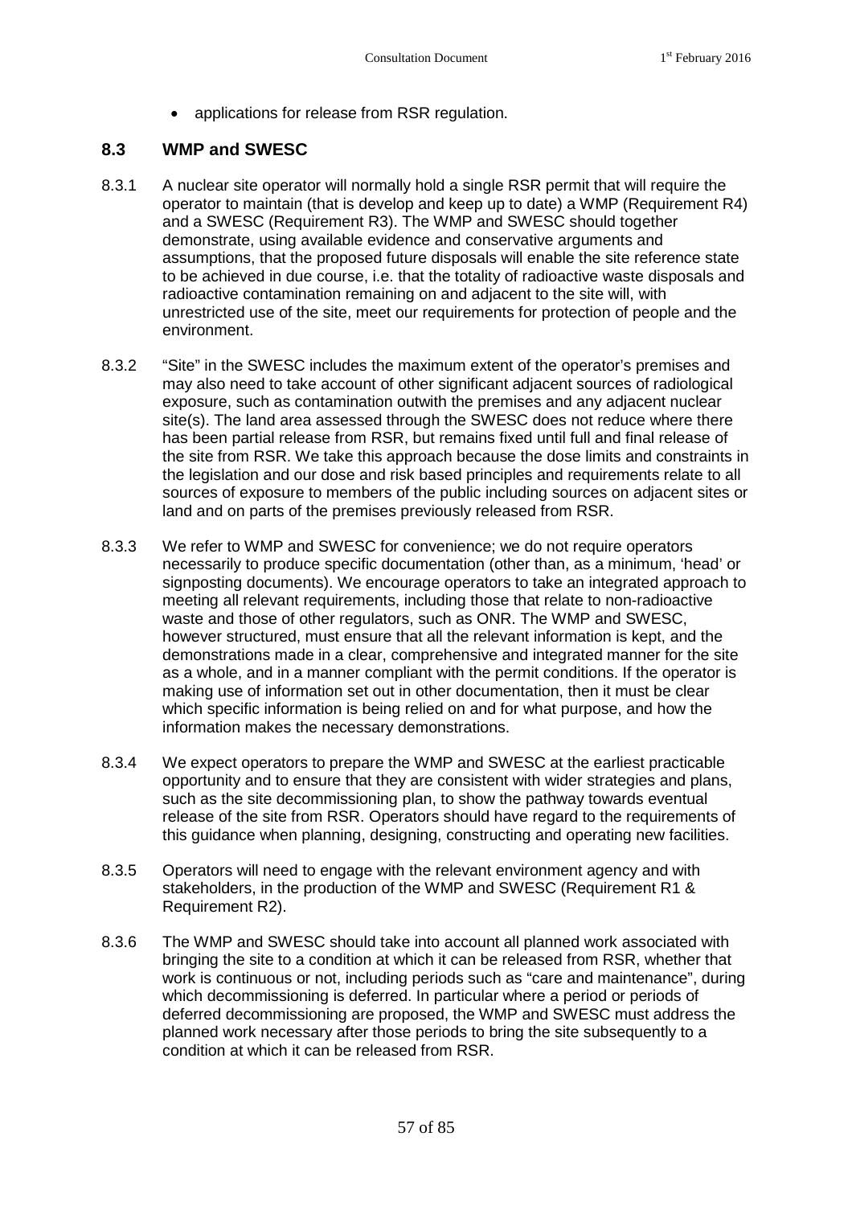- applications for release from RSR regulation.

## 8.3 WMP and SWESC

8.3.1 A nuclear site operator will normally hold a single RSR permit that will require the operator to maintain (that is develop and keep up to date) a WMP (Requirement R4) and a SWESC (Requirement R3). The WMP and SWESC should together demonstrate, using available evidence and conservative arguments and assumptions, that the proposed future disposals will enable the site reference state to be achieved in due course, i.e. that the totality of radioactive waste disposals and radioactive contamination remaining on and adjacent to the site will, with unrestricted use of the site, meet our requirements for protection of people and the environment.

8.3.2 "Site" in the SWESC includes the maximum extent of the operator's premises and may also need to take account of other significant adjacent sources of radiological exposure, such as contamination outwith the premises and any adjacent nuclear site(s). The land area assessed through the SWESC does not reduce where there has been partial release from RSR, but remains fixed until full and final release of the site from RSR. We take this approach because the dose limits and constraints in the legislation and our dose and risk based principles and requirements relate to all sources of exposure to members of the public including sources on adjacent sites or land and on parts of the premises previously released from RSR.

8.3.3 We refer to WMP and SWESC for convenience; we do not require operators necessarily to produce specific documentation (other than, as a minimum, 'head' or signposting documents). We encourage operators to take an integrated approach to meeting all relevant requirements, including those that relate to non-radioactive waste and those of other regulators, such as ONR. The WMP and SWESC, however structured, must ensure that all the relevant information is kept, and the demonstrations made in a clear, comprehensive and integrated manner for the site as a whole, and in a manner compliant with the permit conditions. If the operator is making use of information set out in other documentation, then it must be clear which specific information is being relied on and for what purpose, and how the information makes the necessary demonstrations.

8.3.4 We expect operators to prepare the WMP and SWESC at the earliest practicable opportunity and to ensure that they are consistent with wider strategies and plans, such as the site decommissioning plan, to show the pathway towards eventual release of the site from RSR. Operators should have regard to the requirements of this guidance when planning, designing, constructing and operating new facilities.

8.3.5 Operators will need to engage with the relevant environment agency and with stakeholders, in the production of the WMP and SWESC (Requirement R1 & Requirement R2).

8.3.6 The WMP and SWESC should take into account all planned work associated with bringing the site to a condition at which it can be released from RSR, whether that work is continuous or not, including periods such as "care and maintenance", during which decommissioning is deferred. In particular where a period or periods of deferred decommissioning are proposed, the WMP and SWESC must address the planned work necessary after those periods to bring the site subsequently to a condition at which it can be released from RSR.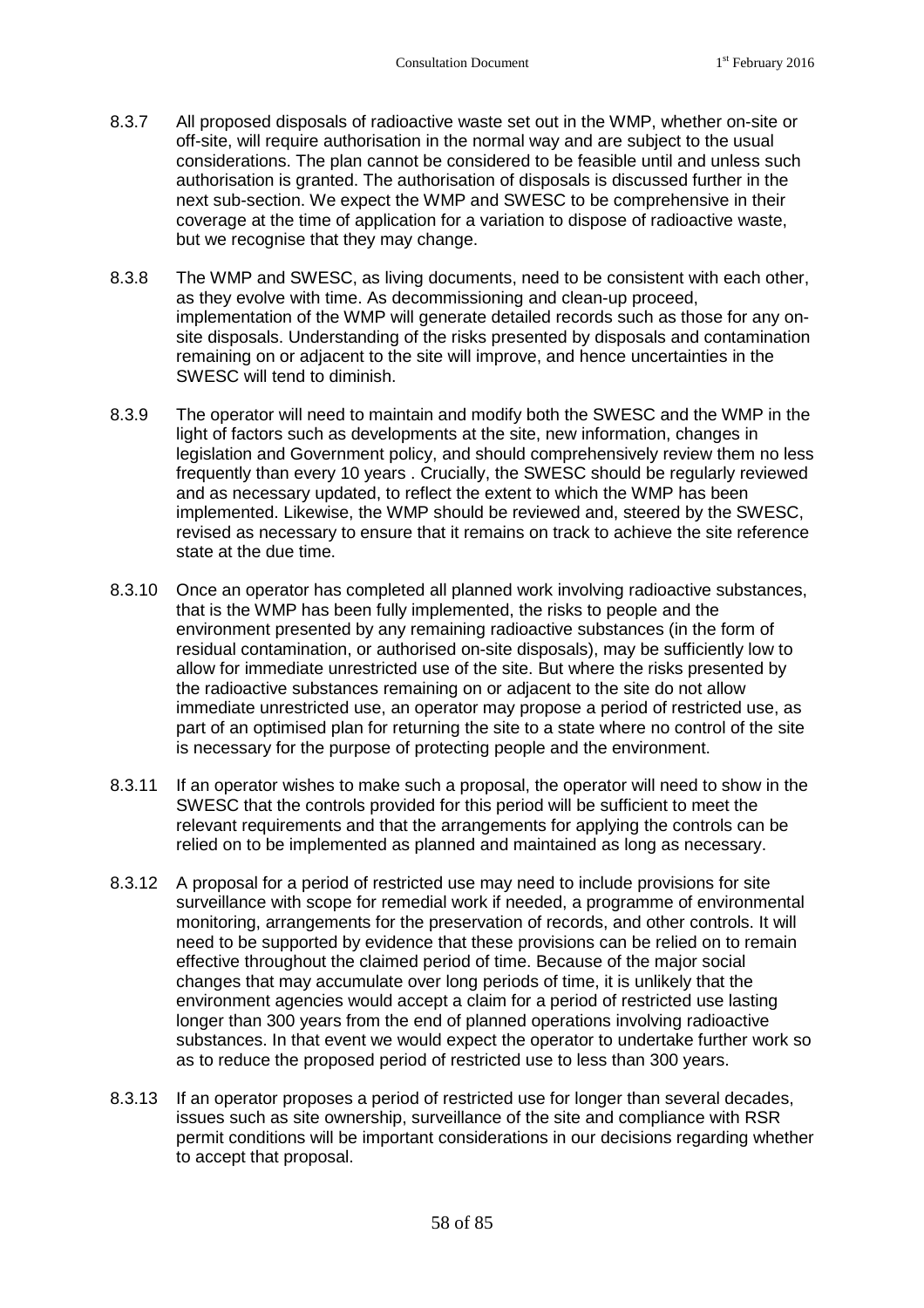8.3.7 All proposed disposals of radioactive waste set out in the WMP, whether on-site or off-site, will require authorisation in the normal way and are subject to the usual considerations. The plan cannot be considered to be feasible until and unless such authorisation is granted. The authorisation of disposals is discussed further in the next sub-section. We expect the WMP and SWESC to be comprehensive in their coverage at the time of application for a variation to dispose of radioactive waste, but we recognise that they may change.

8.3.8 The WMP and SWESC, as living documents, need to be consistent with each other, as they evolve with time. As decommissioning and clean-up proceed, implementation of the WMP will generate detailed records such as those for any on-site disposals. Understanding of the risks presented by disposals and contamination remaining on or adjacent to the site will improve, and hence uncertainties in the SWESC will tend to diminish.

8.3.9 The operator will need to maintain and modify both the SWESC and the WMP in the light of factors such as developments at the site, new information, changes in legislation and Government policy, and should comprehensively review them no less frequently than every 10 years . Crucially, the SWESC should be regularly reviewed and as necessary updated, to reflect the extent to which the WMP has been implemented. Likewise, the WMP should be reviewed and, steered by the SWESC, revised as necessary to ensure that it remains on track to achieve the site reference state at the due time.

8.3.10 Once an operator has completed all planned work involving radioactive substances, that is the WMP has been fully implemented, the risks to people and the environment presented by any remaining radioactive substances (in the form of residual contamination, or authorised on-site disposals), may be sufficiently low to allow for immediate unrestricted use of the site. But where the risks presented by the radioactive substances remaining on or adjacent to the site do not allow immediate unrestricted use, an operator may propose a period of restricted use, as part of an optimised plan for returning the site to a state where no control of the site is necessary for the purpose of protecting people and the environment.

8.3.11 If an operator wishes to make such a proposal, the operator will need to show in the SWESC that the controls provided for this period will be sufficient to meet the relevant requirements and that the arrangements for applying the controls can be relied on to be implemented as planned and maintained as long as necessary.

8.3.12 A proposal for a period of restricted use may need to include provisions for site surveillance with scope for remedial work if needed, a programme of environmental monitoring, arrangements for the preservation of records, and other controls. It will need to be supported by evidence that these provisions can be relied on to remain effective throughout the claimed period of time. Because of the major social changes that may accumulate over long periods of time, it is unlikely that the environment agencies would accept a claim for a period of restricted use lasting longer than 300 years from the end of planned operations involving radioactive substances. In that event we would expect the operator to undertake further work so as to reduce the proposed period of restricted use to less than 300 years.

8.3.13 If an operator proposes a period of restricted use for longer than several decades, issues such as site ownership, surveillance of the site and compliance with RSR permit conditions will be important considerations in our decisions regarding whether to accept that proposal.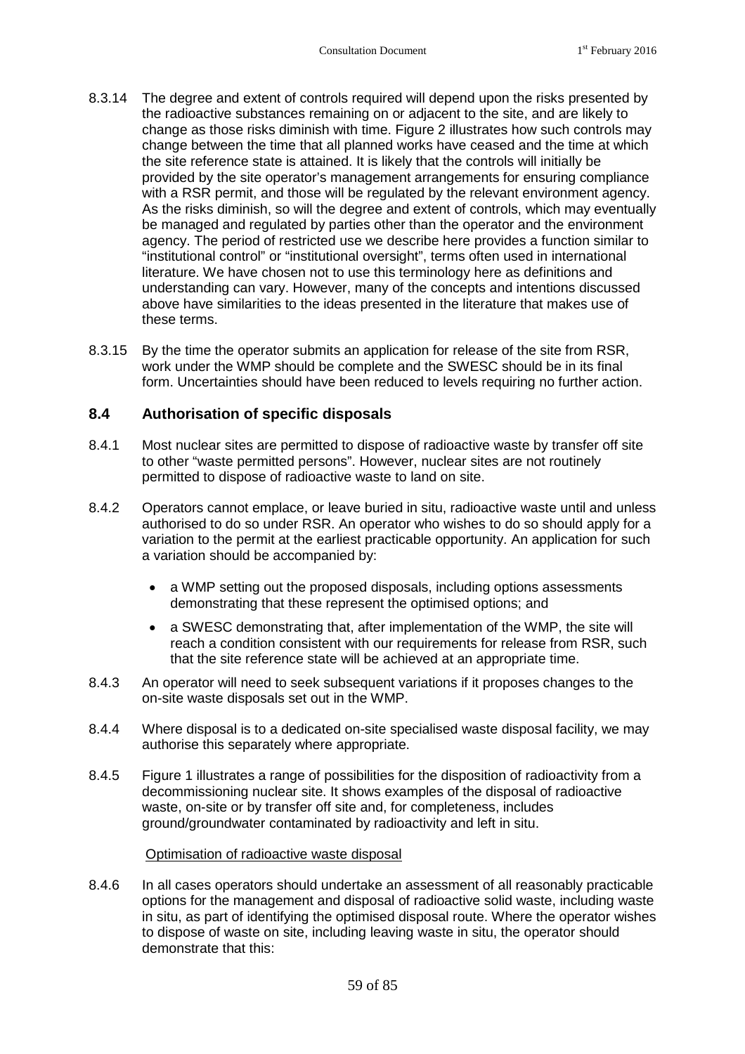8.3.14 The degree and extent of controls required will depend upon the risks presented by the radioactive substances remaining on or adjacent to the site, and are likely to change as those risks diminish with time. Figure 2 illustrates how such controls may change between the time that all planned works have ceased and the time at which the site reference state is attained. It is likely that the controls will initially be provided by the site operator's management arrangements for ensuring compliance with a RSR permit, and those will be regulated by the relevant environment agency. As the risks diminish, so will the degree and extent of controls, which may eventually be managed and regulated by parties other than the operator and the environment agency. The period of restricted use we describe here provides a function similar to "institutional control" or "institutional oversight", terms often used in international literature. We have chosen not to use this terminology here as definitions and understanding can vary. However, many of the concepts and intentions discussed above have similarities to the ideas presented in the literature that makes use of these terms.

8.3.15 By the time the operator submits an application for release of the site from RSR, work under the WMP should be complete and the SWESC should be in its final form. Uncertainties should have been reduced to levels requiring no further action.

## 8.4 Authorisation of specific disposals

8.4.1 Most nuclear sites are permitted to dispose of radioactive waste by transfer off site to other "waste permitted persons". However, nuclear sites are not routinely permitted to dispose of radioactive waste to land on site.

8.4.2 Operators cannot emplace, or leave buried in situ, radioactive waste until and unless authorised to do so under RSR. An operator who wishes to do so should apply for a variation to the permit at the earliest practicable opportunity. An application for such a variation should be accompanied by:

- a WMP setting out the proposed disposals, including options assessments demonstrating that these represent the optimised options; and
- a SWESC demonstrating that, after implementation of the WMP, the site will reach a condition consistent with our requirements for release from RSR, such that the site reference state will be achieved at an appropriate time.

8.4.3 An operator will need to seek subsequent variations if it proposes changes to the on-site waste disposals set out in the WMP.

8.4.4 Where disposal is to a dedicated on-site specialised waste disposal facility, we may authorise this separately where appropriate.

8.4.5 Figure 1 illustrates a range of possibilities for the disposition of radioactivity from a decommissioning nuclear site. It shows examples of the disposal of radioactive waste, on-site or by transfer off site and, for completeness, includes ground/groundwater contaminated by radioactivity and left in situ.

Optimisation of radioactive waste disposal

8.4.6 In all cases operators should undertake an assessment of all reasonably practicable options for the management and disposal of radioactive solid waste, including waste in situ, as part of identifying the optimised disposal route. Where the operator wishes to dispose of waste on site, including leaving waste in situ, the operator should demonstrate that this: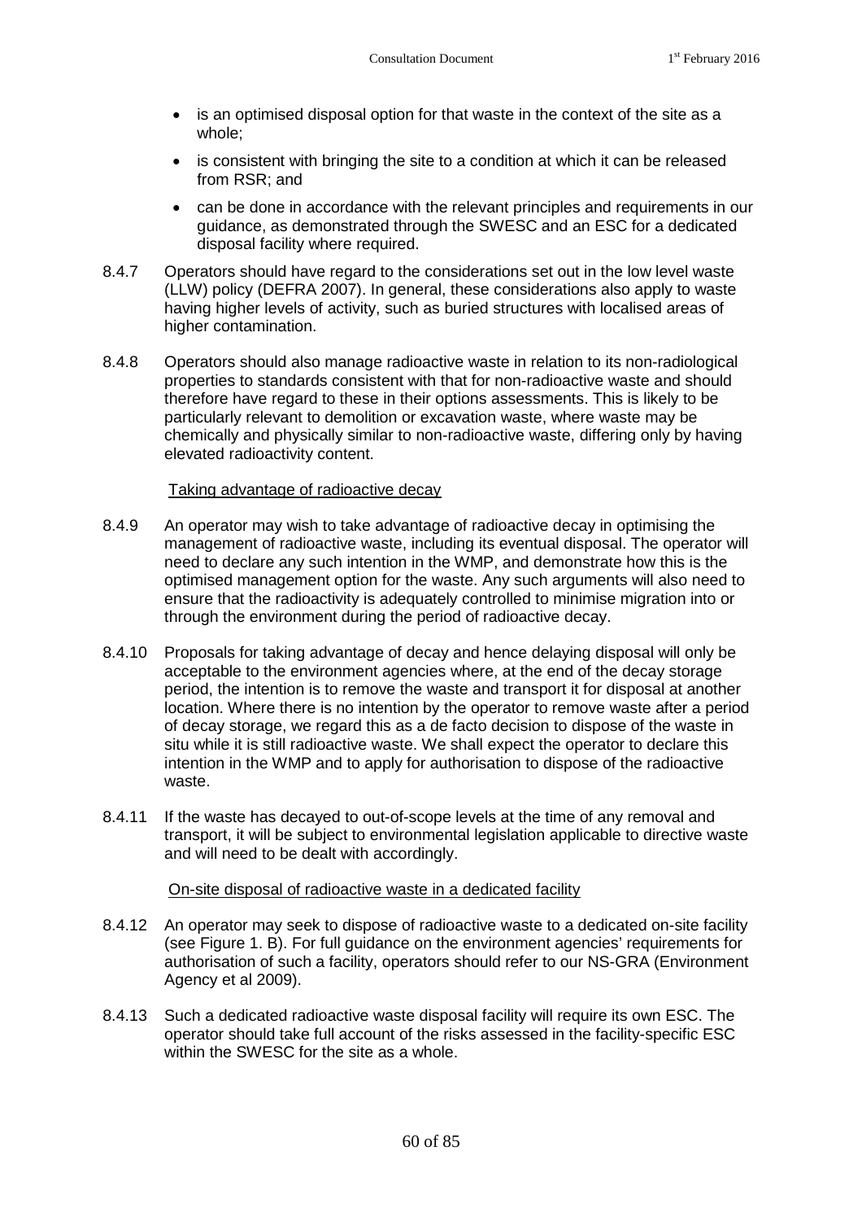- is an optimised disposal option for that waste in the context of the site as a whole;
- is consistent with bringing the site to a condition at which it can be released from RSR; and
- can be done in accordance with the relevant principles and requirements in our guidance, as demonstrated through the SWESC and an ESC for a dedicated disposal facility where required.

8.4.7 Operators should have regard to the considerations set out in the low level waste (LLW) policy (DEFRA 2007). In general, these considerations also apply to waste having higher levels of activity, such as buried structures with localised areas of higher contamination.

8.4.8 Operators should also manage radioactive waste in relation to its non-radiological properties to standards consistent with that for non-radioactive waste and should therefore have regard to these in their options assessments. This is likely to be particularly relevant to demolition or excavation waste, where waste may be chemically and physically similar to non-radioactive waste, differing only by having elevated radioactivity content.

Taking advantage of radioactive decay

8.4.9 An operator may wish to take advantage of radioactive decay in optimising the management of radioactive waste, including its eventual disposal. The operator will need to declare any such intention in the WMP, and demonstrate how this is the optimised management option for the waste. Any such arguments will also need to ensure that the radioactivity is adequately controlled to minimise migration into or through the environment during the period of radioactive decay.

8.4.10 Proposals for taking advantage of decay and hence delaying disposal will only be acceptable to the environment agencies where, at the end of the decay storage period, the intention is to remove the waste and transport it for disposal at another location. Where there is no intention by the operator to remove waste after a period of decay storage, we regard this as a de facto decision to dispose of the waste in situ while it is still radioactive waste. We shall expect the operator to declare this intention in the WMP and to apply for authorisation to dispose of the radioactive waste.

8.4.11 If the waste has decayed to out-of-scope levels at the time of any removal and transport, it will be subject to environmental legislation applicable to directive waste and will need to be dealt with accordingly.

On-site disposal of radioactive waste in a dedicated facility

8.4.12 An operator may seek to dispose of radioactive waste to a dedicated on-site facility (see Figure 1. B). For full guidance on the environment agencies' requirements for authorisation of such a facility, operators should refer to our NS-GRA (Environment Agency et al 2009).

8.4.13 Such a dedicated radioactive waste disposal facility will require its own ESC. The operator should take full account of the risks assessed in the facility-specific ESC within the SWESC for the site as a whole.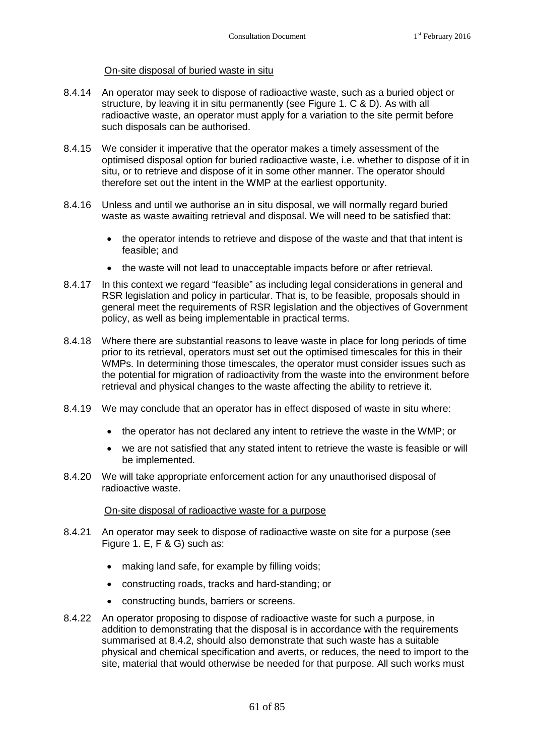On-site disposal of buried waste in situ

8.4.14 An operator may seek to dispose of radioactive waste, such as a buried object or structure, by leaving it in situ permanently (see Figure 1. C & D). As with all radioactive waste, an operator must apply for a variation to the site permit before such disposals can be authorised.

8.4.15 We consider it imperative that the operator makes a timely assessment of the optimised disposal option for buried radioactive waste, i.e. whether to dispose of it in situ, or to retrieve and dispose of it in some other manner. The operator should therefore set out the intent in the WMP at the earliest opportunity.

8.4.16 Unless and until we authorise an in situ disposal, we will normally regard buried waste as waste awaiting retrieval and disposal. We will need to be satisfied that:

- the operator intends to retrieve and dispose of the waste and that that intent is feasible; and
- the waste will not lead to unacceptable impacts before or after retrieval.

8.4.17 In this context we regard "feasible" as including legal considerations in general and RSR legislation and policy in particular. That is, to be feasible, proposals should in general meet the requirements of RSR legislation and the objectives of Government policy, as well as being implementable in practical terms.

8.4.18 Where there are substantial reasons to leave waste in place for long periods of time prior to its retrieval, operators must set out the optimised timescales for this in their WMPs. In determining those timescales, the operator must consider issues such as the potential for migration of radioactivity from the waste into the environment before retrieval and physical changes to the waste affecting the ability to retrieve it.

8.4.19 We may conclude that an operator has in effect disposed of waste in situ where:

- the operator has not declared any intent to retrieve the waste in the WMP; or
- we are not satisfied that any stated intent to retrieve the waste is feasible or will be implemented.

8.4.20 We will take appropriate enforcement action for any unauthorised disposal of radioactive waste.

On-site disposal of radioactive waste for a purpose

8.4.21 An operator may seek to dispose of radioactive waste on site for a purpose (see Figure 1. E, F & G) such as:

- making land safe, for example by filling voids;
- constructing roads, tracks and hard-standing; or
- constructing bunds, barriers or screens.

8.4.22 An operator proposing to dispose of radioactive waste for such a purpose, in addition to demonstrating that the disposal is in accordance with the requirements summarised at 8.4.2, should also demonstrate that such waste has a suitable physical and chemical specification and averts, or reduces, the need to import to the site, material that would otherwise be needed for that purpose. All such works must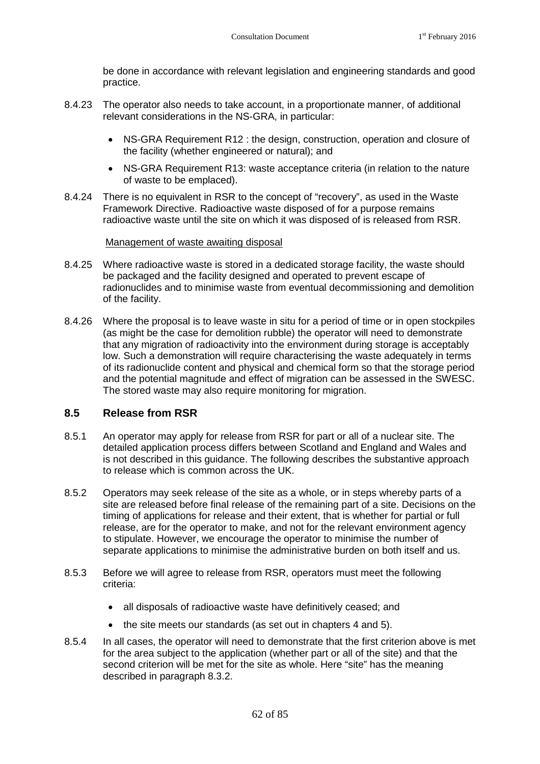be done in accordance with relevant legislation and engineering standards and good practice.

8.4.23 The operator also needs to take account, in a proportionate manner, of additional relevant considerations in the NS-GRA, in particular:

- NS-GRA Requirement R12 : the design, construction, operation and closure of the facility (whether engineered or natural); and
- NS-GRA Requirement R13: waste acceptance criteria (in relation to the nature of waste to be emplaced).

8.4.24 There is no equivalent in RSR to the concept of "recovery", as used in the Waste Framework Directive. Radioactive waste disposed of for a purpose remains radioactive waste until the site on which it was disposed of is released from RSR.

Management of waste awaiting disposal

8.4.25 Where radioactive waste is stored in a dedicated storage facility, the waste should be packaged and the facility designed and operated to prevent escape of radionuclides and to minimise waste from eventual decommissioning and demolition of the facility.

8.4.26 Where the proposal is to leave waste in situ for a period of time or in open stockpiles (as might be the case for demolition rubble) the operator will need to demonstrate that any migration of radioactivity into the environment during storage is acceptably low. Such a demonstration will require characterising the waste adequately in terms of its radionuclide content and physical and chemical form so that the storage period and the potential magnitude and effect of migration can be assessed in the SWESC. The stored waste may also require monitoring for migration.

## 8.5 Release from RSR

8.5.1 An operator may apply for release from RSR for part or all of a nuclear site. The detailed application process differs between Scotland and England and Wales and is not described in this guidance. The following describes the substantive approach to release which is common across the UK.

8.5.2 Operators may seek release of the site as a whole, or in steps whereby parts of a site are released before final release of the remaining part of a site. Decisions on the timing of applications for release and their extent, that is whether for partial or full release, are for the operator to make, and not for the relevant environment agency to stipulate. However, we encourage the operator to minimise the number of separate applications to minimise the administrative burden on both itself and us.

8.5.3 Before we will agree to release from RSR, operators must meet the following criteria:

- all disposals of radioactive waste have definitively ceased; and
- the site meets our standards (as set out in chapters 4 and 5).

8.5.4 In all cases, the operator will need to demonstrate that the first criterion above is met for the area subject to the application (whether part or all of the site) and that the second criterion will be met for the site as whole. Here "site" has the meaning described in paragraph 8.3.2.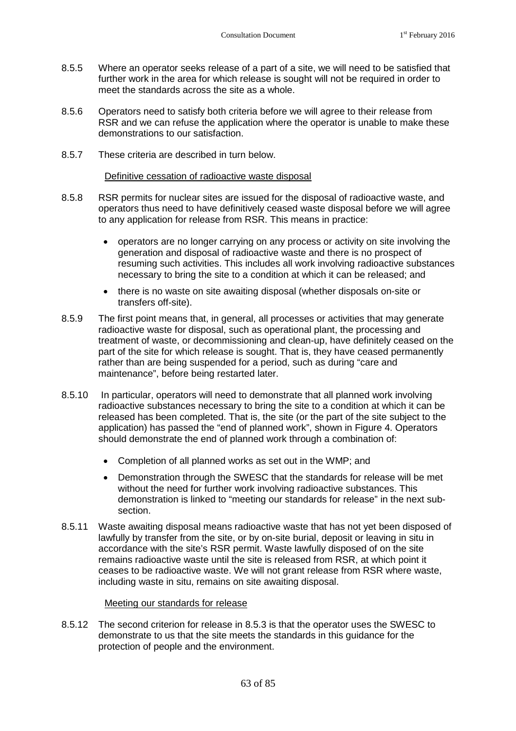8.5.5 Where an operator seeks release of a part of a site, we will need to be satisfied that further work in the area for which release is sought will not be required in order to meet the standards across the site as a whole.

8.5.6 Operators need to satisfy both criteria before we will agree to their release from RSR and we can refuse the application where the operator is unable to make these demonstrations to our satisfaction.

8.5.7 These criteria are described in turn below.

Definitive cessation of radioactive waste disposal

8.5.8 RSR permits for nuclear sites are issued for the disposal of radioactive waste, and operators thus need to have definitively ceased waste disposal before we will agree to any application for release from RSR. This means in practice:

- operators are no longer carrying on any process or activity on site involving the generation and disposal of radioactive waste and there is no prospect of resuming such activities. This includes all work involving radioactive substances necessary to bring the site to a condition at which it can be released; and
- there is no waste on site awaiting disposal (whether disposals on-site or transfers off-site).

8.5.9 The first point means that, in general, all processes or activities that may generate radioactive waste for disposal, such as operational plant, the processing and treatment of waste, or decommissioning and clean-up, have definitely ceased on the part of the site for which release is sought. That is, they have ceased permanently rather than are being suspended for a period, such as during "care and maintenance", before being restarted later.

8.5.10 In particular, operators will need to demonstrate that all planned work involving radioactive substances necessary to bring the site to a condition at which it can be released has been completed. That is, the site (or the part of the site subject to the application) has passed the "end of planned work", shown in Figure 4. Operators should demonstrate the end of planned work through a combination of:

- Completion of all planned works as set out in the WMP; and
- Demonstration through the SWESC that the standards for release will be met without the need for further work involving radioactive substances. This demonstration is linked to "meeting our standards for release" in the next sub-section.

8.5.11 Waste awaiting disposal means radioactive waste that has not yet been disposed of lawfully by transfer from the site, or by on-site burial, deposit or leaving in situ in accordance with the site's RSR permit. Waste lawfully disposed of on the site remains radioactive waste until the site is released from RSR, at which point it ceases to be radioactive waste. We will not grant release from RSR where waste, including waste in situ, remains on site awaiting disposal.

Meeting our standards for release

8.5.12 The second criterion for release in 8.5.3 is that the operator uses the SWESC to demonstrate to us that the site meets the standards in this guidance for the protection of people and the environment.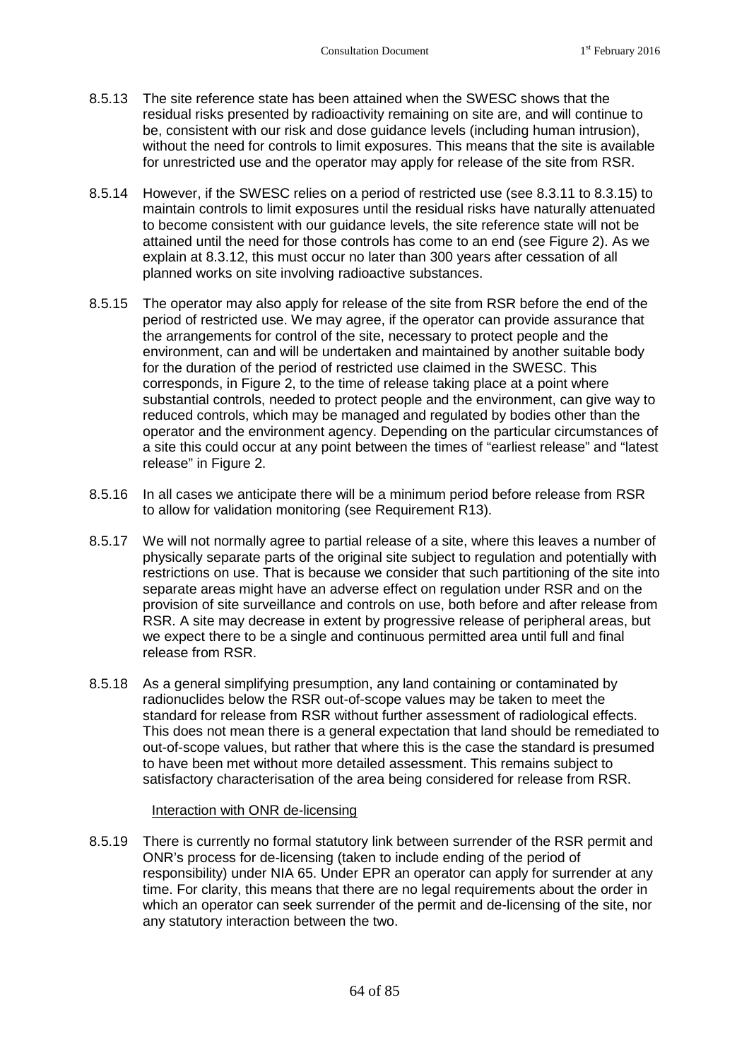8.5.13 The site reference state has been attained when the SWESC shows that the residual risks presented by radioactivity remaining on site are, and will continue to be, consistent with our risk and dose guidance levels (including human intrusion), without the need for controls to limit exposures. This means that the site is available for unrestricted use and the operator may apply for release of the site from RSR.

8.5.14 However, if the SWESC relies on a period of restricted use (see 8.3.11 to 8.3.15) to maintain controls to limit exposures until the residual risks have naturally attenuated to become consistent with our guidance levels, the site reference state will not be attained until the need for those controls has come to an end (see Figure 2). As we explain at 8.3.12, this must occur no later than 300 years after cessation of all planned works on site involving radioactive substances.

8.5.15 The operator may also apply for release of the site from RSR before the end of the period of restricted use. We may agree, if the operator can provide assurance that the arrangements for control of the site, necessary to protect people and the environment, can and will be undertaken and maintained by another suitable body for the duration of the period of restricted use claimed in the SWESC. This corresponds, in Figure 2, to the time of release taking place at a point where substantial controls, needed to protect people and the environment, can give way to reduced controls, which may be managed and regulated by bodies other than the operator and the environment agency. Depending on the particular circumstances of a site this could occur at any point between the times of "earliest release" and "latest release" in Figure 2.

8.5.16 In all cases we anticipate there will be a minimum period before release from RSR to allow for validation monitoring (see Requirement R13).

8.5.17 We will not normally agree to partial release of a site, where this leaves a number of physically separate parts of the original site subject to regulation and potentially with restrictions on use. That is because we consider that such partitioning of the site into separate areas might have an adverse effect on regulation under RSR and on the provision of site surveillance and controls on use, both before and after release from RSR. A site may decrease in extent by progressive release of peripheral areas, but we expect there to be a single and continuous permitted area until full and final release from RSR.

8.5.18 As a general simplifying presumption, any land containing or contaminated by radionuclides below the RSR out-of-scope values may be taken to meet the standard for release from RSR without further assessment of radiological effects. This does not mean there is a general expectation that land should be remediated to out-of-scope values, but rather that where this is the case the standard is presumed to have been met without more detailed assessment. This remains subject to satisfactory characterisation of the area being considered for release from RSR.

Interaction with ONR de-licensing

8.5.19 There is currently no formal statutory link between surrender of the RSR permit and ONR's process for de-licensing (taken to include ending of the period of responsibility) under NIA 65. Under EPR an operator can apply for surrender at any time. For clarity, this means that there are no legal requirements about the order in which an operator can seek surrender of the permit and de-licensing of the site, nor any statutory interaction between the two.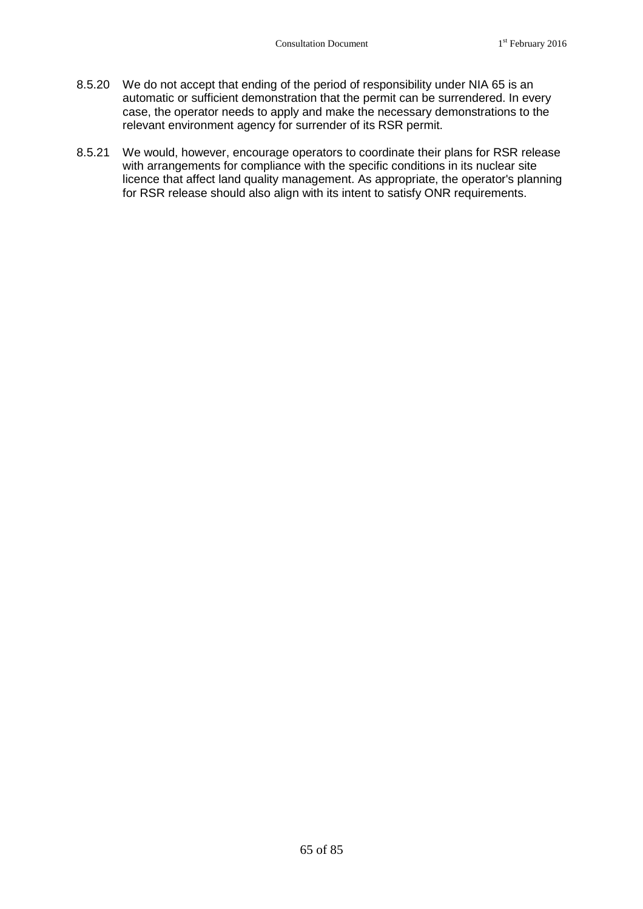8.5.20 We do not accept that ending of the period of responsibility under NIA 65 is an automatic or sufficient demonstration that the permit can be surrendered. In every case, the operator needs to apply and make the necessary demonstrations to the relevant environment agency for surrender of its RSR permit.

8.5.21 We would, however, encourage operators to coordinate their plans for RSR release with arrangements for compliance with the specific conditions in its nuclear site licence that affect land quality management. As appropriate, the operator's planning for RSR release should also align with its intent to satisfy ONR requirements.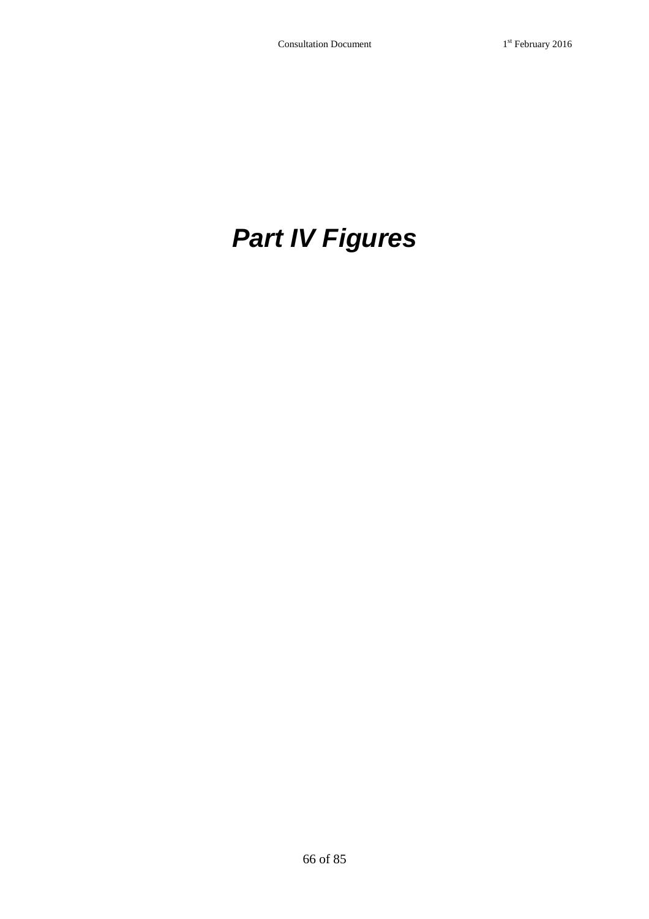# *Part IV Figures*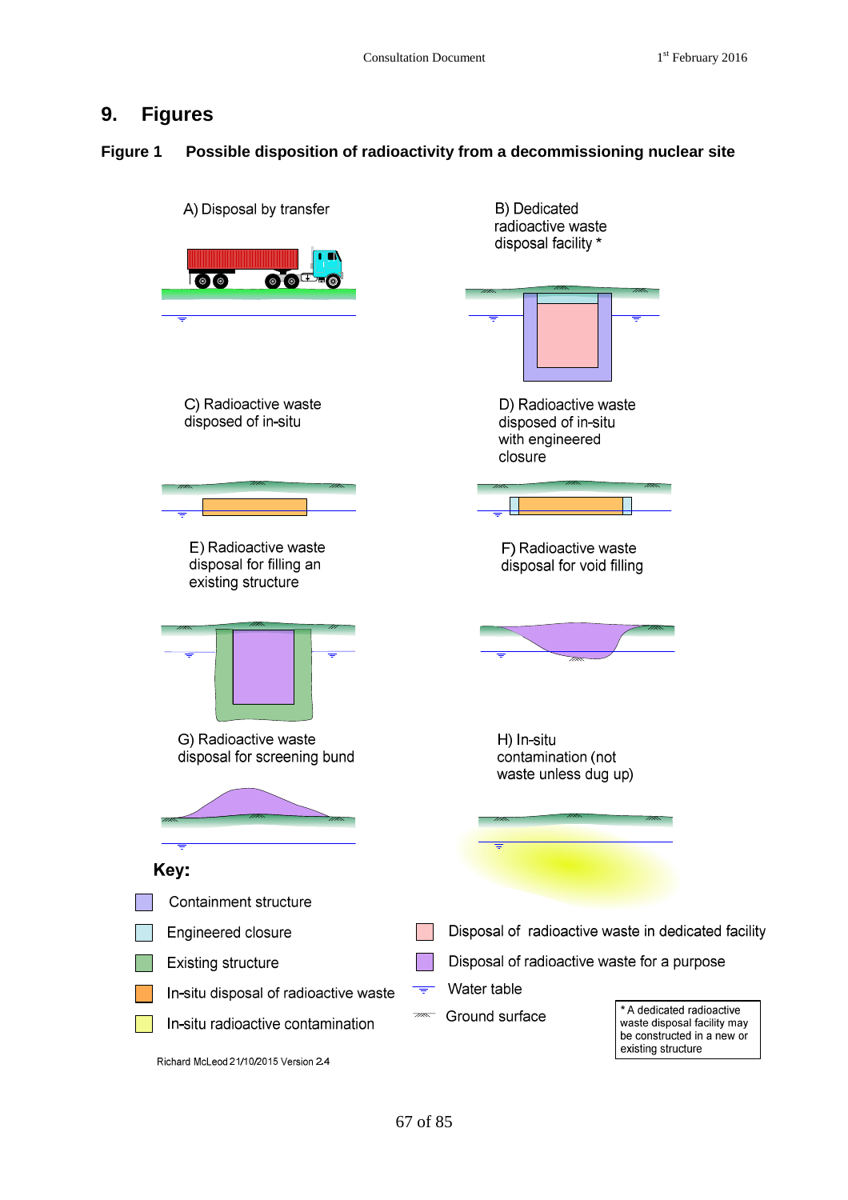# 9. Figures

**Figure 1 Possible disposition of radioactivity from a decommissioning nuclear site**

A) Disposal by transfer

B) Dedicated radioactive waste disposal facility *

C) Radioactive waste disposed of in-situ

D) Radioactive waste disposed of in-situ with engineered closure

E) Radioactive waste disposal for filling an existing structure

F) Radioactive waste disposal for void filling

G) Radioactive waste disposal for screening bund

H) In-situ contamination (not waste unless dug up)

**Key:**

- Containment structure
- Engineered closure
- Existing structure
- In-situ disposal of radioactive waste
- In-situ radioactive contamination
- Disposal of radioactive waste in dedicated facility
- Disposal of radioactive waste for a purpose
- Water table
- Ground surface

* A dedicated radioactive waste disposal facility may be constructed in a new or existing structure

Richard McLeod 21/10/2015 Version 2.4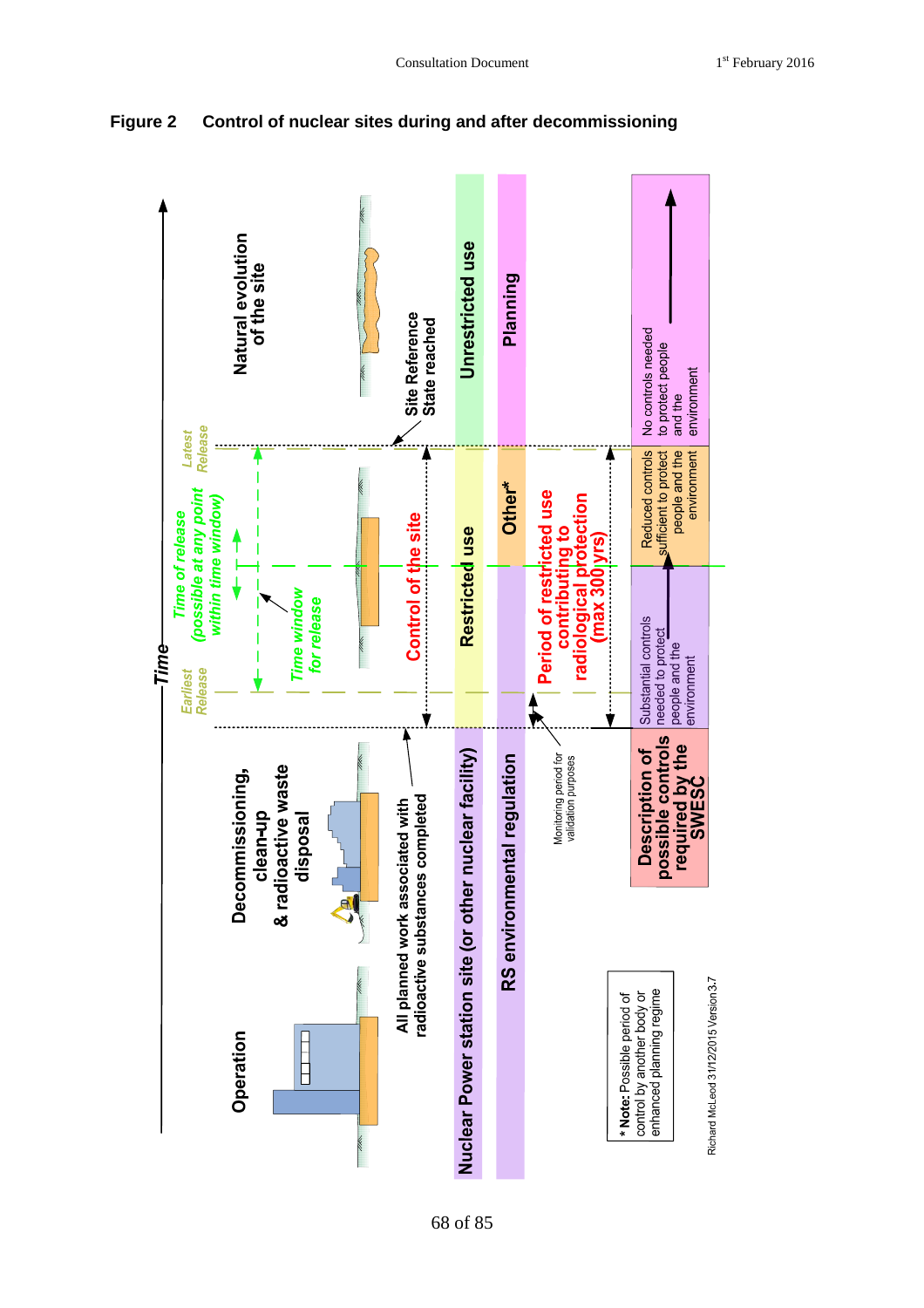**Figure 2 Control of nuclear sites during and after decommissioning**

Time

Operation

Decommissioning, clean-up & radioactive waste disposal

Natural evolution of the site

All planned work associated with radioactive substances completed

Earliest Release

*Time of release (possible at any point within time window)*

*Time window for release*

Latest Release

Site Reference State reached

Control of the site

Nuclear Power station site (or other nuclear facility)

Restricted use

Unrestricted use

RS environmental regulation

Other*

Planning

Monitoring period for validation purposes

Period of restricted use contributing to radiological protection (max 300 yrs)

Description of possible controls required by the SWESC

Substantial controls needed to protect people and the environment

Reduced controls sufficient to protect people and the environment

No controls needed to protect people and the environment

*** Note:** Possible period of control by another body or enhanced planning regime

Richard McLeod 31/12/2015 Version 3.7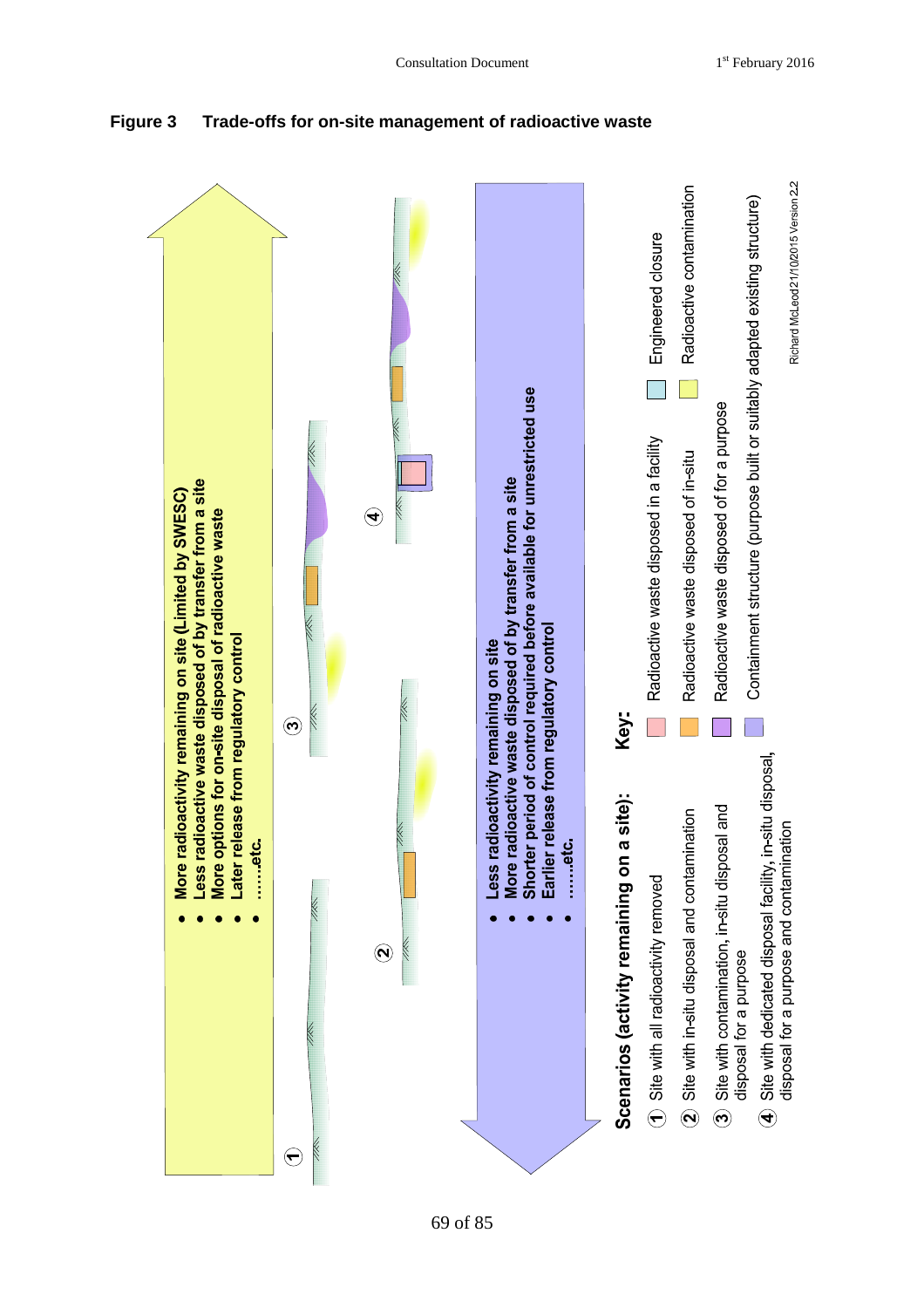**Figure 3 Trade-offs for on-site management of radioactive waste**

- More radioactivity remaining on site (Limited by SWESC)
- Less radioactive waste disposed of by transfer from a site
- More options for on-site disposal of radioactive waste
- Later release from regulatory control
- ……etc.

- Less radioactivity remaining on site
- More radioactive waste disposed of by transfer from a site
- Shorter period of control required before available for unrestricted use
- Earlier release from regulatory control
- ……etc.

**Scenarios (activity remaining on a site):**

1. Site with all radioactivity removed
2. Site with in-situ disposal and contamination
3. Site with contamination, in-situ disposal and disposal for a purpose
4. Site with dedicated disposal facility, in-situ disposal, disposal for a purpose and contamination

**Key:**

- Radioactive waste disposed in a facility
- Radioactive waste disposed of in-situ
- Radioactive waste disposed of for a purpose
- Containment structure (purpose built or suitably adapted existing structure)
- Engineered closure
- Radioactive contamination

Richard McLeod 21/10/2015 Version 2.2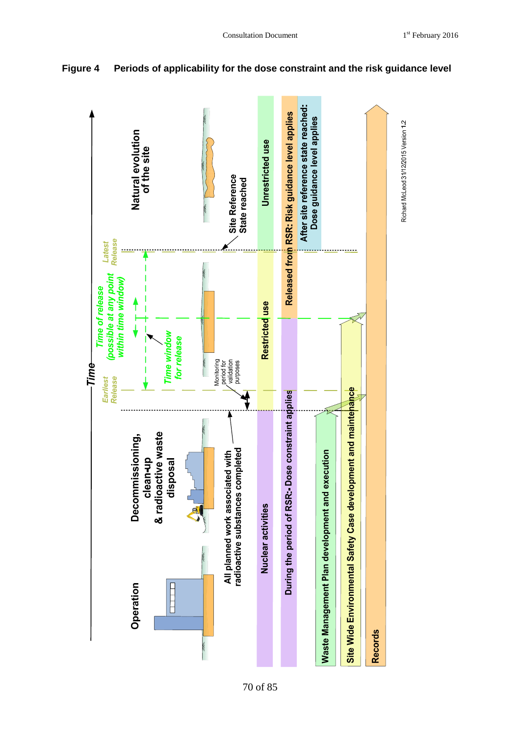**Figure 4 Periods of applicability for the dose constraint and the risk guidance level**

Time

Operation

Decommissioning, clean-up & radioactive waste disposal

Natural evolution of the site

Earliest Release

Latest Release

Time of release (possible at any point within time window)

Time window for release

All planned work associated with radioactive substances completed

Monitoring period for validation purposes

Site Reference State reached

Nuclear activities

Restricted use

Unrestricted use

During the period of RSR:- Dose constraint applies

Released from RSR: Risk guidance level applies

After site reference state reached: Dose guidance level applies

Waste Management Plan development and execution

Site Wide Environmental Safety Case development and maintenance

Records

Richard McLeod 31/12/2015 Version 1.2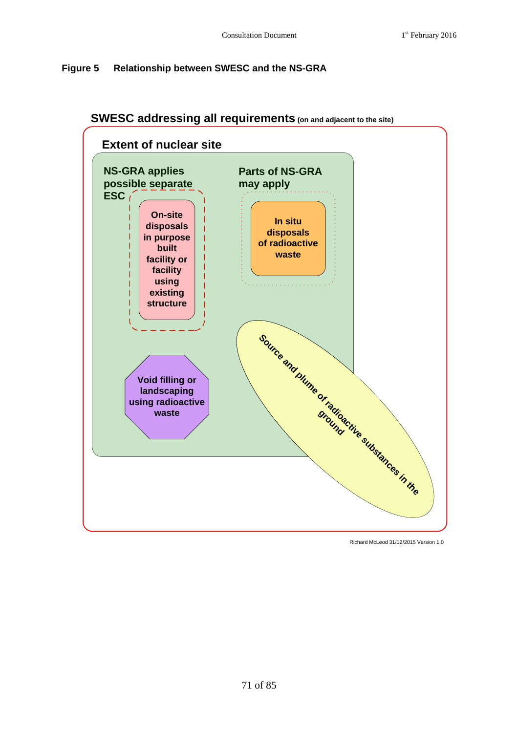**Figure 5 Relationship between SWESC and the NS-GRA**

**SWESC addressing all requirements** (on and adjacent to the site)

**Extent of nuclear site**

**NS-GRA applies possible separate ESC**

**On-site disposals in purpose built facility or facility using existing structure**

**Parts of NS-GRA may apply**

**In situ disposals of radioactive waste**

**Void filling or landscaping using radioactive waste**

**Source and plume of radioactive substances in the ground**

Richard McLeod 31/12/2015 Version 1.0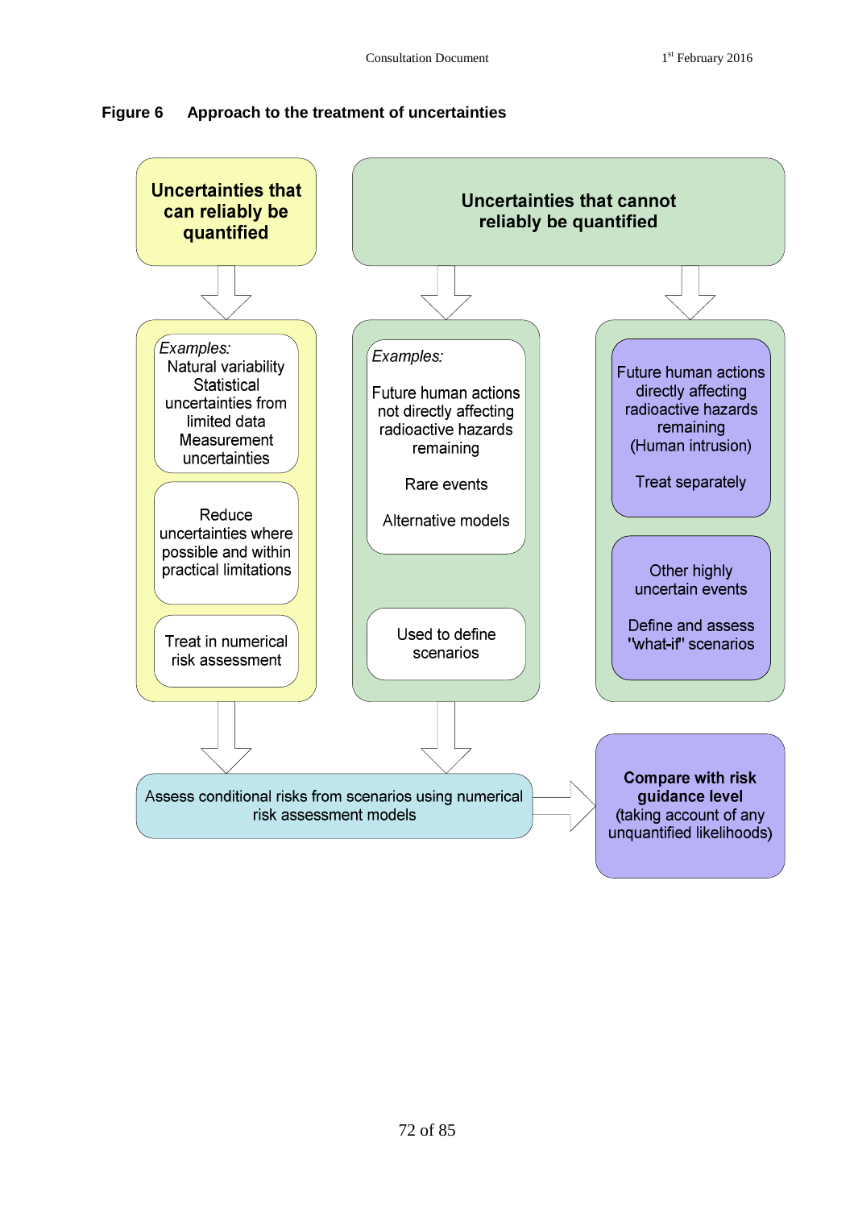**Figure 6 Approach to the treatment of uncertainties**

**Uncertainties that can reliably be quantified**

*Examples:*
Natural variability
Statistical uncertainties from limited data
Measurement uncertainties

Reduce uncertainties where possible and within practical limitations

Treat in numerical risk assessment

**Uncertainties that cannot reliably be quantified**

*Examples:*

Future human actions not directly affecting radioactive hazards remaining

Rare events

Alternative models

Used to define scenarios

Future human actions directly affecting radioactive hazards remaining (Human intrusion)

Treat separately

Other highly uncertain events

Define and assess "what-if" scenarios

Assess conditional risks from scenarios using numerical risk assessment models

**Compare with risk guidance level** (taking account of any unquantified likelihoods)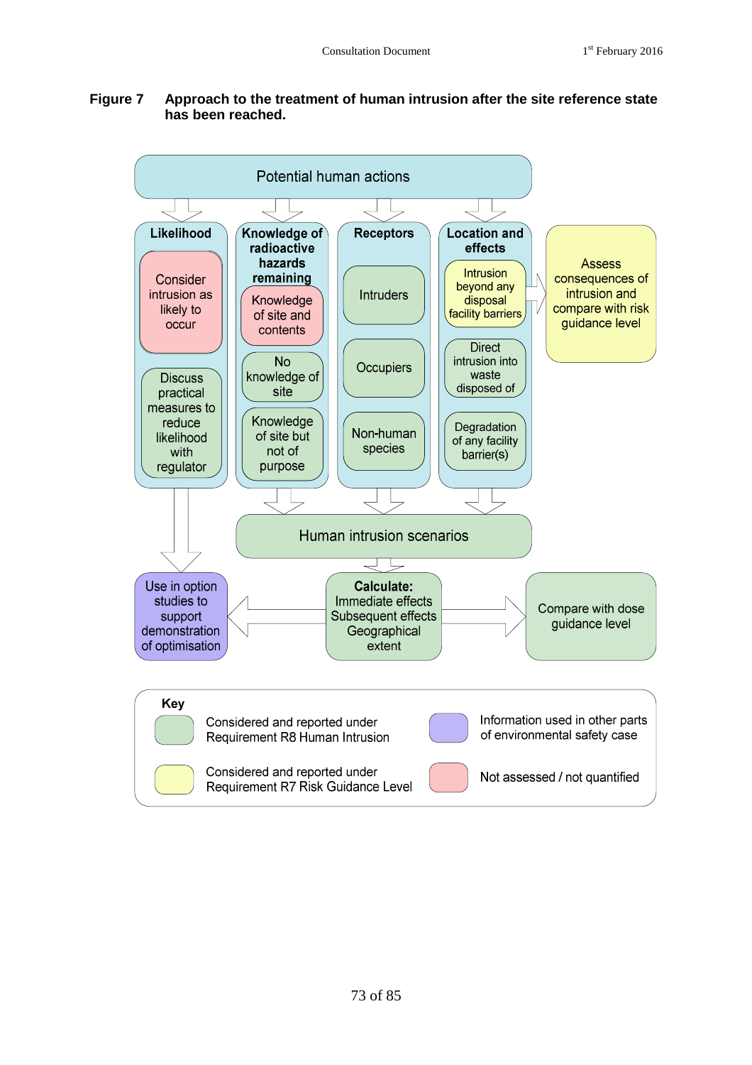**Figure 7 Approach to the treatment of human intrusion after the site reference state has been reached.**

Potential human actions

**Likelihood**

- Consider intrusion as likely to occur
- Discuss practical measures to reduce likelihood with regulator

**Knowledge of radioactive hazards remaining**

- Knowledge of site and contents
- No knowledge of site
- Knowledge of site but not of purpose

**Receptors**

- Intruders
- Occupiers
- Non-human species

**Location and effects**

- Intrusion beyond any disposal facility barriers
- Direct intrusion into waste disposed of
- Degradation of any facility barrier(s)

Assess consequences of intrusion and compare with risk guidance level

Human intrusion scenarios

Use in option studies to support demonstration of optimisation

**Calculate:** Immediate effects Subsequent effects Geographical extent

Compare with dose guidance level

**Key**

| Key colour | Meaning |
| --- | --- |
| Green | Considered and reported under Requirement R8 Human Intrusion |
| Yellow | Considered and reported under Requirement R7 Risk Guidance Level |
| Purple | Information used in other parts of environmental safety case |
| Pink | Not assessed / not quantified |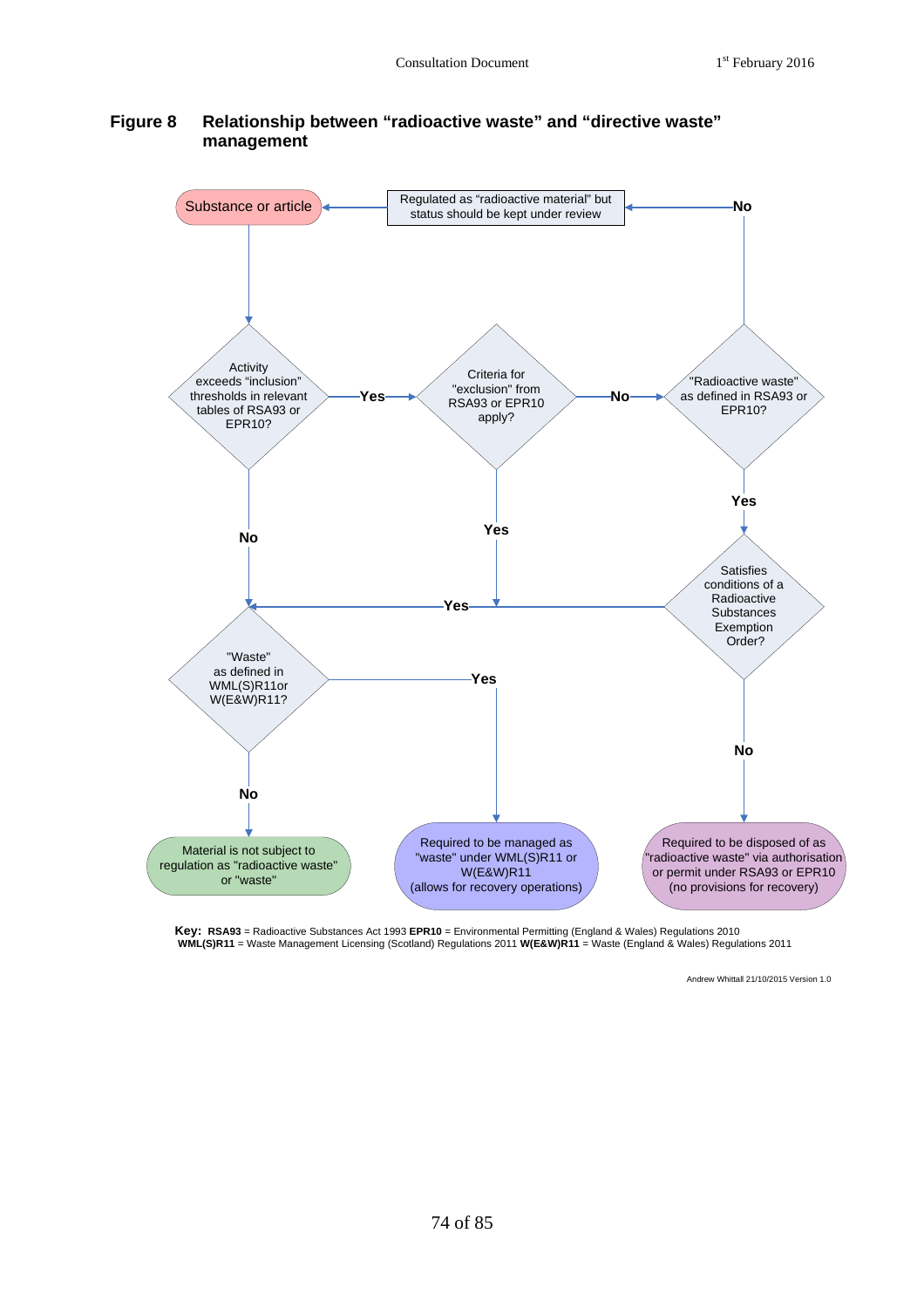**Figure 8 Relationship between "radioactive waste" and "directive waste" management**

Substance or article

Regulated as "radioactive material" but status should be kept under review

Activity exceeds "inclusion" thresholds in relevant tables of RSA93 or EPR10?

Yes

Criteria for "exclusion" from RSA93 or EPR10 apply?

No

"Radioactive waste" as defined in RSA93 or EPR10?

No

Yes

No

Yes

Yes

Satisfies conditions of a Radioactive Substances Exemption Order?

"Waste" as defined in WML(S)R11or W(E&W)R11?

Yes

No

No

Material is not subject to regulation as "radioactive waste" or "waste"

Required to be managed as "waste" under WML(S)R11 or W(E&W)R11 (allows for recovery operations)

Required to be disposed of as "radioactive waste" via authorisation or permit under RSA93 or EPR10 (no provisions for recovery)

**Key:** **RSA93** = Radioactive Substances Act 1993 **EPR10** = Environmental Permitting (England & Wales) Regulations 2010 **WML(S)R11** = Waste Management Licensing (Scotland) Regulations 2011 **W(E&W)R11** = Waste (England & Wales) Regulations 2011

Andrew Whittall 21/10/2015 Version 1.0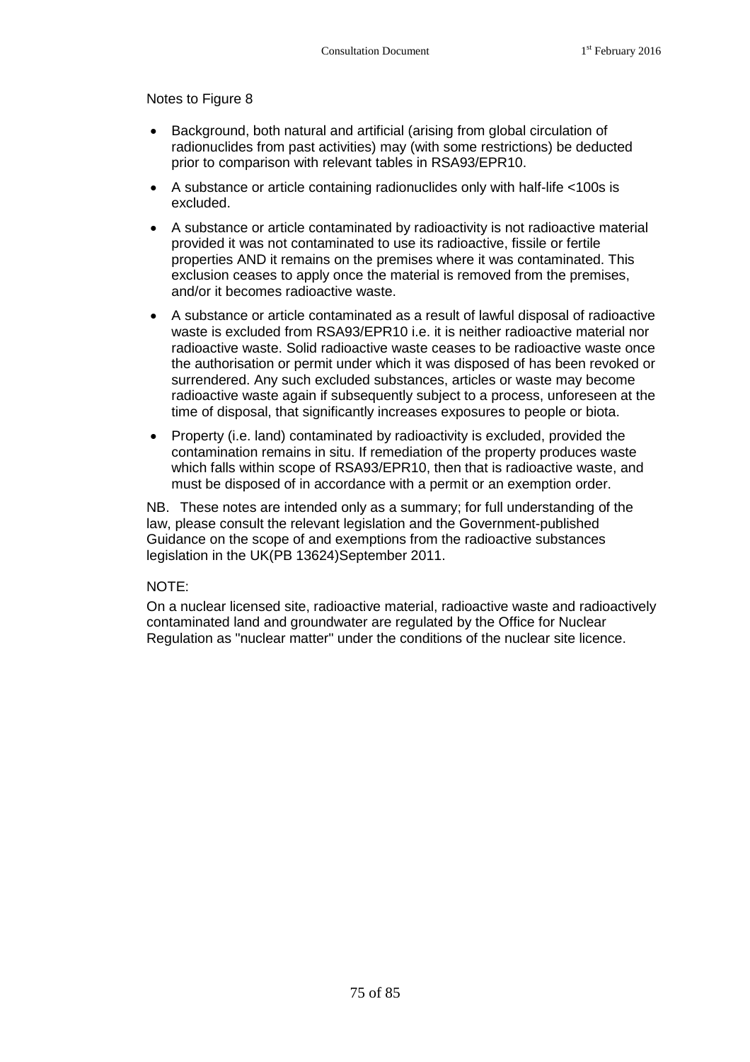Notes to Figure 8

- Background, both natural and artificial (arising from global circulation of radionuclides from past activities) may (with some restrictions) be deducted prior to comparison with relevant tables in RSA93/EPR10.
- A substance or article containing radionuclides only with half-life <100s is excluded.
- A substance or article contaminated by radioactivity is not radioactive material provided it was not contaminated to use its radioactive, fissile or fertile properties AND it remains on the premises where it was contaminated. This exclusion ceases to apply once the material is removed from the premises, and/or it becomes radioactive waste.
- A substance or article contaminated as a result of lawful disposal of radioactive waste is excluded from RSA93/EPR10 i.e. it is neither radioactive material nor radioactive waste. Solid radioactive waste ceases to be radioactive waste once the authorisation or permit under which it was disposed of has been revoked or surrendered. Any such excluded substances, articles or waste may become radioactive waste again if subsequently subject to a process, unforeseen at the time of disposal, that significantly increases exposures to people or biota.
- Property (i.e. land) contaminated by radioactivity is excluded, provided the contamination remains in situ. If remediation of the property produces waste which falls within scope of RSA93/EPR10, then that is radioactive waste, and must be disposed of in accordance with a permit or an exemption order.

NB. These notes are intended only as a summary; for full understanding of the law, please consult the relevant legislation and the Government-published Guidance on the scope of and exemptions from the radioactive substances legislation in the UK(PB 13624)September 2011.

NOTE:

On a nuclear licensed site, radioactive material, radioactive waste and radioactively contaminated land and groundwater are regulated by the Office for Nuclear Regulation as "nuclear matter" under the conditions of the nuclear site licence.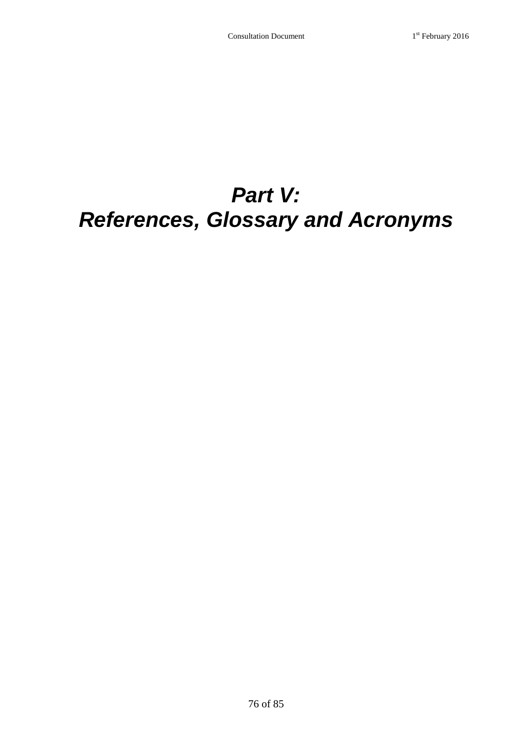# *Part V: References, Glossary and Acronyms*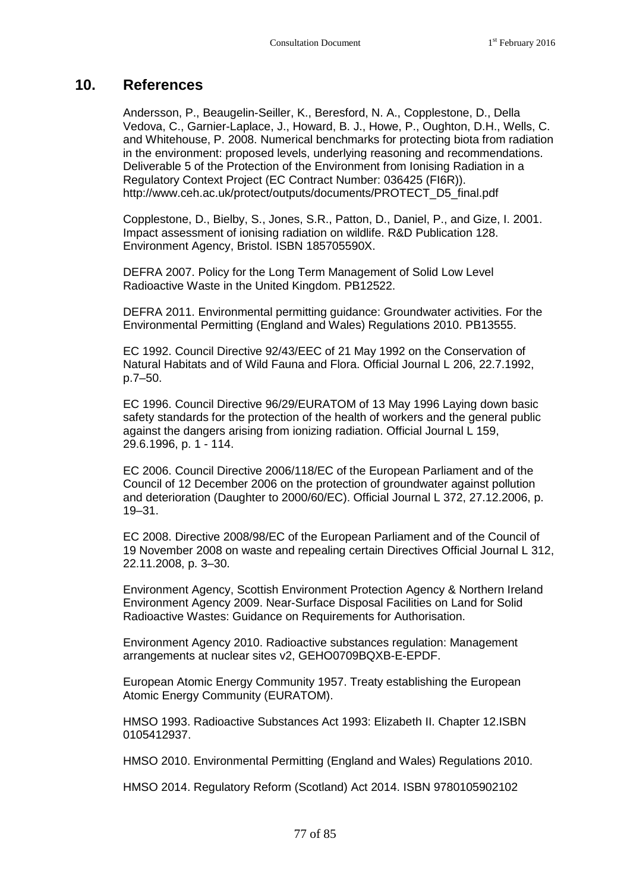## 10. References

Andersson, P., Beaugelin-Seiller, K., Beresford, N. A., Copplestone, D., Della Vedova, C., Garnier-Laplace, J., Howard, B. J., Howe, P., Oughton, D.H., Wells, C. and Whitehouse, P. 2008. Numerical benchmarks for protecting biota from radiation in the environment: proposed levels, underlying reasoning and recommendations. Deliverable 5 of the Protection of the Environment from Ionising Radiation in a Regulatory Context Project (EC Contract Number: 036425 (FI6R)). http://www.ceh.ac.uk/protect/outputs/documents/PROTECT_D5_final.pdf

Copplestone, D., Bielby, S., Jones, S.R., Patton, D., Daniel, P., and Gize, I. 2001. Impact assessment of ionising radiation on wildlife. R&D Publication 128. Environment Agency, Bristol. ISBN 185705590X.

DEFRA 2007. Policy for the Long Term Management of Solid Low Level Radioactive Waste in the United Kingdom. PB12522.

DEFRA 2011. Environmental permitting guidance: Groundwater activities. For the Environmental Permitting (England and Wales) Regulations 2010. PB13555.

EC 1992. Council Directive 92/43/EEC of 21 May 1992 on the Conservation of Natural Habitats and of Wild Fauna and Flora. Official Journal L 206, 22.7.1992, p.7–50.

EC 1996. Council Directive 96/29/EURATOM of 13 May 1996 Laying down basic safety standards for the protection of the health of workers and the general public against the dangers arising from ionizing radiation. Official Journal L 159, 29.6.1996, p. 1 - 114.

EC 2006. Council Directive 2006/118/EC of the European Parliament and of the Council of 12 December 2006 on the protection of groundwater against pollution and deterioration (Daughter to 2000/60/EC). Official Journal L 372, 27.12.2006, p. 19–31.

EC 2008. Directive 2008/98/EC of the European Parliament and of the Council of 19 November 2008 on waste and repealing certain Directives Official Journal L 312, 22.11.2008, p. 3–30.

Environment Agency, Scottish Environment Protection Agency & Northern Ireland Environment Agency 2009. Near-Surface Disposal Facilities on Land for Solid Radioactive Wastes: Guidance on Requirements for Authorisation.

Environment Agency 2010. Radioactive substances regulation: Management arrangements at nuclear sites v2, GEHO0709BQXB-E-EPDF.

European Atomic Energy Community 1957. Treaty establishing the European Atomic Energy Community (EURATOM).

HMSO 1993. Radioactive Substances Act 1993: Elizabeth II. Chapter 12.ISBN 0105412937.

HMSO 2010. Environmental Permitting (England and Wales) Regulations 2010.

HMSO 2014. Regulatory Reform (Scotland) Act 2014. ISBN 9780105902102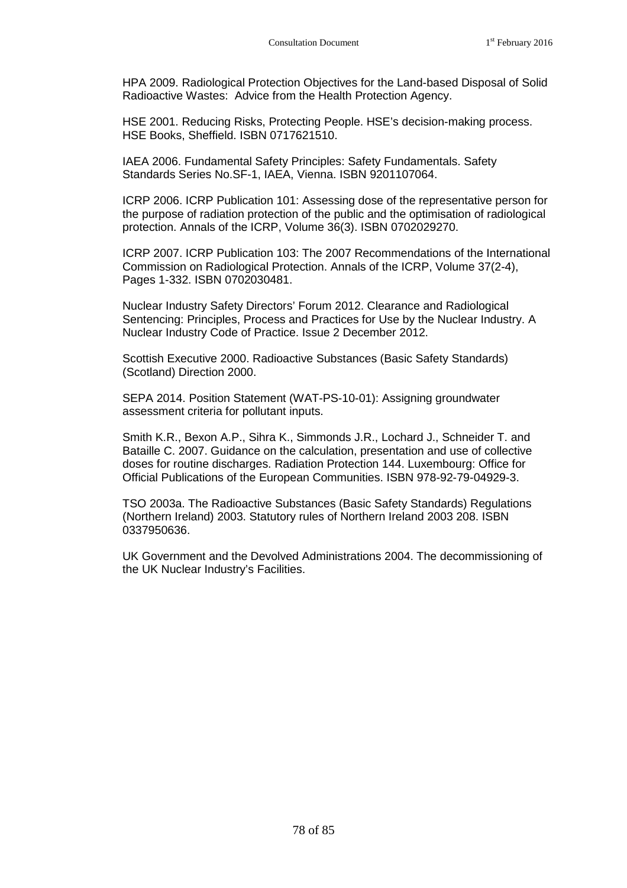HPA 2009. Radiological Protection Objectives for the Land-based Disposal of Solid Radioactive Wastes: Advice from the Health Protection Agency.

HSE 2001. Reducing Risks, Protecting People. HSE's decision-making process. HSE Books, Sheffield. ISBN 0717621510.

IAEA 2006. Fundamental Safety Principles: Safety Fundamentals. Safety Standards Series No.SF-1, IAEA, Vienna. ISBN 9201107064.

ICRP 2006. ICRP Publication 101: Assessing dose of the representative person for the purpose of radiation protection of the public and the optimisation of radiological protection. Annals of the ICRP, Volume 36(3). ISBN 0702029270.

ICRP 2007. ICRP Publication 103: The 2007 Recommendations of the International Commission on Radiological Protection. Annals of the ICRP, Volume 37(2-4), Pages 1-332. ISBN 0702030481.

Nuclear Industry Safety Directors' Forum 2012. Clearance and Radiological Sentencing: Principles, Process and Practices for Use by the Nuclear Industry. A Nuclear Industry Code of Practice. Issue 2 December 2012.

Scottish Executive 2000. Radioactive Substances (Basic Safety Standards) (Scotland) Direction 2000.

SEPA 2014. Position Statement (WAT-PS-10-01): Assigning groundwater assessment criteria for pollutant inputs.

Smith K.R., Bexon A.P., Sihra K., Simmonds J.R., Lochard J., Schneider T. and Bataille C. 2007. Guidance on the calculation, presentation and use of collective doses for routine discharges. Radiation Protection 144. Luxembourg: Office for Official Publications of the European Communities. ISBN 978-92-79-04929-3.

TSO 2003a. The Radioactive Substances (Basic Safety Standards) Regulations (Northern Ireland) 2003. Statutory rules of Northern Ireland 2003 208. ISBN 0337950636.

UK Government and the Devolved Administrations 2004. The decommissioning of the UK Nuclear Industry's Facilities.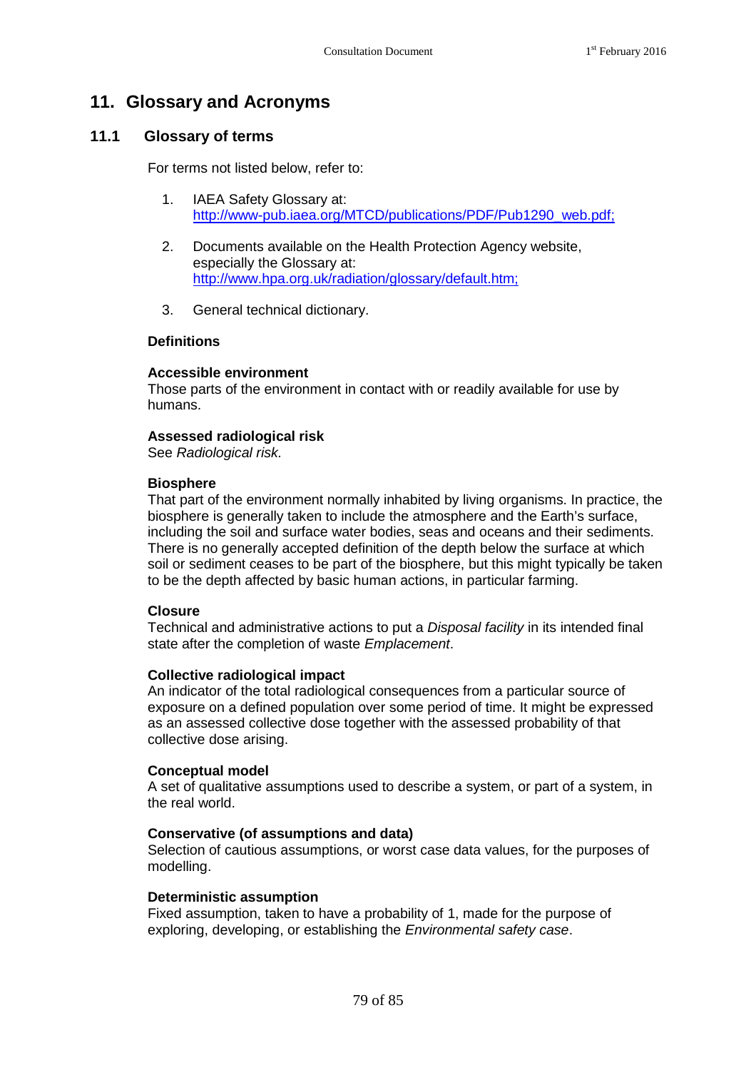# 11. Glossary and Acronyms

## 11.1 Glossary of terms

For terms not listed below, refer to:

1. IAEA Safety Glossary at: http://www-pub.iaea.org/MTCD/publications/PDF/Pub1290_web.pdf;

2. Documents available on the Health Protection Agency website, especially the Glossary at: http://www.hpa.org.uk/radiation/glossary/default.htm;

3. General technical dictionary.

**Definitions**

**Accessible environment**
Those parts of the environment in contact with or readily available for use by humans.

**Assessed radiological risk**
See *Radiological risk.*

**Biosphere**
That part of the environment normally inhabited by living organisms. In practice, the biosphere is generally taken to include the atmosphere and the Earth's surface, including the soil and surface water bodies, seas and oceans and their sediments. There is no generally accepted definition of the depth below the surface at which soil or sediment ceases to be part of the biosphere, but this might typically be taken to be the depth affected by basic human actions, in particular farming.

**Closure**
Technical and administrative actions to put a *Disposal facility* in its intended final state after the completion of waste *Emplacement*.

**Collective radiological impact**
An indicator of the total radiological consequences from a particular source of exposure on a defined population over some period of time. It might be expressed as an assessed collective dose together with the assessed probability of that collective dose arising.

**Conceptual model**
A set of qualitative assumptions used to describe a system, or part of a system, in the real world.

**Conservative (of assumptions and data)**
Selection of cautious assumptions, or worst case data values, for the purposes of modelling.

**Deterministic assumption**
Fixed assumption, taken to have a probability of 1, made for the purpose of exploring, developing, or establishing the *Environmental safety case*.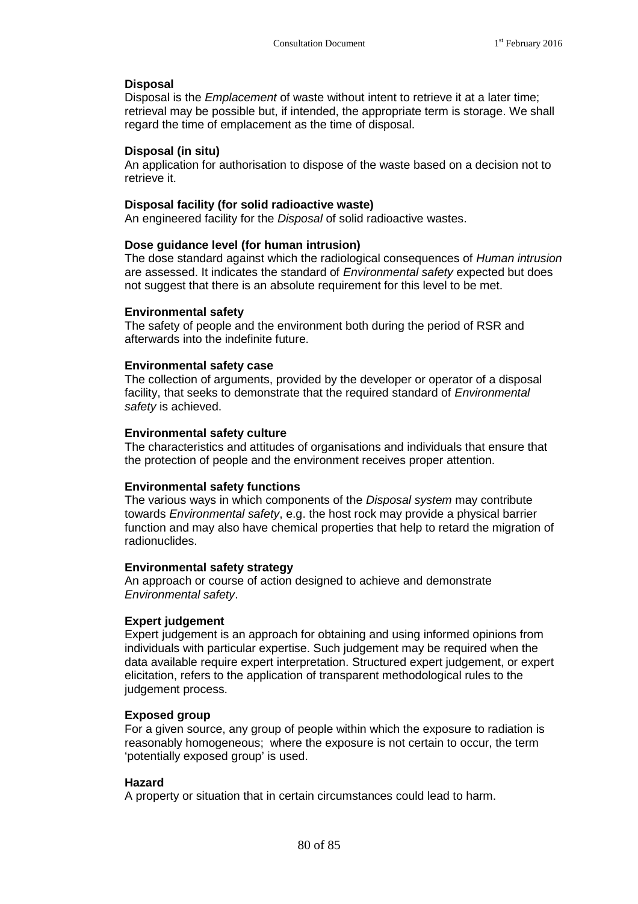**Disposal**

Disposal is the *Emplacement* of waste without intent to retrieve it at a later time; retrieval may be possible but, if intended, the appropriate term is storage. We shall regard the time of emplacement as the time of disposal.

**Disposal (in situ)**

An application for authorisation to dispose of the waste based on a decision not to retrieve it.

**Disposal facility (for solid radioactive waste)**

An engineered facility for the *Disposal* of solid radioactive wastes.

**Dose guidance level (for human intrusion)**

The dose standard against which the radiological consequences of *Human intrusion* are assessed. It indicates the standard of *Environmental safety* expected but does not suggest that there is an absolute requirement for this level to be met.

**Environmental safety**

The safety of people and the environment both during the period of RSR and afterwards into the indefinite future.

**Environmental safety case**

The collection of arguments, provided by the developer or operator of a disposal facility, that seeks to demonstrate that the required standard of *Environmental safety* is achieved.

**Environmental safety culture**

The characteristics and attitudes of organisations and individuals that ensure that the protection of people and the environment receives proper attention.

**Environmental safety functions**

The various ways in which components of the *Disposal system* may contribute towards *Environmental safety*, e.g. the host rock may provide a physical barrier function and may also have chemical properties that help to retard the migration of radionuclides.

**Environmental safety strategy**

An approach or course of action designed to achieve and demonstrate *Environmental safety*.

**Expert judgement**

Expert judgement is an approach for obtaining and using informed opinions from individuals with particular expertise. Such judgement may be required when the data available require expert interpretation. Structured expert judgement, or expert elicitation, refers to the application of transparent methodological rules to the judgement process.

**Exposed group**

For a given source, any group of people within which the exposure to radiation is reasonably homogeneous; where the exposure is not certain to occur, the term 'potentially exposed group' is used.

**Hazard**

A property or situation that in certain circumstances could lead to harm.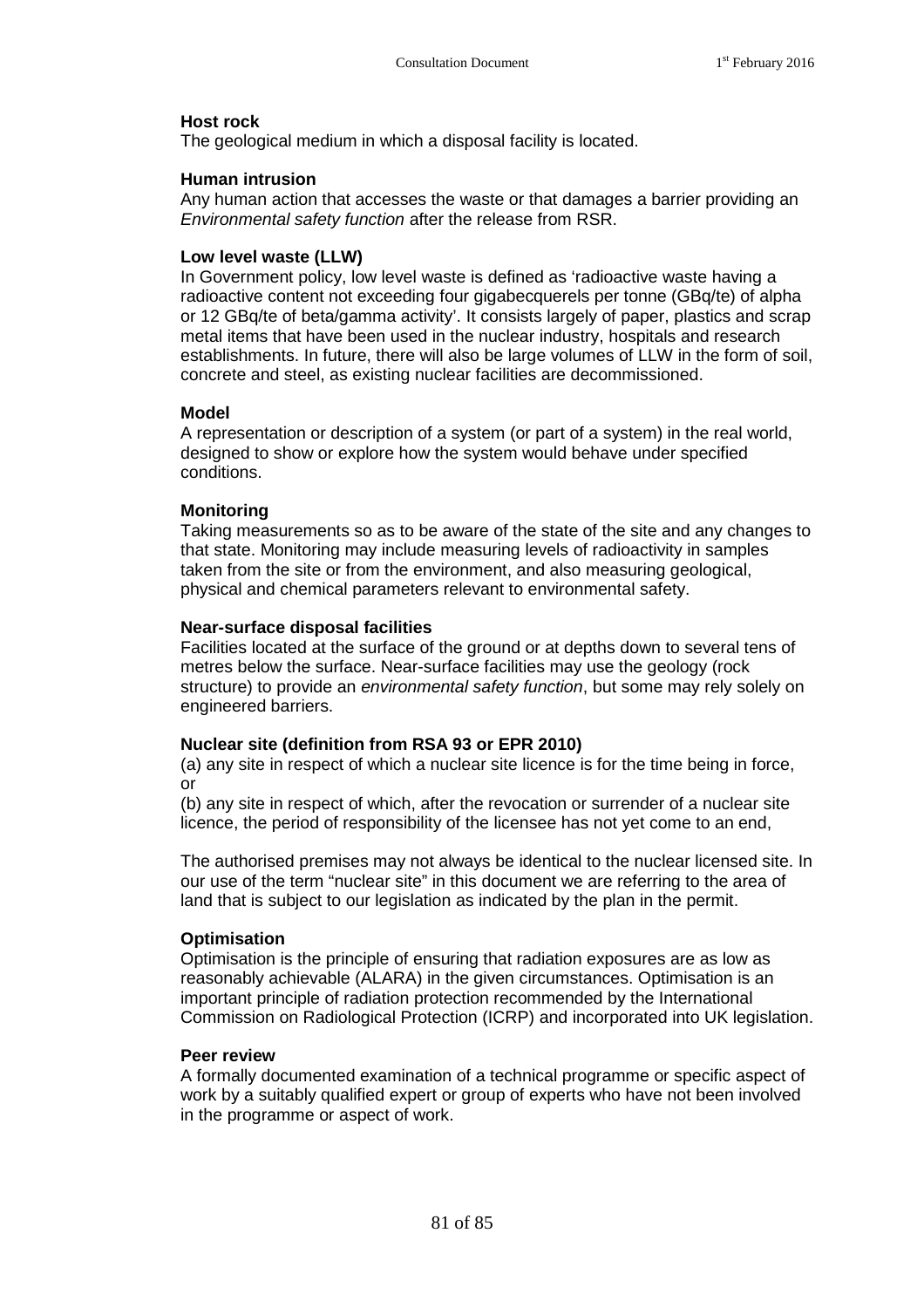**Host rock**
The geological medium in which a disposal facility is located.

**Human intrusion**
Any human action that accesses the waste or that damages a barrier providing an *Environmental safety function* after the release from RSR.

**Low level waste (LLW)**
In Government policy, low level waste is defined as 'radioactive waste having a radioactive content not exceeding four gigabecquerels per tonne (GBq/te) of alpha or 12 GBq/te of beta/gamma activity'. It consists largely of paper, plastics and scrap metal items that have been used in the nuclear industry, hospitals and research establishments. In future, there will also be large volumes of LLW in the form of soil, concrete and steel, as existing nuclear facilities are decommissioned.

**Model**
A representation or description of a system (or part of a system) in the real world, designed to show or explore how the system would behave under specified conditions.

**Monitoring**
Taking measurements so as to be aware of the state of the site and any changes to that state. Monitoring may include measuring levels of radioactivity in samples taken from the site or from the environment, and also measuring geological, physical and chemical parameters relevant to environmental safety.

**Near-surface disposal facilities**
Facilities located at the surface of the ground or at depths down to several tens of metres below the surface. Near-surface facilities may use the geology (rock structure) to provide an *environmental safety function*, but some may rely solely on engineered barriers.

**Nuclear site (definition from RSA 93 or EPR 2010)**
(a) any site in respect of which a nuclear site licence is for the time being in force, or
(b) any site in respect of which, after the revocation or surrender of a nuclear site licence, the period of responsibility of the licensee has not yet come to an end,

The authorised premises may not always be identical to the nuclear licensed site. In our use of the term "nuclear site" in this document we are referring to the area of land that is subject to our legislation as indicated by the plan in the permit.

**Optimisation**
Optimisation is the principle of ensuring that radiation exposures are as low as reasonably achievable (ALARA) in the given circumstances. Optimisation is an important principle of radiation protection recommended by the International Commission on Radiological Protection (ICRP) and incorporated into UK legislation.

**Peer review**
A formally documented examination of a technical programme or specific aspect of work by a suitably qualified expert or group of experts who have not been involved in the programme or aspect of work.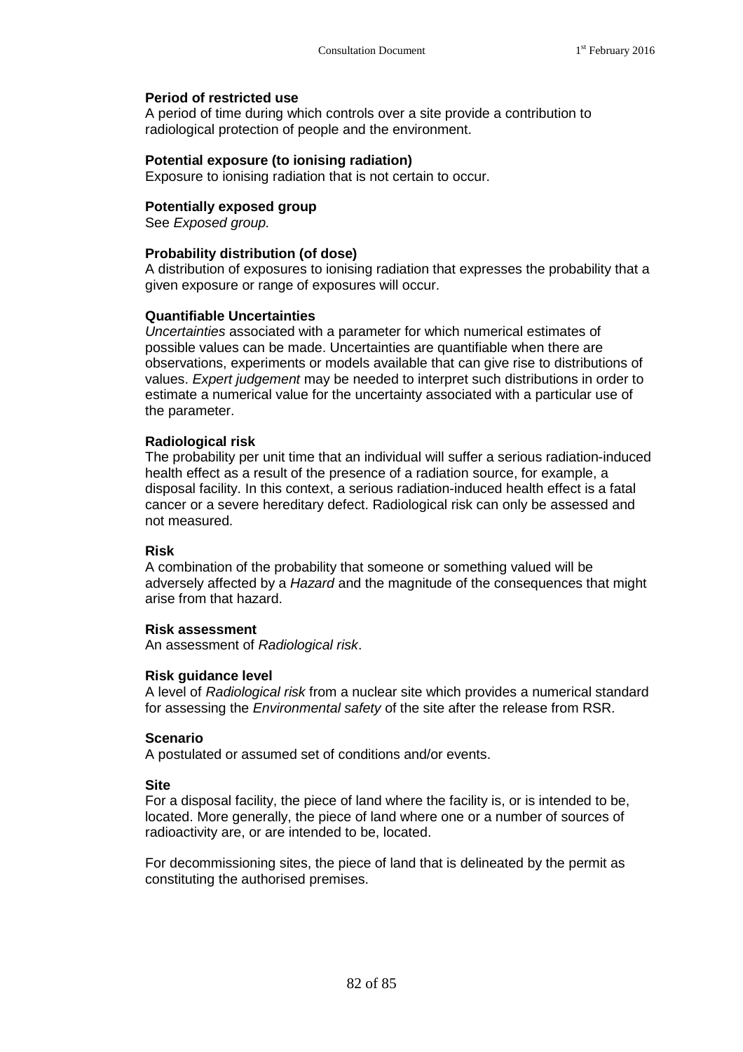**Period of restricted use**
A period of time during which controls over a site provide a contribution to radiological protection of people and the environment.

**Potential exposure (to ionising radiation)**
Exposure to ionising radiation that is not certain to occur.

**Potentially exposed group**
See *Exposed group.*

**Probability distribution (of dose)**
A distribution of exposures to ionising radiation that expresses the probability that a given exposure or range of exposures will occur.

**Quantifiable Uncertainties**
*Uncertainties* associated with a parameter for which numerical estimates of possible values can be made. Uncertainties are quantifiable when there are observations, experiments or models available that can give rise to distributions of values. *Expert judgement* may be needed to interpret such distributions in order to estimate a numerical value for the uncertainty associated with a particular use of the parameter.

**Radiological risk**
The probability per unit time that an individual will suffer a serious radiation-induced health effect as a result of the presence of a radiation source, for example, a disposal facility. In this context, a serious radiation-induced health effect is a fatal cancer or a severe hereditary defect. Radiological risk can only be assessed and not measured.

**Risk**
A combination of the probability that someone or something valued will be adversely affected by a *Hazard* and the magnitude of the consequences that might arise from that hazard.

**Risk assessment**
An assessment of *Radiological risk*.

**Risk guidance level**
A level of *Radiological risk* from a nuclear site which provides a numerical standard for assessing the *Environmental safety* of the site after the release from RSR.

**Scenario**
A postulated or assumed set of conditions and/or events.

**Site**
For a disposal facility, the piece of land where the facility is, or is intended to be, located. More generally, the piece of land where one or a number of sources of radioactivity are, or are intended to be, located.

For decommissioning sites, the piece of land that is delineated by the permit as constituting the authorised premises.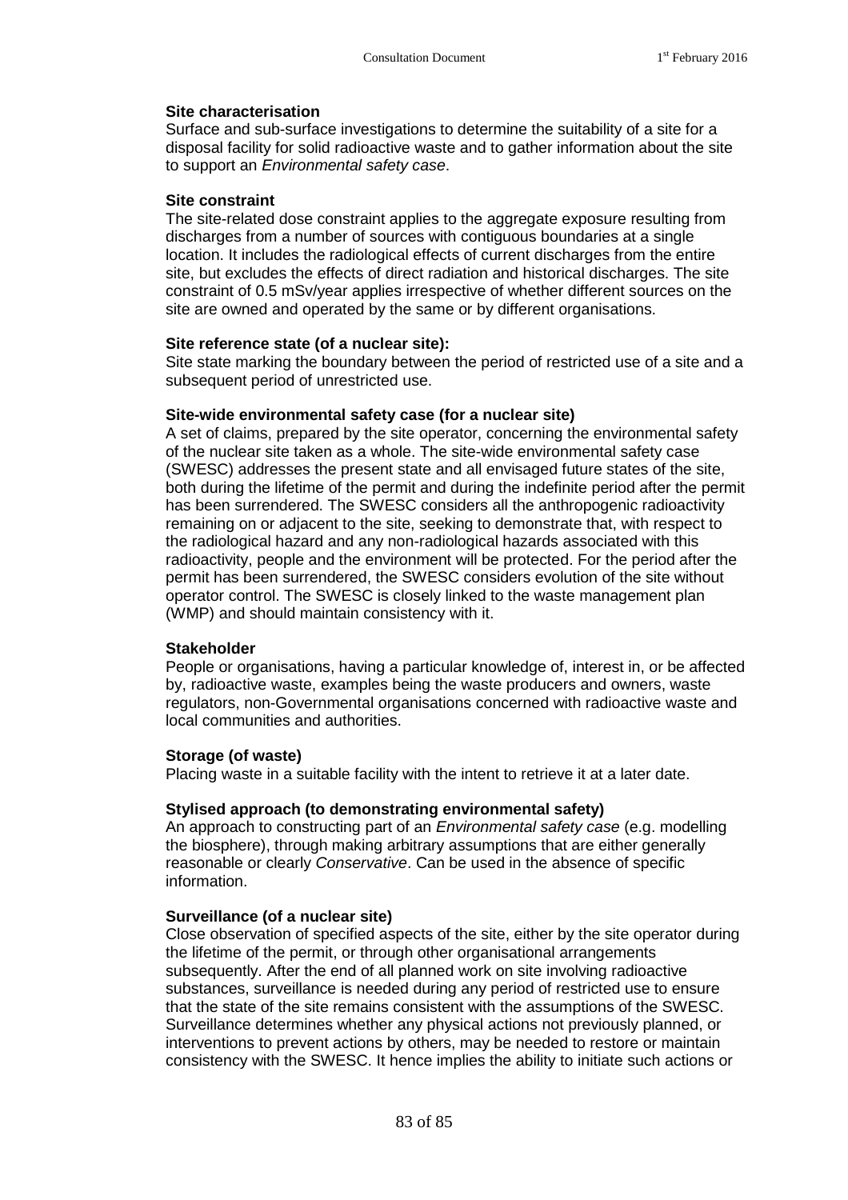**Site characterisation**
Surface and sub-surface investigations to determine the suitability of a site for a disposal facility for solid radioactive waste and to gather information about the site to support an *Environmental safety case*.

**Site constraint**
The site-related dose constraint applies to the aggregate exposure resulting from discharges from a number of sources with contiguous boundaries at a single location. It includes the radiological effects of current discharges from the entire site, but excludes the effects of direct radiation and historical discharges. The site constraint of 0.5 mSv/year applies irrespective of whether different sources on the site are owned and operated by the same or by different organisations.

**Site reference state (of a nuclear site):**
Site state marking the boundary between the period of restricted use of a site and a subsequent period of unrestricted use.

**Site-wide environmental safety case (for a nuclear site)**
A set of claims, prepared by the site operator, concerning the environmental safety of the nuclear site taken as a whole. The site-wide environmental safety case (SWESC) addresses the present state and all envisaged future states of the site, both during the lifetime of the permit and during the indefinite period after the permit has been surrendered. The SWESC considers all the anthropogenic radioactivity remaining on or adjacent to the site, seeking to demonstrate that, with respect to the radiological hazard and any non-radiological hazards associated with this radioactivity, people and the environment will be protected. For the period after the permit has been surrendered, the SWESC considers evolution of the site without operator control. The SWESC is closely linked to the waste management plan (WMP) and should maintain consistency with it.

**Stakeholder**
People or organisations, having a particular knowledge of, interest in, or be affected by, radioactive waste, examples being the waste producers and owners, waste regulators, non-Governmental organisations concerned with radioactive waste and local communities and authorities.

**Storage (of waste)**
Placing waste in a suitable facility with the intent to retrieve it at a later date.

**Stylised approach (to demonstrating environmental safety)**
An approach to constructing part of an *Environmental safety case* (e.g. modelling the biosphere), through making arbitrary assumptions that are either generally reasonable or clearly *Conservative*. Can be used in the absence of specific information.

**Surveillance (of a nuclear site)**
Close observation of specified aspects of the site, either by the site operator during the lifetime of the permit, or through other organisational arrangements subsequently. After the end of all planned work on site involving radioactive substances, surveillance is needed during any period of restricted use to ensure that the state of the site remains consistent with the assumptions of the SWESC. Surveillance determines whether any physical actions not previously planned, or interventions to prevent actions by others, may be needed to restore or maintain consistency with the SWESC. It hence implies the ability to initiate such actions or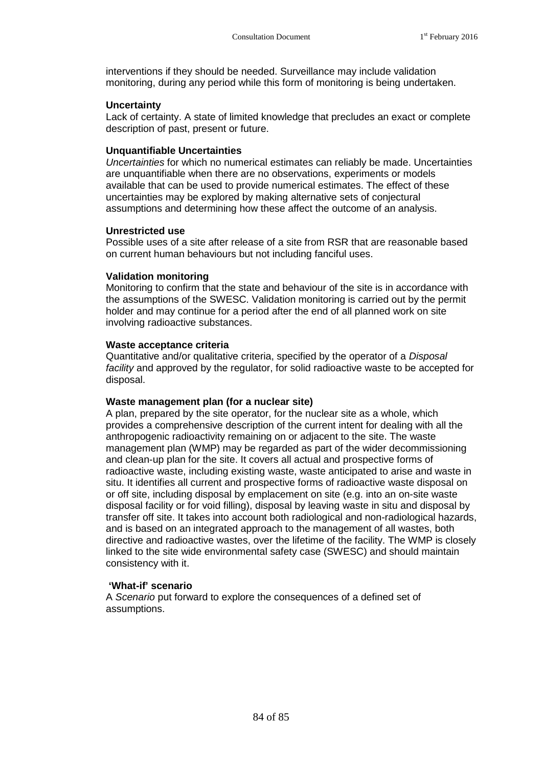interventions if they should be needed. Surveillance may include validation monitoring, during any period while this form of monitoring is being undertaken.

**Uncertainty**

Lack of certainty. A state of limited knowledge that precludes an exact or complete description of past, present or future.

**Unquantifiable Uncertainties**

*Uncertainties* for which no numerical estimates can reliably be made. Uncertainties are unquantifiable when there are no observations, experiments or models available that can be used to provide numerical estimates. The effect of these uncertainties may be explored by making alternative sets of conjectural assumptions and determining how these affect the outcome of an analysis.

**Unrestricted use**

Possible uses of a site after release of a site from RSR that are reasonable based on current human behaviours but not including fanciful uses.

**Validation monitoring**

Monitoring to confirm that the state and behaviour of the site is in accordance with the assumptions of the SWESC. Validation monitoring is carried out by the permit holder and may continue for a period after the end of all planned work on site involving radioactive substances.

**Waste acceptance criteria**

Quantitative and/or qualitative criteria, specified by the operator of a *Disposal facility* and approved by the regulator, for solid radioactive waste to be accepted for disposal.

**Waste management plan (for a nuclear site)**

A plan, prepared by the site operator, for the nuclear site as a whole, which provides a comprehensive description of the current intent for dealing with all the anthropogenic radioactivity remaining on or adjacent to the site. The waste management plan (WMP) may be regarded as part of the wider decommissioning and clean-up plan for the site. It covers all actual and prospective forms of radioactive waste, including existing waste, waste anticipated to arise and waste in situ. It identifies all current and prospective forms of radioactive waste disposal on or off site, including disposal by emplacement on site (e.g. into an on-site waste disposal facility or for void filling), disposal by leaving waste in situ and disposal by transfer off site. It takes into account both radiological and non-radiological hazards, and is based on an integrated approach to the management of all wastes, both directive and radioactive wastes, over the lifetime of the facility. The WMP is closely linked to the site wide environmental safety case (SWESC) and should maintain consistency with it.

**'What-if' scenario**

A *Scenario* put forward to explore the consequences of a defined set of assumptions.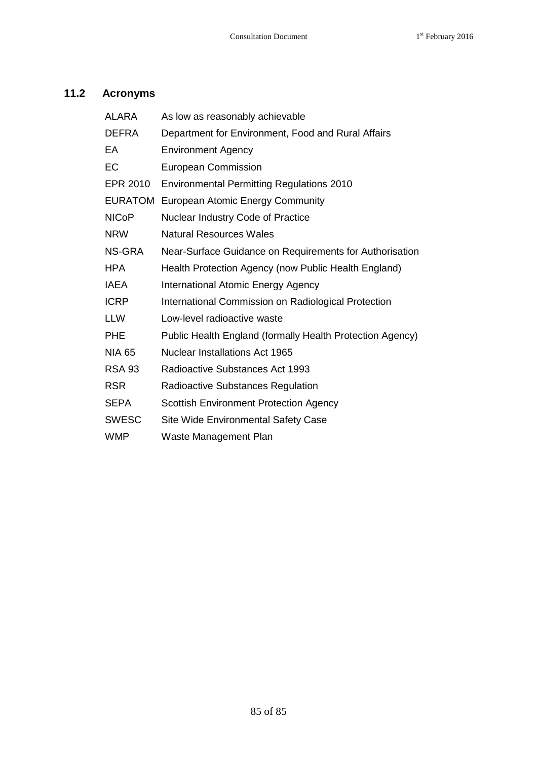### 11.2 Acronyms

| | |
|---|---|
| ALARA | As low as reasonably achievable |
| DEFRA | Department for Environment, Food and Rural Affairs |
| EA | Environment Agency |
| EC | European Commission |
| EPR 2010 | Environmental Permitting Regulations 2010 |
| EURATOM | European Atomic Energy Community |
| NICoP | Nuclear Industry Code of Practice |
| NRW | Natural Resources Wales |
| NS-GRA | Near-Surface Guidance on Requirements for Authorisation |
| HPA | Health Protection Agency (now Public Health England) |
| IAEA | International Atomic Energy Agency |
| ICRP | International Commission on Radiological Protection |
| LLW | Low-level radioactive waste |
| PHE | Public Health England (formally Health Protection Agency) |
| NIA 65 | Nuclear Installations Act 1965 |
| RSA 93 | Radioactive Substances Act 1993 |
| RSR | Radioactive Substances Regulation |
| SEPA | Scottish Environment Protection Agency |
| SWESC | Site Wide Environmental Safety Case |
| WMP | Waste Management Plan |